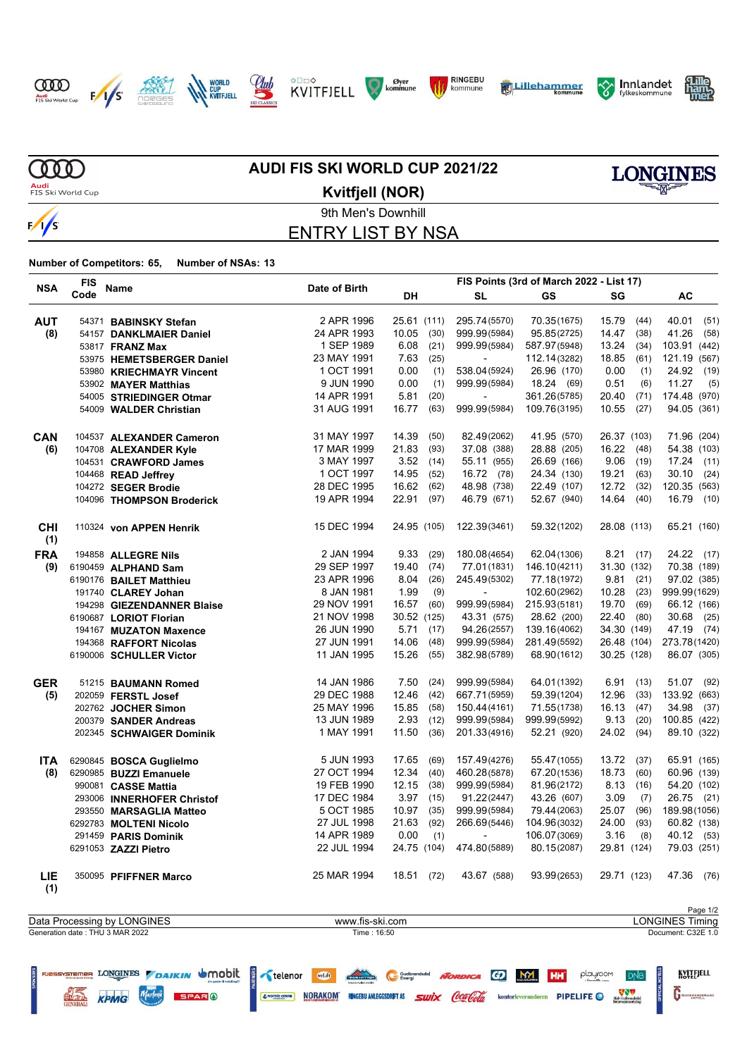# AUDI FIS SKI WORLD CUP 2021/22

## Kvitfjell (NOR)

9th Men's Downhill

## ENTRY LIST BY NSA

**Number of Competitors: 65, Number of NSAs: 13**

| NSA | FIS Code | Name | Date of Birth | DH | | SL | | GS | | SG | | AC | |
|---|---|---|---|---|---|---|---|---|---|---|---|---|---|
| | | | | FIS Points (3rd of March 2022 - List 17) | | | | | | | | | |
| **AUT (8)** | 54371 | **BABINSKY Stefan** | 2 APR 1996 | 25.61 | (111) | 295.74 | (5570) | 70.35 | (1675) | 15.79 | (44) | 40.01 | (51) |
| | 54157 | **DANKLMAIER Daniel** | 24 APR 1993 | 10.05 | (30) | 999.99 | (5984) | 95.85 | (2725) | 14.47 | (38) | 41.26 | (58) |
| | 53817 | **FRANZ Max** | 1 SEP 1989 | 6.08 | (21) | 999.99 | (5984) | 587.97 | (5948) | 13.24 | (34) | 103.91 | (442) |
| | 53975 | **HEMETSBERGER Daniel** | 23 MAY 1991 | 7.63 | (25) | - | | 112.14 | (3282) | 18.85 | (61) | 121.19 | (567) |
| | 53980 | **KRIECHMAYR Vincent** | 1 OCT 1991 | 0.00 | (1) | 538.04 | (5924) | 26.96 | (170) | 0.00 | (1) | 24.92 | (19) |
| | 53902 | **MAYER Matthias** | 9 JUN 1990 | 0.00 | (1) | 999.99 | (5984) | 18.24 | (69) | 0.51 | (6) | 11.27 | (5) |
| | 54005 | **STRIEDINGER Otmar** | 14 APR 1991 | 5.81 | (20) | - | | 361.26 | (5785) | 20.40 | (71) | 174.48 | (970) |
| | 54009 | **WALDER Christian** | 31 AUG 1991 | 16.77 | (63) | 999.99 | (5984) | 109.76 | (3195) | 10.55 | (27) | 94.05 | (361) |
| **CAN (6)** | 104537 | **ALEXANDER Cameron** | 31 MAY 1997 | 14.39 | (50) | 82.49 | (2062) | 41.95 | (570) | 26.37 | (103) | 71.96 | (204) |
| | 104708 | **ALEXANDER Kyle** | 17 MAR 1999 | 21.83 | (93) | 37.08 | (388) | 28.88 | (205) | 16.22 | (48) | 54.38 | (103) |
| | 104531 | **CRAWFORD James** | 3 MAY 1997 | 3.52 | (14) | 55.11 | (955) | 26.69 | (166) | 9.06 | (19) | 17.24 | (11) |
| | 104468 | **READ Jeffrey** | 1 OCT 1997 | 14.95 | (52) | 16.72 | (78) | 24.34 | (130) | 19.21 | (63) | 30.10 | (24) |
| | 104272 | **SEGER Brodie** | 28 DEC 1995 | 16.62 | (62) | 48.98 | (738) | 22.49 | (107) | 12.72 | (32) | 120.35 | (563) |
| | 104096 | **THOMPSON Broderick** | 19 APR 1994 | 22.91 | (97) | 46.79 | (671) | 52.67 | (940) | 14.64 | (40) | 16.79 | (10) |
| **CHI (1)** | 110324 | **von APPEN Henrik** | 15 DEC 1994 | 24.95 | (105) | 122.39 | (3461) | 59.32 | (1202) | 28.08 | (113) | 65.21 | (160) |
| **FRA (9)** | 194858 | **ALLEGRE Nils** | 2 JAN 1994 | 9.33 | (29) | 180.08 | (4654) | 62.04 | (1306) | 8.21 | (17) | 24.22 | (17) |
| | 6190459 | **ALPHAND Sam** | 29 SEP 1997 | 19.40 | (74) | 77.01 | (1831) | 146.10 | (4211) | 31.30 | (132) | 70.38 | (189) |
| | 6190176 | **BAILET Matthieu** | 23 APR 1996 | 8.04 | (26) | 245.49 | (5302) | 77.18 | (1972) | 9.81 | (21) | 97.02 | (385) |
| | 191740 | **CLAREY Johan** | 8 JAN 1981 | 1.99 | (9) | - | | 102.60 | (2962) | 10.28 | (23) | 999.99 | (1629) |
| | 194298 | **GIEZENDANNER Blaise** | 29 NOV 1991 | 16.57 | (60) | 999.99 | (5984) | 215.93 | (5181) | 19.70 | (69) | 66.12 | (166) |
| | 6190687 | **LORIOT Florian** | 21 NOV 1998 | 30.52 | (125) | 43.31 | (575) | 28.62 | (200) | 22.40 | (80) | 30.68 | (25) |
| | 194167 | **MUZATON Maxence** | 26 JUN 1990 | 5.71 | (17) | 94.26 | (2557) | 139.16 | (4062) | 34.30 | (149) | 47.19 | (74) |
| | 194368 | **RAFFORT Nicolas** | 27 JUN 1991 | 14.06 | (48) | 999.99 | (5984) | 281.49 | (5592) | 26.48 | (104) | 273.78 | (1420) |
| | 6190006 | **SCHULLER Victor** | 11 JAN 1995 | 15.26 | (55) | 382.98 | (5789) | 68.90 | (1612) | 30.25 | (128) | 86.07 | (305) |
| **GER (5)** | 51215 | **BAUMANN Romed** | 14 JAN 1986 | 7.50 | (24) | 999.99 | (5984) | 64.01 | (1392) | 6.91 | (13) | 51.07 | (92) |
| | 202059 | **FERSTL Josef** | 29 DEC 1988 | 12.46 | (42) | 667.71 | (5959) | 59.39 | (1204) | 12.96 | (33) | 133.92 | (663) |
| | 202762 | **JOCHER Simon** | 25 MAY 1996 | 15.85 | (58) | 150.44 | (4161) | 71.55 | (1738) | 16.13 | (47) | 34.98 | (37) |
| | 200379 | **SANDER Andreas** | 13 JUN 1989 | 2.93 | (12) | 999.99 | (5984) | 999.99 | (5992) | 9.13 | (20) | 100.85 | (422) |
| | 202345 | **SCHWAIGER Dominik** | 1 MAY 1991 | 11.50 | (36) | 201.33 | (4916) | 52.21 | (920) | 24.02 | (94) | 89.10 | (322) |
| **ITA (8)** | 6290845 | **BOSCA Guglielmo** | 5 JUN 1993 | 17.65 | (69) | 157.49 | (4276) | 55.47 | (1055) | 13.72 | (37) | 65.91 | (165) |
| | 6290985 | **BUZZI Emanuele** | 27 OCT 1994 | 12.34 | (40) | 460.28 | (5878) | 67.20 | (1536) | 18.73 | (60) | 60.96 | (139) |
| | 990081 | **CASSE Mattia** | 19 FEB 1990 | 12.15 | (38) | 999.99 | (5984) | 81.96 | (2172) | 8.13 | (16) | 54.20 | (102) |
| | 293006 | **INNERHOFER Christof** | 17 DEC 1984 | 3.97 | (15) | 91.22 | (2447) | 43.26 | (607) | 3.09 | (7) | 26.75 | (21) |
| | 293550 | **MARSAGLIA Matteo** | 5 OCT 1985 | 10.97 | (35) | 999.99 | (5984) | 79.44 | (2063) | 25.07 | (96) | 189.98 | (1056) |
| | 6292783 | **MOLTENI Nicolo** | 27 JUL 1998 | 21.63 | (92) | 266.69 | (5446) | 104.96 | (3032) | 24.00 | (93) | 60.82 | (138) |
| | 291459 | **PARIS Dominik** | 14 APR 1989 | 0.00 | (1) | - | | 106.07 | (3069) | 3.16 | (8) | 40.12 | (53) |
| | 6291053 | **ZAZZI Pietro** | 22 JUL 1994 | 24.75 | (104) | 474.80 | (5889) | 80.15 | (2087) | 29.81 | (124) | 79.03 | (251) |
| **LIE (1)** | 350095 | **PFIFFNER Marco** | 25 MAR 1994 | 18.51 | (72) | 43.67 | (588) | 93.99 | (2653) | 29.71 | (123) | 47.36 | (76) |

Data Processing by LONGINES — www.fis-ski.com — LONGINES Timing

Generation date : THU 3 MAR 2022 — Time : 16:50 — Document: C32E 1.0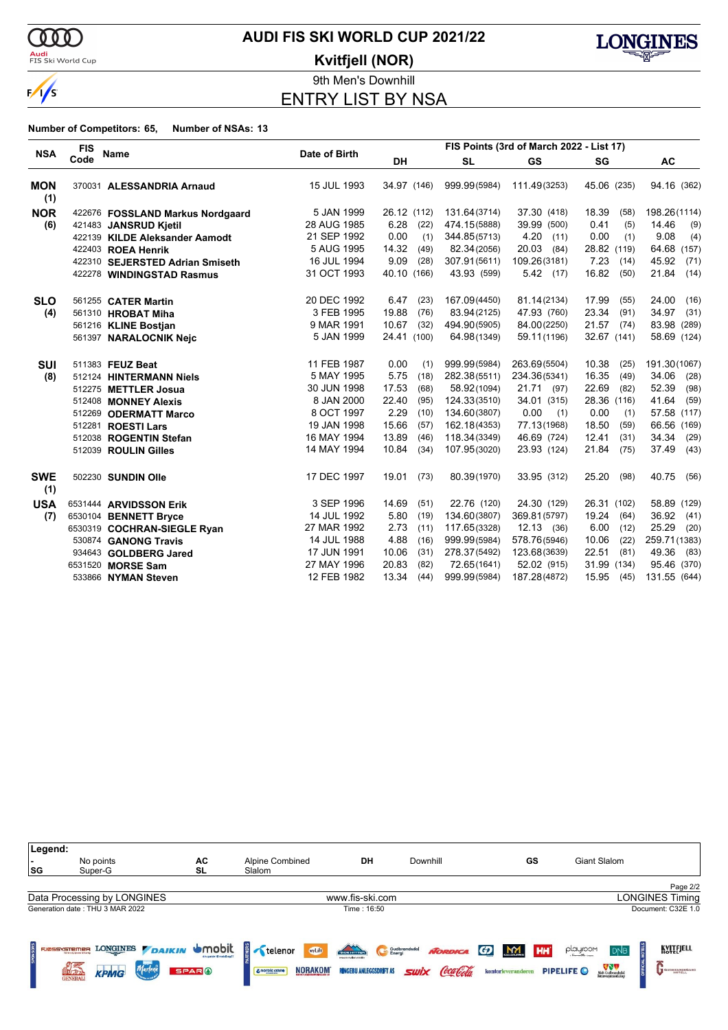# AUDI FIS SKI WORLD CUP 2021/22

## Kvitfjell (NOR)

### 9th Men's Downhill

## ENTRY LIST BY NSA

**Number of Competitors: 65, Number of NSAs: 13**

| NSA | FIS Code | Name | Date of Birth | FIS Points (3rd of March 2022 - List 17) DH | SL | GS | SG | AC |
|---|---|---|---|---|---|---|---|---|
| **MON (1)** | 370031 | **ALESSANDRIA Arnaud** | 15 JUL 1993 | 34.97 (146) | 999.99 (5984) | 111.49 (3253) | 45.06 (235) | 94.16 (362) |
| **NOR (6)** | 422676 | **FOSSLAND Markus Nordgaard** | 5 JAN 1999 | 26.12 (112) | 131.64 (3714) | 37.30 (418) | 18.39 (58) | 198.26 (1114) |
| | 421483 | **JANSRUD Kjetil** | 28 AUG 1985 | 6.28 (22) | 474.15 (5888) | 39.99 (500) | 0.41 (5) | 14.46 (9) |
| | 422139 | **KILDE Aleksander Aamodt** | 21 SEP 1992 | 0.00 (1) | 344.85 (5713) | 4.20 (11) | 0.00 (1) | 9.08 (4) |
| | 422403 | **ROEA Henrik** | 5 AUG 1995 | 14.32 (49) | 82.34 (2056) | 20.03 (84) | 28.82 (119) | 64.68 (157) |
| | 422310 | **SEJERSTED Adrian Smiseth** | 16 JUL 1994 | 9.09 (28) | 307.91 (5611) | 109.26 (3181) | 7.23 (14) | 45.92 (71) |
| | 422278 | **WINDINGSTAD Rasmus** | 31 OCT 1993 | 40.10 (166) | 43.93 (599) | 5.42 (17) | 16.82 (50) | 21.84 (14) |
| **SLO (4)** | 561255 | **CATER Martin** | 20 DEC 1992 | 6.47 (23) | 167.09 (4450) | 81.14 (2134) | 17.99 (55) | 24.00 (16) |
| | 561310 | **HROBAT Miha** | 3 FEB 1995 | 19.88 (76) | 83.94 (2125) | 47.93 (760) | 23.34 (91) | 34.97 (31) |
| | 561216 | **KLINE Bostjan** | 9 MAR 1991 | 10.67 (32) | 494.90 (5905) | 84.00 (2250) | 21.57 (74) | 83.98 (289) |
| | 561397 | **NARALOCNIK Nejc** | 5 JAN 1999 | 24.41 (100) | 64.98 (1349) | 59.11 (1196) | 32.67 (141) | 58.69 (124) |
| **SUI (8)** | 511383 | **FEUZ Beat** | 11 FEB 1987 | 0.00 (1) | 999.99 (5984) | 263.69 (5504) | 10.38 (25) | 191.30 (1067) |
| | 512124 | **HINTERMANN Niels** | 5 MAY 1995 | 5.75 (18) | 282.38 (5511) | 234.36 (5341) | 16.35 (49) | 34.06 (28) |
| | 512275 | **METTLER Josua** | 30 JUN 1998 | 17.53 (68) | 58.92 (1094) | 21.71 (97) | 22.69 (82) | 52.39 (98) |
| | 512408 | **MONNEY Alexis** | 8 JAN 2000 | 22.40 (95) | 124.33 (3510) | 34.01 (315) | 28.36 (116) | 41.64 (59) |
| | 512269 | **ODERMATT Marco** | 8 OCT 1997 | 2.29 (10) | 134.60 (3807) | 0.00 (1) | 0.00 (1) | 57.58 (117) |
| | 512281 | **ROESTI Lars** | 19 JAN 1998 | 15.66 (57) | 162.18 (4353) | 77.13 (1968) | 18.50 (59) | 66.56 (169) |
| | 512038 | **ROGENTIN Stefan** | 16 MAY 1994 | 13.89 (46) | 118.34 (3349) | 46.69 (724) | 12.41 (31) | 34.34 (29) |
| | 512039 | **ROULIN Gilles** | 14 MAY 1994 | 10.84 (34) | 107.95 (3020) | 23.93 (124) | 21.84 (75) | 37.49 (43) |
| **SWE (1)** | 502230 | **SUNDIN Olle** | 17 DEC 1997 | 19.01 (73) | 80.39 (1970) | 33.95 (312) | 25.20 (98) | 40.75 (56) |
| **USA (7)** | 6531444 | **ARVIDSSON Erik** | 3 SEP 1996 | 14.69 (51) | 22.76 (120) | 24.30 (129) | 26.31 (102) | 58.89 (129) |
| | 6530104 | **BENNETT Bryce** | 14 JUL 1992 | 5.80 (19) | 134.60 (3807) | 369.81 (5797) | 19.24 (64) | 36.92 (41) |
| | 6530319 | **COCHRAN-SIEGLE Ryan** | 27 MAR 1992 | 2.73 (11) | 117.65 (3328) | 12.13 (36) | 6.00 (12) | 25.29 (20) |
| | 530874 | **GANONG Travis** | 14 JUL 1988 | 4.88 (16) | 999.99 (5984) | 578.76 (5946) | 10.06 (22) | 259.71 (1383) |
| | 934643 | **GOLDBERG Jared** | 17 JUN 1991 | 10.06 (31) | 278.37 (5492) | 123.68 (3639) | 22.51 (81) | 49.36 (83) |
| | 6531520 | **MORSE Sam** | 27 MAY 1996 | 20.83 (82) | 72.65 (1641) | 52.02 (915) | 31.99 (134) | 95.46 (370) |
| | 533866 | **NYMAN Steven** | 12 FEB 1982 | 13.34 (44) | 999.99 (5984) | 187.28 (4872) | 15.95 (45) | 131.55 (644) |

**Legend:**

| | | | | | | | |
|---|---|---|---|---|---|---|---|
| - | No points | AC | Alpine Combined | DH | Downhill | GS | Giant Slalom |
| SG | Super-G | SL | Slalom | | | | |

Data Processing by LONGINES — www.fis-ski.com — LONGINES Timing

Generation date : THU 3 MAR 2022 — Time : 16:50 — Document: C32E 1.0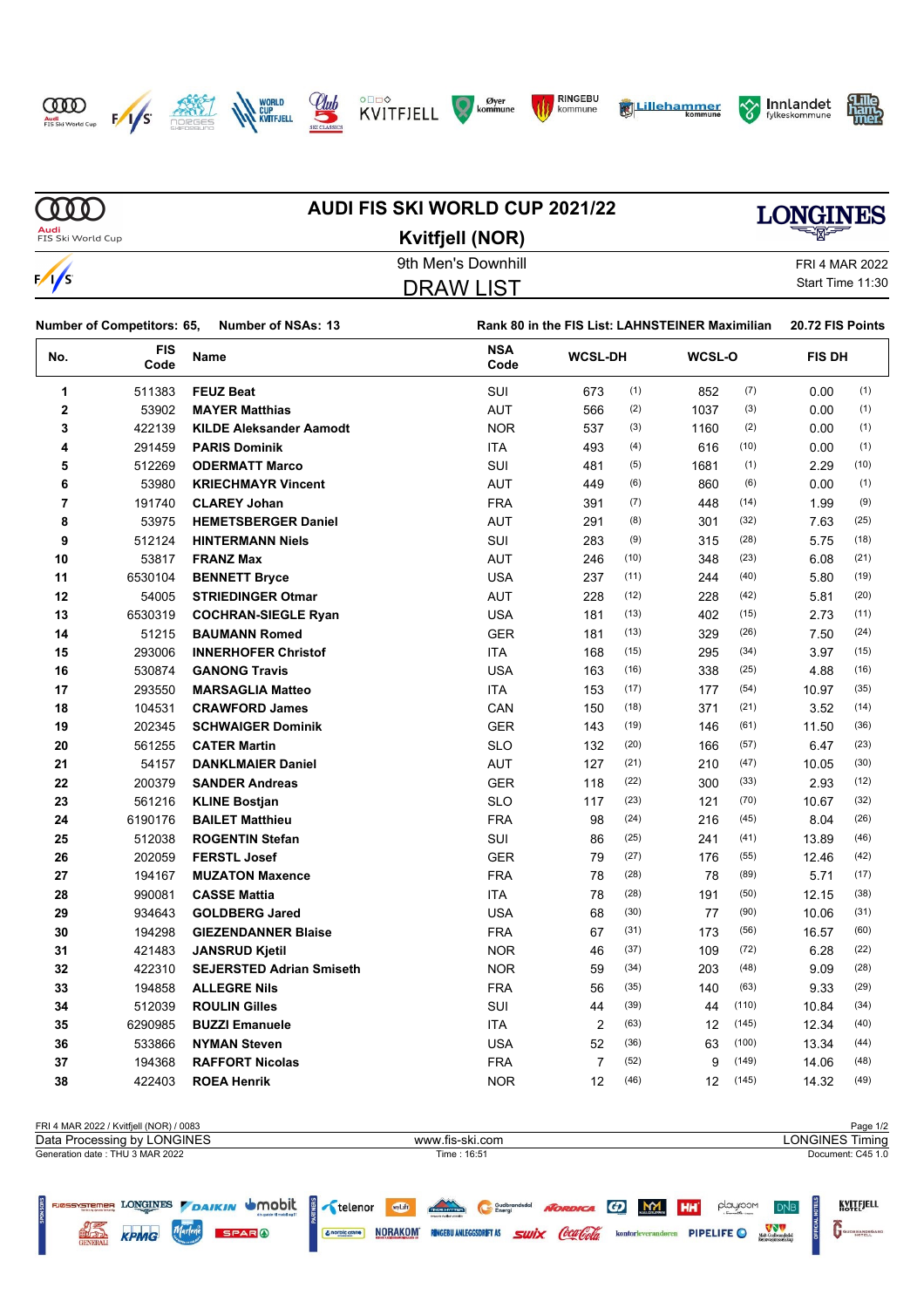# AUDI FIS SKI WORLD CUP 2021/22

## Kvitfjell (NOR)

9th Men's Downhill

FRI 4 MAR 2022

## DRAW LIST

Start Time 11:30

**Number of Competitors: 65, Number of NSAs: 13**

**Rank 80 in the FIS List: LAHNSTEINER Maximilian 20.72 FIS Points**

| No. | FIS Code | Name | NSA Code | WCSL-DH | | WCSL-O | | FIS DH | |
|---|---|---|---|---|---|---|---|---|---|
| 1 | 511383 | **FEUZ Beat** | SUI | 673 | (1) | 852 | (7) | 0.00 | (1) |
| 2 | 53902 | **MAYER Matthias** | AUT | 566 | (2) | 1037 | (3) | 0.00 | (1) |
| 3 | 422139 | **KILDE Aleksander Aamodt** | NOR | 537 | (3) | 1160 | (2) | 0.00 | (1) |
| 4 | 291459 | **PARIS Dominik** | ITA | 493 | (4) | 616 | (10) | 0.00 | (1) |
| 5 | 512269 | **ODERMATT Marco** | SUI | 481 | (5) | 1681 | (1) | 2.29 | (10) |
| 6 | 53980 | **KRIECHMAYR Vincent** | AUT | 449 | (6) | 860 | (6) | 0.00 | (1) |
| 7 | 191740 | **CLAREY Johan** | FRA | 391 | (7) | 448 | (14) | 1.99 | (9) |
| 8 | 53975 | **HEMETSBERGER Daniel** | AUT | 291 | (8) | 301 | (32) | 7.63 | (25) |
| 9 | 512124 | **HINTERMANN Niels** | SUI | 283 | (9) | 315 | (28) | 5.75 | (18) |
| 10 | 53817 | **FRANZ Max** | AUT | 246 | (10) | 348 | (23) | 6.08 | (21) |
| 11 | 6530104 | **BENNETT Bryce** | USA | 237 | (11) | 244 | (40) | 5.80 | (19) |
| 12 | 54005 | **STRIEDINGER Otmar** | AUT | 228 | (12) | 228 | (42) | 5.81 | (20) |
| 13 | 6530319 | **COCHRAN-SIEGLE Ryan** | USA | 181 | (13) | 402 | (15) | 2.73 | (11) |
| 14 | 51215 | **BAUMANN Romed** | GER | 181 | (13) | 329 | (26) | 7.50 | (24) |
| 15 | 293006 | **INNERHOFER Christof** | ITA | 168 | (15) | 295 | (34) | 3.97 | (15) |
| 16 | 530874 | **GANONG Travis** | USA | 163 | (16) | 338 | (25) | 4.88 | (16) |
| 17 | 293550 | **MARSAGLIA Matteo** | ITA | 153 | (17) | 177 | (54) | 10.97 | (35) |
| 18 | 104531 | **CRAWFORD James** | CAN | 150 | (18) | 371 | (21) | 3.52 | (14) |
| 19 | 202345 | **SCHWAIGER Dominik** | GER | 143 | (19) | 146 | (61) | 11.50 | (36) |
| 20 | 561255 | **CATER Martin** | SLO | 132 | (20) | 166 | (57) | 6.47 | (23) |
| 21 | 54157 | **DANKLMAIER Daniel** | AUT | 127 | (21) | 210 | (47) | 10.05 | (30) |
| 22 | 200379 | **SANDER Andreas** | GER | 118 | (22) | 300 | (33) | 2.93 | (12) |
| 23 | 561216 | **KLINE Bostjan** | SLO | 117 | (23) | 121 | (70) | 10.67 | (32) |
| 24 | 6190176 | **BAILET Matthieu** | FRA | 98 | (24) | 216 | (45) | 8.04 | (26) |
| 25 | 512038 | **ROGENTIN Stefan** | SUI | 86 | (25) | 241 | (41) | 13.89 | (46) |
| 26 | 202059 | **FERSTL Josef** | GER | 79 | (27) | 176 | (55) | 12.46 | (42) |
| 27 | 194167 | **MUZATON Maxence** | FRA | 78 | (28) | 78 | (89) | 5.71 | (17) |
| 28 | 990081 | **CASSE Mattia** | ITA | 78 | (28) | 191 | (50) | 12.15 | (38) |
| 29 | 934643 | **GOLDBERG Jared** | USA | 68 | (30) | 77 | (90) | 10.06 | (31) |
| 30 | 194298 | **GIEZENDANNER Blaise** | FRA | 67 | (31) | 173 | (56) | 16.57 | (60) |
| 31 | 421483 | **JANSRUD Kjetil** | NOR | 46 | (37) | 109 | (72) | 6.28 | (22) |
| 32 | 422310 | **SEJERSTED Adrian Smiseth** | NOR | 59 | (34) | 203 | (48) | 9.09 | (28) |
| 33 | 194858 | **ALLEGRE Nils** | FRA | 56 | (35) | 140 | (63) | 9.33 | (29) |
| 34 | 512039 | **ROULIN Gilles** | SUI | 44 | (39) | 44 | (110) | 10.84 | (34) |
| 35 | 6290985 | **BUZZI Emanuele** | ITA | 2 | (63) | 12 | (145) | 12.34 | (40) |
| 36 | 533866 | **NYMAN Steven** | USA | 52 | (36) | 63 | (100) | 13.34 | (44) |
| 37 | 194368 | **RAFFORT Nicolas** | FRA | 7 | (52) | 9 | (149) | 14.06 | (48) |
| 38 | 422403 | **ROEA Henrik** | NOR | 12 | (46) | 12 | (145) | 14.32 | (49) |

FRI 4 MAR 2022 / Kvitfjell (NOR) / 0083

Data Processing by LONGINES | www.fis-ski.com | LONGINES Timing

Generation date : THU 3 MAR 2022 | Time : 16:51 | Document: C45 1.0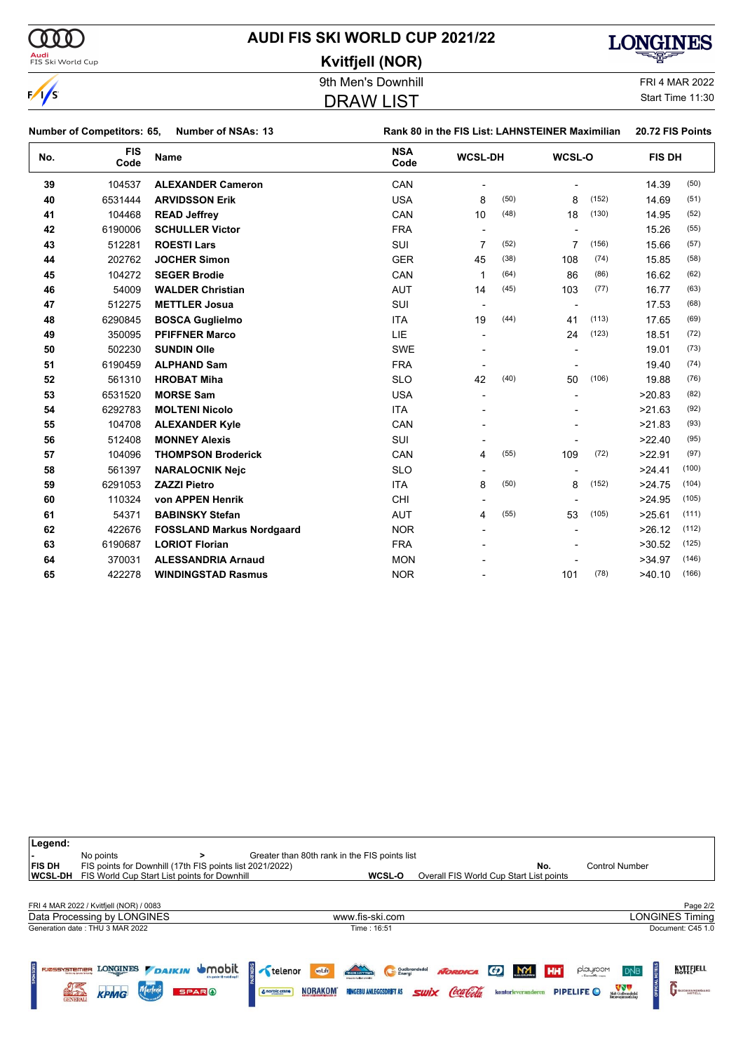# AUDI FIS SKI WORLD CUP 2021/22

## Kvitfjell (NOR)

9th Men's Downhill

## DRAW LIST

FRI 4 MAR 2022
Start Time 11:30

**Number of Competitors: 65, Number of NSAs: 13** | **Rank 80 in the FIS List: LAHNSTEINER Maximilian** | **20.72 FIS Points**

| No. | FIS Code | Name | NSA Code | WCSL-DH | | WCSL-O | | FIS DH | |
|---|---|---|---|---|---|---|---|---|---|
| 39 | 104537 | **ALEXANDER Cameron** | CAN | - | | - | | 14.39 | (50) |
| 40 | 6531444 | **ARVIDSSON Erik** | USA | 8 | (50) | 8 | (152) | 14.69 | (51) |
| 41 | 104468 | **READ Jeffrey** | CAN | 10 | (48) | 18 | (130) | 14.95 | (52) |
| 42 | 6190006 | **SCHULLER Victor** | FRA | - | | - | | 15.26 | (55) |
| 43 | 512281 | **ROESTI Lars** | SUI | 7 | (52) | 7 | (156) | 15.66 | (57) |
| 44 | 202762 | **JOCHER Simon** | GER | 45 | (38) | 108 | (74) | 15.85 | (58) |
| 45 | 104272 | **SEGER Brodie** | CAN | 1 | (64) | 86 | (86) | 16.62 | (62) |
| 46 | 54009 | **WALDER Christian** | AUT | 14 | (45) | 103 | (77) | 16.77 | (63) |
| 47 | 512275 | **METTLER Josua** | SUI | - | | - | | 17.53 | (68) |
| 48 | 6290845 | **BOSCA Guglielmo** | ITA | 19 | (44) | 41 | (113) | 17.65 | (69) |
| 49 | 350095 | **PFIFFNER Marco** | LIE | - | | 24 | (123) | 18.51 | (72) |
| 50 | 502230 | **SUNDIN Olle** | SWE | - | | - | | 19.01 | (73) |
| 51 | 6190459 | **ALPHAND Sam** | FRA | - | | - | | 19.40 | (74) |
| 52 | 561310 | **HROBAT Miha** | SLO | 42 | (40) | 50 | (106) | 19.88 | (76) |
| 53 | 6531520 | **MORSE Sam** | USA | - | | - | | >20.83 | (82) |
| 54 | 6292783 | **MOLTENI Nicolo** | ITA | - | | - | | >21.63 | (92) |
| 55 | 104708 | **ALEXANDER Kyle** | CAN | - | | - | | >21.83 | (93) |
| 56 | 512408 | **MONNEY Alexis** | SUI | - | | - | | >22.40 | (95) |
| 57 | 104096 | **THOMPSON Broderick** | CAN | 4 | (55) | 109 | (72) | >22.91 | (97) |
| 58 | 561397 | **NARALOCNIK Nejc** | SLO | - | | - | | >24.41 | (100) |
| 59 | 6291053 | **ZAZZI Pietro** | ITA | 8 | (50) | 8 | (152) | >24.75 | (104) |
| 60 | 110324 | **von APPEN Henrik** | CHI | - | | - | | >24.95 | (105) |
| 61 | 54371 | **BABINSKY Stefan** | AUT | 4 | (55) | 53 | (105) | >25.61 | (111) |
| 62 | 422676 | **FOSSLAND Markus Nordgaard** | NOR | - | | - | | >26.12 | (112) |
| 63 | 6190687 | **LORIOT Florian** | FRA | - | | - | | >30.52 | (125) |
| 64 | 370031 | **ALESSANDRIA Arnaud** | MON | - | | - | | >34.97 | (146) |
| 65 | 422278 | **WINDINGSTAD Rasmus** | NOR | - | | 101 | (78) | >40.10 | (166) |

**Legend:**

| | | | |
|---|---|---|---|
| - | No points | > | Greater than 80th rank in the FIS points list |
| FIS DH | FIS points for Downhill (17th FIS points list 2021/2022) | No. | Control Number |
| WCSL-DH | FIS World Cup Start List points for Downhill | WCSL-O | Overall FIS World Cup Start List points |

FRI 4 MAR 2022 / Kvitfjell (NOR) / 0083

Data Processing by LONGINES | www.fis-ski.com | LONGINES Timing

Generation date : THU 3 MAR 2022 | Time : 16:51 | Document: C45 1.0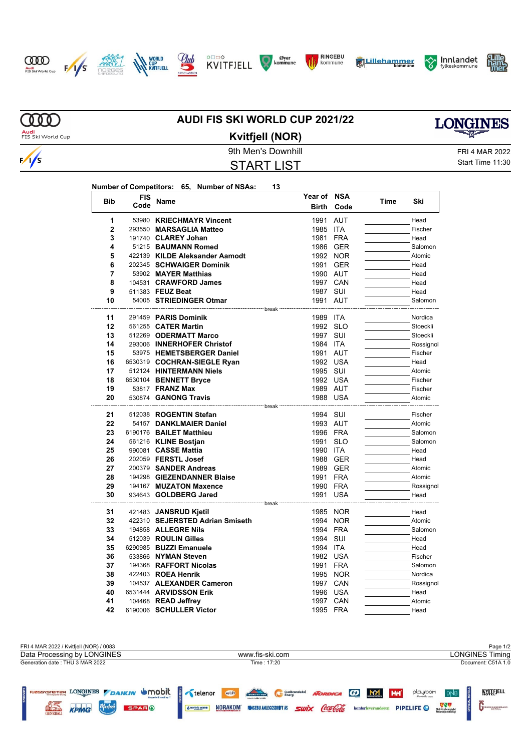# AUDI FIS SKI WORLD CUP 2021/22

## Kvitfjell (NOR)

9th Men's Downhill

FRI 4 MAR 2022

Start Time 11:30

## START LIST

**Number of Competitors: 65, Number of NSAs: 13**

| Bib | FIS Code | Name | Year of Birth | NSA Code | Time | Ski |
|---|---|---|---|---|---|---|
| 1 | 53980 | **KRIECHMAYR Vincent** | 1991 | AUT | | Head |
| 2 | 293550 | **MARSAGLIA Matteo** | 1985 | ITA | | Fischer |
| 3 | 191740 | **CLAREY Johan** | 1981 | FRA | | Head |
| 4 | 51215 | **BAUMANN Romed** | 1986 | GER | | Salomon |
| 5 | 422139 | **KILDE Aleksander Aamodt** | 1992 | NOR | | Atomic |
| 6 | 202345 | **SCHWAIGER Dominik** | 1991 | GER | | Head |
| 7 | 53902 | **MAYER Matthias** | 1990 | AUT | | Head |
| 8 | 104531 | **CRAWFORD James** | 1997 | CAN | | Head |
| 9 | 511383 | **FEUZ Beat** | 1987 | SUI | | Head |
| 10 | 54005 | **STRIEDINGER Otmar** | 1991 | AUT | | Salomon |
| | | break | | | | |
| 11 | 291459 | **PARIS Dominik** | 1989 | ITA | | Nordica |
| 12 | 561255 | **CATER Martin** | 1992 | SLO | | Stoeckli |
| 13 | 512269 | **ODERMATT Marco** | 1997 | SUI | | Stoeckli |
| 14 | 293006 | **INNERHOFER Christof** | 1984 | ITA | | Rossignol |
| 15 | 53975 | **HEMETSBERGER Daniel** | 1991 | AUT | | Fischer |
| 16 | 6530319 | **COCHRAN-SIEGLE Ryan** | 1992 | USA | | Head |
| 17 | 512124 | **HINTERMANN Niels** | 1995 | SUI | | Atomic |
| 18 | 6530104 | **BENNETT Bryce** | 1992 | USA | | Fischer |
| 19 | 53817 | **FRANZ Max** | 1989 | AUT | | Fischer |
| 20 | 530874 | **GANONG Travis** | 1988 | USA | | Atomic |
| | | break | | | | |
| 21 | 512038 | **ROGENTIN Stefan** | 1994 | SUI | | Fischer |
| 22 | 54157 | **DANKLMAIER Daniel** | 1993 | AUT | | Atomic |
| 23 | 6190176 | **BAILET Matthieu** | 1996 | FRA | | Salomon |
| 24 | 561216 | **KLINE Bostjan** | 1991 | SLO | | Salomon |
| 25 | 990081 | **CASSE Mattia** | 1990 | ITA | | Head |
| 26 | 202059 | **FERSTL Josef** | 1988 | GER | | Head |
| 27 | 200379 | **SANDER Andreas** | 1989 | GER | | Atomic |
| 28 | 194298 | **GIEZENDANNER Blaise** | 1991 | FRA | | Atomic |
| 29 | 194167 | **MUZATON Maxence** | 1990 | FRA | | Rossignol |
| 30 | 934643 | **GOLDBERG Jared** | 1991 | USA | | Head |
| | | break | | | | |
| 31 | 421483 | **JANSRUD Kjetil** | 1985 | NOR | | Head |
| 32 | 422310 | **SEJERSTED Adrian Smiseth** | 1994 | NOR | | Atomic |
| 33 | 194858 | **ALLEGRE Nils** | 1994 | FRA | | Salomon |
| 34 | 512039 | **ROULIN Gilles** | 1994 | SUI | | Head |
| 35 | 6290985 | **BUZZI Emanuele** | 1994 | ITA | | Head |
| 36 | 533866 | **NYMAN Steven** | 1982 | USA | | Fischer |
| 37 | 194368 | **RAFFORT Nicolas** | 1991 | FRA | | Salomon |
| 38 | 422403 | **ROEA Henrik** | 1995 | NOR | | Nordica |
| 39 | 104537 | **ALEXANDER Cameron** | 1997 | CAN | | Rossignol |
| 40 | 6531444 | **ARVIDSSON Erik** | 1996 | USA | | Head |
| 41 | 104468 | **READ Jeffrey** | 1997 | CAN | | Atomic |
| 42 | 6190006 | **SCHULLER Victor** | 1995 | FRA | | Head |

FRI 4 MAR 2022 / Kvitfjell (NOR) / 0083

Data Processing by LONGINES — www.fis-ski.com — LONGINES Timing

Generation date : THU 3 MAR 2022 — Time : 17:20 — Document: C51A 1.0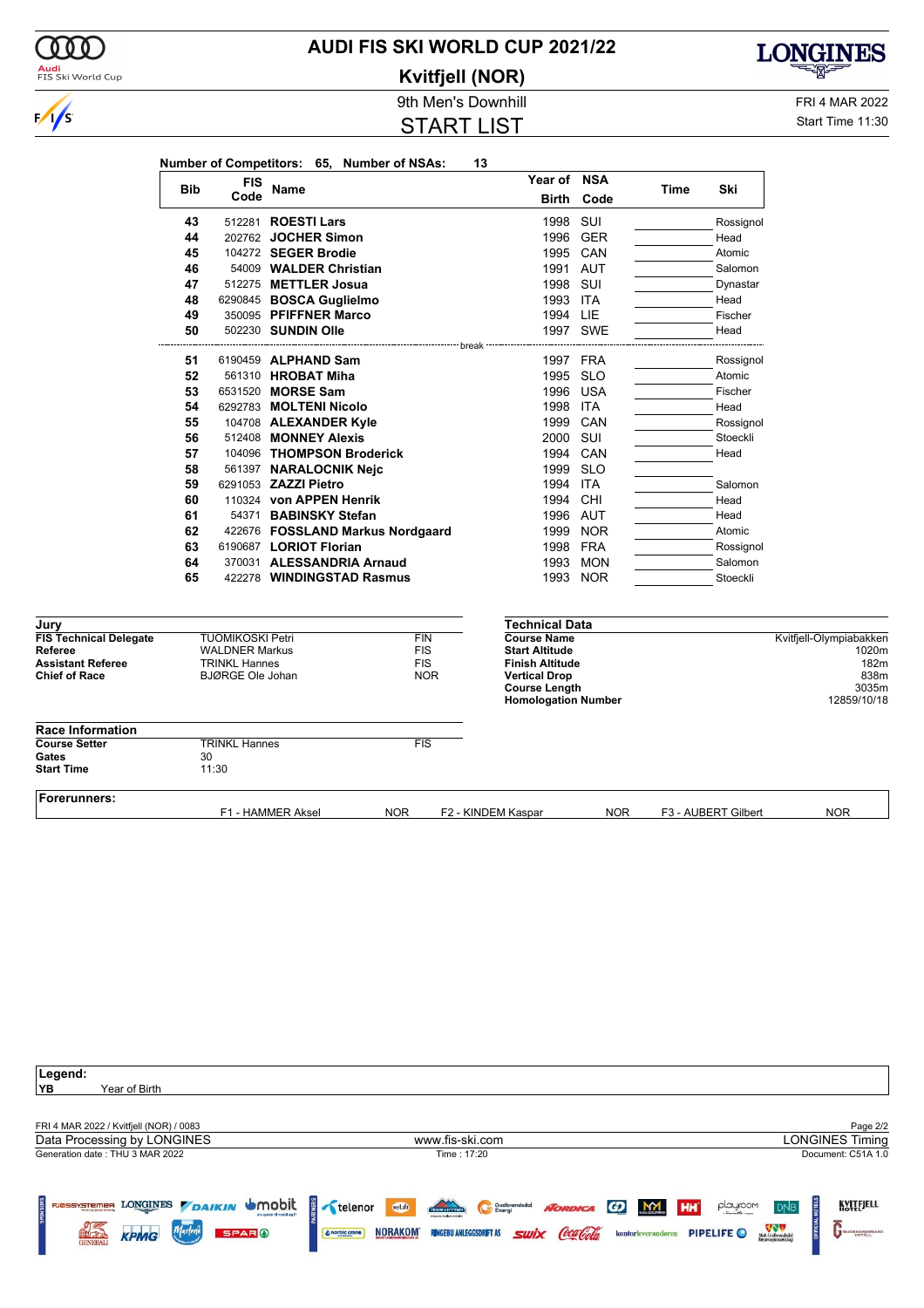# AUDI FIS SKI WORLD CUP 2021/22

## Kvitfjell (NOR)

### 9th Men's Downhill

### START LIST

FRI 4 MAR 2022
Start Time 11:30

**Number of Competitors: 65, Number of NSAs: 13**

| Bib | FIS Code | Name | Year of Birth | NSA Code | Time | Ski |
|---|---|---|---|---|---|---|
| 43 | 512281 | ROESTI Lars | 1998 | SUI | | Rossignol |
| 44 | 202762 | JOCHER Simon | 1996 | GER | | Head |
| 45 | 104272 | SEGER Brodie | 1995 | CAN | | Atomic |
| 46 | 54009 | WALDER Christian | 1991 | AUT | | Salomon |
| 47 | 512275 | METTLER Josua | 1998 | SUI | | Dynastar |
| 48 | 6290845 | BOSCA Guglielmo | 1993 | ITA | | Head |
| 49 | 350095 | PFIFFNER Marco | 1994 | LIE | | Fischer |
| 50 | 502230 | SUNDIN Olle | 1997 | SWE | | Head |
| | | break | | | | |
| 51 | 6190459 | ALPHAND Sam | 1997 | FRA | | Rossignol |
| 52 | 561310 | HROBAT Miha | 1995 | SLO | | Atomic |
| 53 | 6531520 | MORSE Sam | 1996 | USA | | Fischer |
| 54 | 6292783 | MOLTENI Nicolo | 1998 | ITA | | Head |
| 55 | 104708 | ALEXANDER Kyle | 1999 | CAN | | Rossignol |
| 56 | 512408 | MONNEY Alexis | 2000 | SUI | | Stoeckli |
| 57 | 104096 | THOMPSON Broderick | 1994 | CAN | | Head |
| 58 | 561397 | NARALOCNIK Nejc | 1999 | SLO | | |
| 59 | 6291053 | ZAZZI Pietro | 1994 | ITA | | Salomon |
| 60 | 110324 | von APPEN Henrik | 1994 | CHI | | Head |
| 61 | 54371 | BABINSKY Stefan | 1996 | AUT | | Head |
| 62 | 422676 | FOSSLAND Markus Nordgaard | 1999 | NOR | | Atomic |
| 63 | 6190687 | LORIOT Florian | 1998 | FRA | | Rossignol |
| 64 | 370031 | ALESSANDRIA Arnaud | 1993 | MON | | Salomon |
| 65 | 422278 | WINDINGSTAD Rasmus | 1993 | NOR | | Stoeckli |

**Jury**

| | | |
|---|---|---|
| **FIS Technical Delegate** | TUOMIKOSKI Petri | FIN |
| **Referee** | WALDNER Markus | FIS |
| **Assistant Referee** | TRINKL Hannes | FIS |
| **Chief of Race** | BJØRGE Ole Johan | NOR |

**Technical Data**

| | |
|---|---|
| **Course Name** | Kvitfjell-Olympiabakken |
| **Start Altitude** | 1020m |
| **Finish Altitude** | 182m |
| **Vertical Drop** | 838m |
| **Course Length** | 3035m |
| **Homologation Number** | 12859/10/18 |

**Race Information**

| | | |
|---|---|---|
| **Course Setter** | TRINKL Hannes | FIS |
| **Gates** | 30 | |
| **Start Time** | 11:30 | |

**Forerunners:**

F1 - HAMMER Aksel NOR | F2 - KINDEM Kaspar NOR | F3 - AUBERT Gilbert NOR

**Legend:**
YB Year of Birth

FRI 4 MAR 2022 / Kvitfjell (NOR) / 0083
Data Processing by LONGINES — www.fis-ski.com — LONGINES Timing
Generation date : THU 3 MAR 2022 — Time : 17:20 — Document: C51A 1.0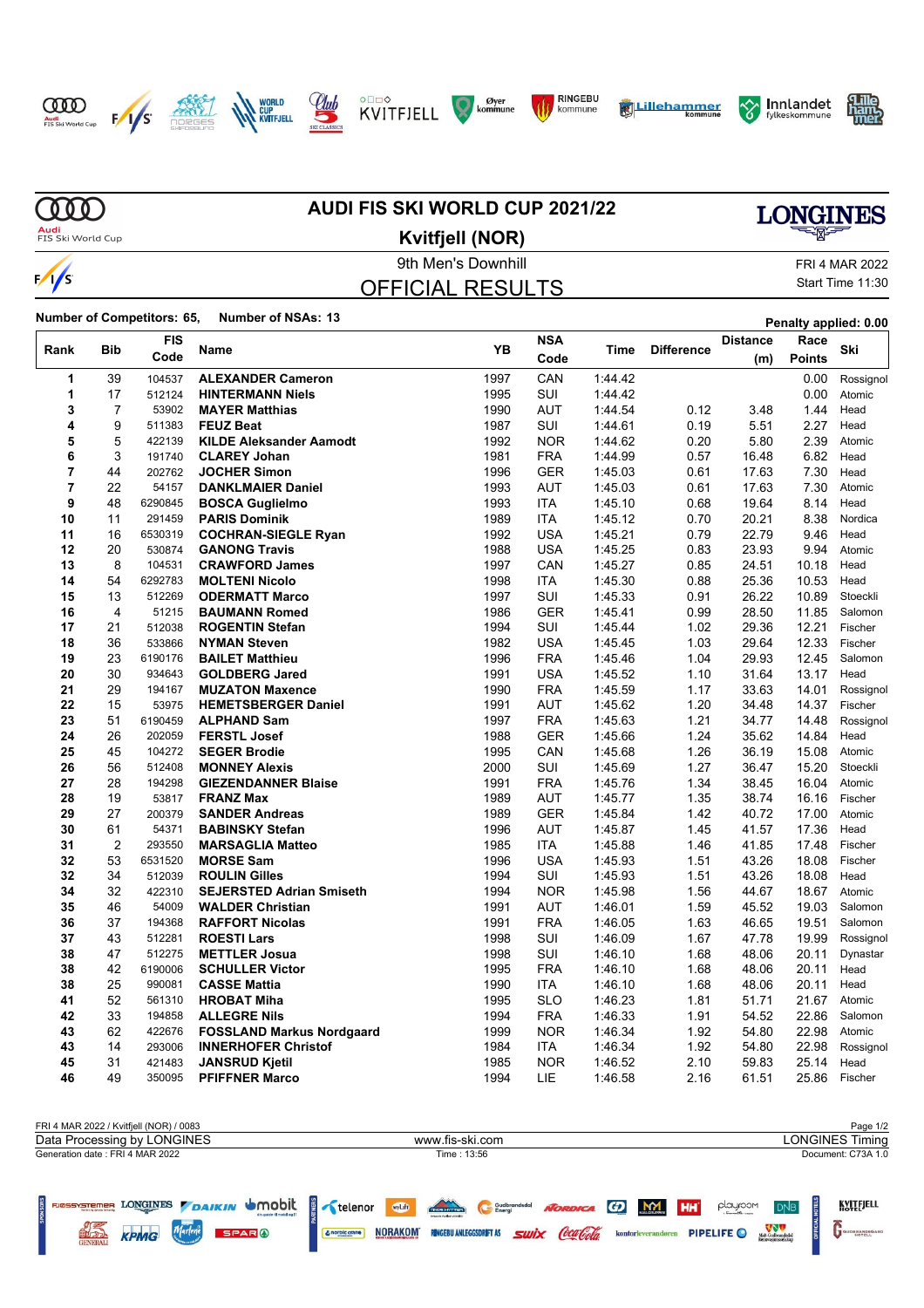# AUDI FIS SKI WORLD CUP 2021/22

## Kvitfjell (NOR)

9th Men's Downhill

FRI 4 MAR 2022

# OFFICIAL RESULTS

Start Time 11:30

**Number of Competitors: 65, Number of NSAs: 13**

**Penalty applied: 0.00**

| Rank | Bib | FIS Code | Name | YB | NSA Code | Time | Difference | Distance (m) | Race Points | Ski |
|---|---|---|---|---|---|---|---|---|---|---|
| 1 | 39 | 104537 | **ALEXANDER Cameron** | 1997 | CAN | 1:44.42 | | | 0.00 | Rossignol |
| 1 | 17 | 512124 | **HINTERMANN Niels** | 1995 | SUI | 1:44.42 | | | 0.00 | Atomic |
| 3 | 7 | 53902 | **MAYER Matthias** | 1990 | AUT | 1:44.54 | 0.12 | 3.48 | 1.44 | Head |
| 4 | 9 | 511383 | **FEUZ Beat** | 1987 | SUI | 1:44.61 | 0.19 | 5.51 | 2.27 | Head |
| 5 | 5 | 422139 | **KILDE Aleksander Aamodt** | 1992 | NOR | 1:44.62 | 0.20 | 5.80 | 2.39 | Atomic |
| 6 | 3 | 191740 | **CLAREY Johan** | 1981 | FRA | 1:44.99 | 0.57 | 16.48 | 6.82 | Head |
| 7 | 44 | 202762 | **JOCHER Simon** | 1996 | GER | 1:45.03 | 0.61 | 17.63 | 7.30 | Head |
| 7 | 22 | 54157 | **DANKLMAIER Daniel** | 1993 | AUT | 1:45.03 | 0.61 | 17.63 | 7.30 | Atomic |
| 9 | 48 | 6290845 | **BOSCA Guglielmo** | 1993 | ITA | 1:45.10 | 0.68 | 19.64 | 8.14 | Head |
| 10 | 11 | 291459 | **PARIS Dominik** | 1989 | ITA | 1:45.12 | 0.70 | 20.21 | 8.38 | Nordica |
| 11 | 16 | 6530319 | **COCHRAN-SIEGLE Ryan** | 1992 | USA | 1:45.21 | 0.79 | 22.79 | 9.46 | Head |
| 12 | 20 | 530874 | **GANONG Travis** | 1988 | USA | 1:45.25 | 0.83 | 23.93 | 9.94 | Atomic |
| 13 | 8 | 104531 | **CRAWFORD James** | 1997 | CAN | 1:45.27 | 0.85 | 24.51 | 10.18 | Head |
| 14 | 54 | 6292783 | **MOLTENI Nicolo** | 1998 | ITA | 1:45.30 | 0.88 | 25.36 | 10.53 | Head |
| 15 | 13 | 512269 | **ODERMATT Marco** | 1997 | SUI | 1:45.33 | 0.91 | 26.22 | 10.89 | Stoeckli |
| 16 | 4 | 51215 | **BAUMANN Romed** | 1986 | GER | 1:45.41 | 0.99 | 28.50 | 11.85 | Salomon |
| 17 | 21 | 512038 | **ROGENTIN Stefan** | 1994 | SUI | 1:45.44 | 1.02 | 29.36 | 12.21 | Fischer |
| 18 | 36 | 533866 | **NYMAN Steven** | 1982 | USA | 1:45.45 | 1.03 | 29.64 | 12.33 | Fischer |
| 19 | 23 | 6190176 | **BAILET Matthieu** | 1996 | FRA | 1:45.46 | 1.04 | 29.93 | 12.45 | Salomon |
| 20 | 30 | 934643 | **GOLDBERG Jared** | 1991 | USA | 1:45.52 | 1.10 | 31.64 | 13.17 | Head |
| 21 | 29 | 194167 | **MUZATON Maxence** | 1990 | FRA | 1:45.59 | 1.17 | 33.63 | 14.01 | Rossignol |
| 22 | 15 | 53975 | **HEMETSBERGER Daniel** | 1991 | AUT | 1:45.62 | 1.20 | 34.48 | 14.37 | Fischer |
| 23 | 51 | 6190459 | **ALPHAND Sam** | 1997 | FRA | 1:45.63 | 1.21 | 34.77 | 14.48 | Rossignol |
| 24 | 26 | 202059 | **FERSTL Josef** | 1988 | GER | 1:45.66 | 1.24 | 35.62 | 14.84 | Head |
| 25 | 45 | 104272 | **SEGER Brodie** | 1995 | CAN | 1:45.68 | 1.26 | 36.19 | 15.08 | Atomic |
| 26 | 56 | 512408 | **MONNEY Alexis** | 2000 | SUI | 1:45.69 | 1.27 | 36.47 | 15.20 | Stoeckli |
| 27 | 28 | 194298 | **GIEZENDANNER Blaise** | 1991 | FRA | 1:45.76 | 1.34 | 38.45 | 16.04 | Atomic |
| 28 | 19 | 53817 | **FRANZ Max** | 1989 | AUT | 1:45.77 | 1.35 | 38.74 | 16.16 | Fischer |
| 29 | 27 | 200379 | **SANDER Andreas** | 1989 | GER | 1:45.84 | 1.42 | 40.72 | 17.00 | Atomic |
| 30 | 61 | 54371 | **BABINSKY Stefan** | 1996 | AUT | 1:45.87 | 1.45 | 41.57 | 17.36 | Head |
| 31 | 2 | 293550 | **MARSAGLIA Matteo** | 1985 | ITA | 1:45.88 | 1.46 | 41.85 | 17.48 | Fischer |
| 32 | 53 | 6531520 | **MORSE Sam** | 1996 | USA | 1:45.93 | 1.51 | 43.26 | 18.08 | Fischer |
| 32 | 34 | 512039 | **ROULIN Gilles** | 1994 | SUI | 1:45.93 | 1.51 | 43.26 | 18.08 | Head |
| 34 | 32 | 422310 | **SEJERSTED Adrian Smiseth** | 1994 | NOR | 1:45.98 | 1.56 | 44.67 | 18.67 | Atomic |
| 35 | 46 | 54009 | **WALDER Christian** | 1991 | AUT | 1:46.01 | 1.59 | 45.52 | 19.03 | Salomon |
| 36 | 37 | 194368 | **RAFFORT Nicolas** | 1991 | FRA | 1:46.05 | 1.63 | 46.65 | 19.51 | Salomon |
| 37 | 43 | 512281 | **ROESTI Lars** | 1998 | SUI | 1:46.09 | 1.67 | 47.78 | 19.99 | Rossignol |
| 38 | 47 | 512275 | **METTLER Josua** | 1998 | SUI | 1:46.10 | 1.68 | 48.06 | 20.11 | Dynastar |
| 38 | 42 | 6190006 | **SCHULLER Victor** | 1995 | FRA | 1:46.10 | 1.68 | 48.06 | 20.11 | Head |
| 38 | 25 | 990081 | **CASSE Mattia** | 1990 | ITA | 1:46.10 | 1.68 | 48.06 | 20.11 | Head |
| 41 | 52 | 561310 | **HROBAT Miha** | 1995 | SLO | 1:46.23 | 1.81 | 51.71 | 21.67 | Atomic |
| 42 | 33 | 194858 | **ALLEGRE Nils** | 1994 | FRA | 1:46.33 | 1.91 | 54.52 | 22.86 | Salomon |
| 43 | 62 | 422676 | **FOSSLAND Markus Nordgaard** | 1999 | NOR | 1:46.34 | 1.92 | 54.80 | 22.98 | Atomic |
| 43 | 14 | 293006 | **INNERHOFER Christof** | 1984 | ITA | 1:46.34 | 1.92 | 54.80 | 22.98 | Rossignol |
| 45 | 31 | 421483 | **JANSRUD Kjetil** | 1985 | NOR | 1:46.52 | 2.10 | 59.83 | 25.14 | Head |
| 46 | 49 | 350095 | **PFIFFNER Marco** | 1994 | LIE | 1:46.58 | 2.16 | 61.51 | 25.86 | Fischer |

FRI 4 MAR 2022 / Kvitfjell (NOR) / 0083

Data Processing by LONGINES | www.fis-ski.com | LONGINES Timing

Generation date : FRI 4 MAR 2022 | Time : 13:56 | Document: C73A 1.0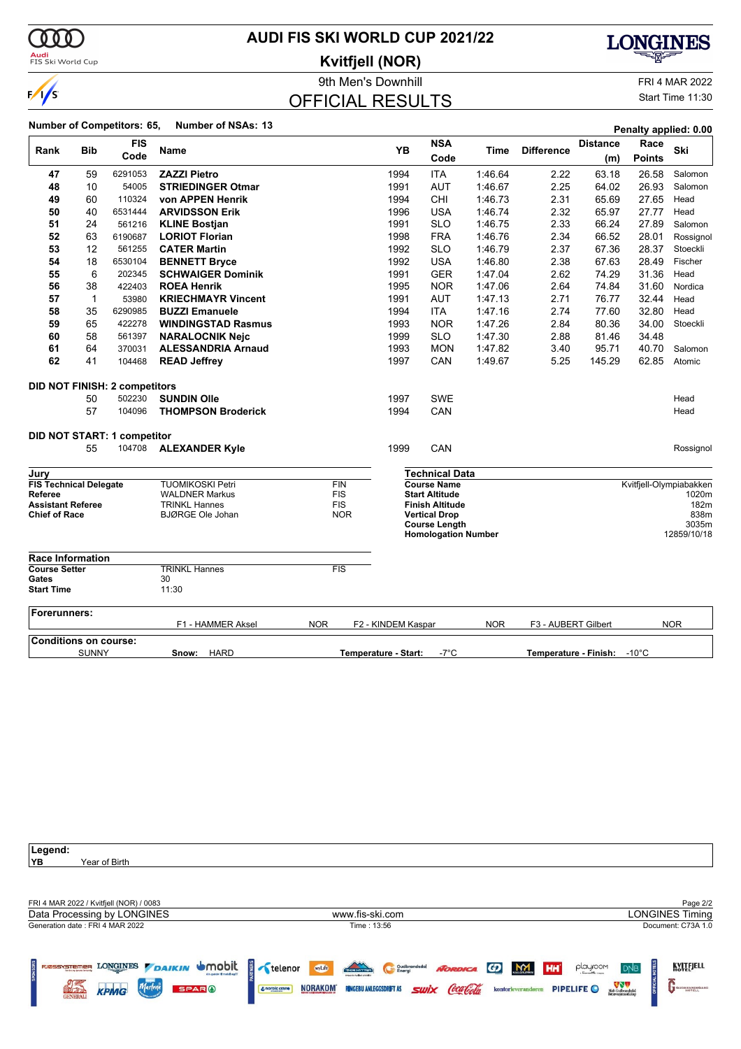# AUDI FIS SKI WORLD CUP 2021/22

## Kvitfjell (NOR)

### 9th Men's Downhill

FRI 4 MAR 2022

## OFFICIAL RESULTS

Start Time 11:30

**Number of Competitors: 65, Number of NSAs: 13**

**Penalty applied: 0.00**

| Rank | Bib | FIS Code | Name | YB | NSA Code | Time | Difference | Distance (m) | Race Points | Ski |
|---|---|---|---|---|---|---|---|---|---|---|
| 47 | 59 | 6291053 | **ZAZZI Pietro** | 1994 | ITA | 1:46.64 | 2.22 | 63.18 | 26.58 | Salomon |
| 48 | 10 | 54005 | **STRIEDINGER Otmar** | 1991 | AUT | 1:46.67 | 2.25 | 64.02 | 26.93 | Salomon |
| 49 | 60 | 110324 | **von APPEN Henrik** | 1994 | CHI | 1:46.73 | 2.31 | 65.69 | 27.65 | Head |
| 50 | 40 | 6531444 | **ARVIDSSON Erik** | 1996 | USA | 1:46.74 | 2.32 | 65.97 | 27.77 | Head |
| 51 | 24 | 561216 | **KLINE Bostjan** | 1991 | SLO | 1:46.75 | 2.33 | 66.24 | 27.89 | Salomon |
| 52 | 63 | 6190687 | **LORIOT Florian** | 1998 | FRA | 1:46.76 | 2.34 | 66.52 | 28.01 | Rossignol |
| 53 | 12 | 561255 | **CATER Martin** | 1992 | SLO | 1:46.79 | 2.37 | 67.36 | 28.37 | Stoeckli |
| 54 | 18 | 6530104 | **BENNETT Bryce** | 1992 | USA | 1:46.80 | 2.38 | 67.63 | 28.49 | Fischer |
| 55 | 6 | 202345 | **SCHWAIGER Dominik** | 1991 | GER | 1:47.04 | 2.62 | 74.29 | 31.36 | Head |
| 56 | 38 | 422403 | **ROEA Henrik** | 1995 | NOR | 1:47.06 | 2.64 | 74.84 | 31.60 | Nordica |
| 57 | 1 | 53980 | **KRIECHMAYR Vincent** | 1991 | AUT | 1:47.13 | 2.71 | 76.77 | 32.44 | Head |
| 58 | 35 | 6290985 | **BUZZI Emanuele** | 1994 | ITA | 1:47.16 | 2.74 | 77.60 | 32.80 | Head |
| 59 | 65 | 422278 | **WINDINGSTAD Rasmus** | 1993 | NOR | 1:47.26 | 2.84 | 80.36 | 34.00 | Stoeckli |
| 60 | 58 | 561397 | **NARALOCNIK Nejc** | 1999 | SLO | 1:47.30 | 2.88 | 81.46 | 34.48 | |
| 61 | 64 | 370031 | **ALESSANDRIA Arnaud** | 1993 | MON | 1:47.82 | 3.40 | 95.71 | 40.70 | Salomon |
| 62 | 41 | 104468 | **READ Jeffrey** | 1997 | CAN | 1:49.67 | 5.25 | 145.29 | 62.85 | Atomic |

**DID NOT FINISH: 2 competitors**

| Bib | FIS Code | Name | YB | NSA Code | Ski |
|---|---|---|---|---|---|
| 50 | 502230 | **SUNDIN Olle** | 1997 | SWE | Head |
| 57 | 104096 | **THOMPSON Broderick** | 1994 | CAN | Head |

**DID NOT START: 1 competitor**

| Bib | FIS Code | Name | YB | NSA Code | Ski |
|---|---|---|---|---|---|
| 55 | 104708 | **ALEXANDER Kyle** | 1999 | CAN | Rossignol |

**Jury**

| | | |
|---|---|---|
| **FIS Technical Delegate** | TUOMIKOSKI Petri | FIN |
| **Referee** | WALDNER Markus | FIS |
| **Assistant Referee** | TRINKL Hannes | FIS |
| **Chief of Race** | BJØRGE Ole Johan | NOR |

**Technical Data**

| | |
|---|---|
| **Course Name** | Kvitfjell-Olympiabakken |
| **Start Altitude** | 1020m |
| **Finish Altitude** | 182m |
| **Vertical Drop** | 838m |
| **Course Length** | 3035m |
| **Homologation Number** | 12859/10/18 |

**Race Information**

| | | |
|---|---|---|
| **Course Setter** | TRINKL Hannes | FIS |
| **Gates** | 30 | |
| **Start Time** | 11:30 | |

**Forerunners:**

F1 - HAMMER Aksel NOR; F2 - KINDEM Kaspar NOR; F3 - AUBERT Gilbert NOR

**Conditions on course:**

SUNNY; **Snow:** HARD; **Temperature - Start:** -7°C; **Temperature - Finish:** -10°C

**Legend:**
**YB** Year of Birth

FRI 4 MAR 2022 / Kvitfjell (NOR) / 0083

Data Processing by LONGINES — www.fis-ski.com — LONGINES Timing

Generation date : FRI 4 MAR 2022 — Time : 13:56 — Document: C73A 1.0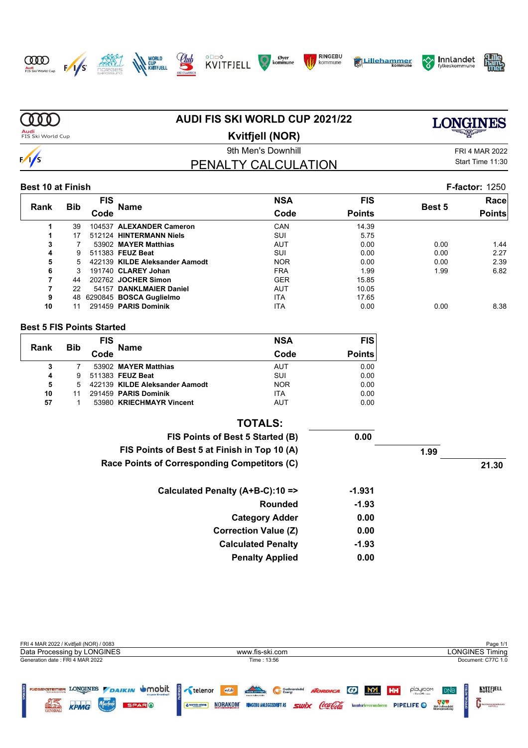# AUDI FIS SKI WORLD CUP 2021/22

## Kvitfjell (NOR)

9th Men's Downhill

FRI 4 MAR 2022

Start Time 11:30

## PENALTY CALCULATION

**Best 10 at Finish** — **F-factor:** 1250

| Rank | Bib | FIS Code | Name | NSA Code | FIS Points | Best 5 | Race Points |
|---|---|---|---|---|---|---|---|
| 1 | 39 | 104537 | **ALEXANDER Cameron** | CAN | 14.39 | | |
| 1 | 17 | 512124 | **HINTERMANN Niels** | SUI | 5.75 | | |
| 3 | 7 | 53902 | **MAYER Matthias** | AUT | 0.00 | 0.00 | 1.44 |
| 4 | 9 | 511383 | **FEUZ Beat** | SUI | 0.00 | 0.00 | 2.27 |
| 5 | 5 | 422139 | **KILDE Aleksander Aamodt** | NOR | 0.00 | 0.00 | 2.39 |
| 6 | 3 | 191740 | **CLAREY Johan** | FRA | 1.99 | 1.99 | 6.82 |
| 7 | 44 | 202762 | **JOCHER Simon** | GER | 15.85 | | |
| 7 | 22 | 54157 | **DANKLMAIER Daniel** | AUT | 10.05 | | |
| 9 | 48 | 6290845 | **BOSCA Guglielmo** | ITA | 17.65 | | |
| 10 | 11 | 291459 | **PARIS Dominik** | ITA | 0.00 | 0.00 | 8.38 |

**Best 5 FIS Points Started**

| Rank | Bib | FIS Code | Name | NSA Code | FIS Points |
|---|---|---|---|---|---|
| 3 | 7 | 53902 | **MAYER Matthias** | AUT | 0.00 |
| 4 | 9 | 511383 | **FEUZ Beat** | SUI | 0.00 |
| 5 | 5 | 422139 | **KILDE Aleksander Aamodt** | NOR | 0.00 |
| 10 | 11 | 291459 | **PARIS Dominik** | ITA | 0.00 |
| 57 | 1 | 53980 | **KRIECHMAYR Vincent** | AUT | 0.00 |

**TOTALS:**

| | | | |
|---|---|---|---|
| **FIS Points of Best 5 Started (B)** | **0.00** | | |
| **FIS Points of Best 5 at Finish in Top 10 (A)** | | **1.99** | |
| **Race Points of Corresponding Competitors (C)** | | | **21.30** |

| | |
|---|---|
| **Calculated Penalty (A+B-C):10 =>** | **-1.931** |
| **Rounded** | **-1.93** |
| **Category Adder** | **0.00** |
| **Correction Value (Z)** | **0.00** |
| **Calculated Penalty** | **-1.93** |
| **Penalty Applied** | **0.00** |

FRI 4 MAR 2022 / Kvitfjell (NOR) / 0083

Data Processing by LONGINES — www.fis-ski.com — LONGINES Timing

Generation date : FRI 4 MAR 2022 — Time : 13:56 — Document: C77C 1.0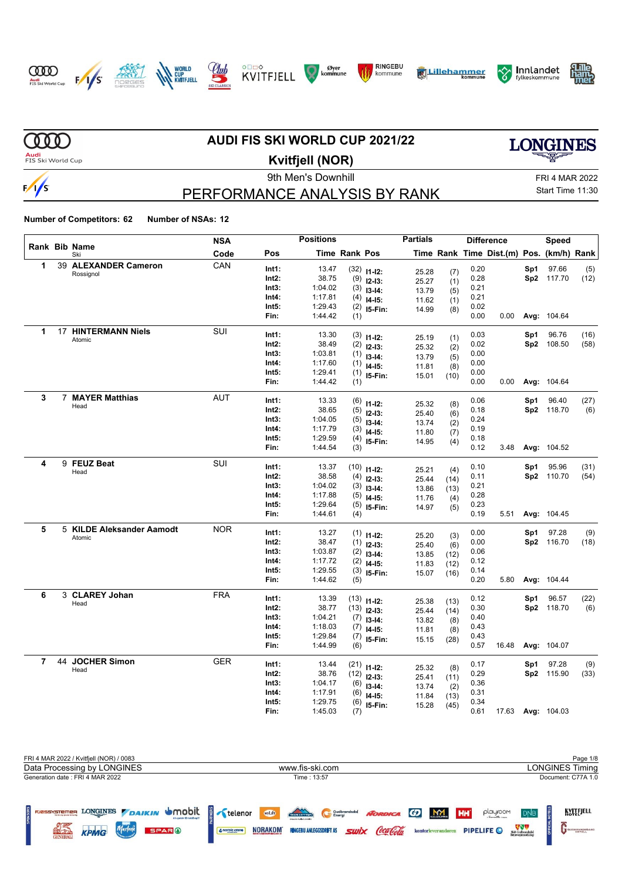# AUDI FIS SKI WORLD CUP 2021/22

## Kvitfjell (NOR)

9th Men's Downhill

FRI 4 MAR 2022

Start Time 11:30

## PERFORMANCE ANALYSIS BY RANK

**Number of Competitors: 62** **Number of NSAs: 12**

| Rank | Bib | Name / Ski | NSA Code | Pos | Time | Rank | Pos | Partials Time | Rank | Difference Time | Dist.(m) | Speed Pos. | (km/h) | Rank |
|---|---|---|---|---|---|---|---|---|---|---|---|---|---|---|
| 1 | 39 | **ALEXANDER Cameron** Rossignol | CAN | Int1: | 13.47 | (32) | I1-I2: | 25.28 | (7) | 0.20 | | Sp1 | 97.66 | (5) |
| | | | | Int2: | 38.75 | (9) | I2-I3: | 25.27 | (1) | 0.28 | | Sp2 | 117.70 | (12) |
| | | | | Int3: | 1:04.02 | (3) | I3-I4: | 13.79 | (5) | 0.21 | | | | |
| | | | | Int4: | 1:17.81 | (4) | I4-I5: | 11.62 | (1) | 0.21 | | | | |
| | | | | Int5: | 1:29.43 | (2) | I5-Fin: | 14.99 | (8) | 0.02 | | | | |
| | | | | Fin: | 1:44.42 | (1) | | | | 0.00 | 0.00 | Avg: | 104.64 | |
| 1 | 17 | **HINTERMANN Niels** Atomic | SUI | Int1: | 13.30 | (3) | I1-I2: | 25.19 | (1) | 0.03 | | Sp1 | 96.76 | (16) |
| | | | | Int2: | 38.49 | (2) | I2-I3: | 25.32 | (2) | 0.02 | | Sp2 | 108.50 | (58) |
| | | | | Int3: | 1:03.81 | (1) | I3-I4: | 13.79 | (5) | 0.00 | | | | |
| | | | | Int4: | 1:17.60 | (1) | I4-I5: | 11.81 | (8) | 0.00 | | | | |
| | | | | Int5: | 1:29.41 | (1) | I5-Fin: | 15.01 | (10) | 0.00 | | | | |
| | | | | Fin: | 1:44.42 | (1) | | | | 0.00 | 0.00 | Avg: | 104.64 | |
| 3 | 7 | **MAYER Matthias** Head | AUT | Int1: | 13.33 | (6) | I1-I2: | 25.32 | (8) | 0.06 | | Sp1 | 96.40 | (27) |
| | | | | Int2: | 38.65 | (5) | I2-I3: | 25.40 | (6) | 0.18 | | Sp2 | 118.70 | (6) |
| | | | | Int3: | 1:04.05 | (5) | I3-I4: | 13.74 | (2) | 0.24 | | | | |
| | | | | Int4: | 1:17.79 | (3) | I4-I5: | 11.80 | (7) | 0.19 | | | | |
| | | | | Int5: | 1:29.59 | (4) | I5-Fin: | 14.95 | (4) | 0.18 | | | | |
| | | | | Fin: | 1:44.54 | (3) | | | | 0.12 | 3.48 | Avg: | 104.52 | |
| 4 | 9 | **FEUZ Beat** Head | SUI | Int1: | 13.37 | (10) | I1-I2: | 25.21 | (4) | 0.10 | | Sp1 | 95.96 | (31) |
| | | | | Int2: | 38.58 | (4) | I2-I3: | 25.44 | (14) | 0.11 | | Sp2 | 110.70 | (54) |
| | | | | Int3: | 1:04.02 | (3) | I3-I4: | 13.86 | (13) | 0.21 | | | | |
| | | | | Int4: | 1:17.88 | (5) | I4-I5: | 11.76 | (4) | 0.28 | | | | |
| | | | | Int5: | 1:29.64 | (5) | I5-Fin: | 14.97 | (5) | 0.23 | | | | |
| | | | | Fin: | 1:44.61 | (4) | | | | 0.19 | 5.51 | Avg: | 104.45 | |
| 5 | 5 | **KILDE Aleksander Aamodt** Atomic | NOR | Int1: | 13.27 | (1) | I1-I2: | 25.20 | (3) | 0.00 | | Sp1 | 97.28 | (9) |
| | | | | Int2: | 38.47 | (1) | I2-I3: | 25.40 | (6) | 0.00 | | Sp2 | 116.70 | (18) |
| | | | | Int3: | 1:03.87 | (2) | I3-I4: | 13.85 | (12) | 0.06 | | | | |
| | | | | Int4: | 1:17.72 | (2) | I4-I5: | 11.83 | (12) | 0.12 | | | | |
| | | | | Int5: | 1:29.55 | (3) | I5-Fin: | 15.07 | (16) | 0.14 | | | | |
| | | | | Fin: | 1:44.62 | (5) | | | | 0.20 | 5.80 | Avg: | 104.44 | |
| 6 | 3 | **CLAREY Johan** Head | FRA | Int1: | 13.39 | (13) | I1-I2: | 25.38 | (13) | 0.12 | | Sp1 | 96.57 | (22) |
| | | | | Int2: | 38.77 | (13) | I2-I3: | 25.44 | (14) | 0.30 | | Sp2 | 118.70 | (6) |
| | | | | Int3: | 1:04.21 | (7) | I3-I4: | 13.82 | (8) | 0.40 | | | | |
| | | | | Int4: | 1:18.03 | (7) | I4-I5: | 11.81 | (8) | 0.43 | | | | |
| | | | | Int5: | 1:29.84 | (7) | I5-Fin: | 15.15 | (28) | 0.43 | | | | |
| | | | | Fin: | 1:44.99 | (6) | | | | 0.57 | 16.48 | Avg: | 104.07 | |
| 7 | 44 | **JOCHER Simon** Head | GER | Int1: | 13.44 | (21) | I1-I2: | 25.32 | (8) | 0.17 | | Sp1 | 97.28 | (9) |
| | | | | Int2: | 38.76 | (12) | I2-I3: | 25.41 | (11) | 0.29 | | Sp2 | 115.90 | (33) |
| | | | | Int3: | 1:04.17 | (6) | I3-I4: | 13.74 | (2) | 0.36 | | | | |
| | | | | Int4: | 1:17.91 | (6) | I4-I5: | 11.84 | (13) | 0.31 | | | | |
| | | | | Int5: | 1:29.75 | (6) | I5-Fin: | 15.28 | (45) | 0.34 | | | | |
| | | | | Fin: | 1:45.03 | (7) | | | | 0.61 | 17.63 | Avg: | 104.03 | |

FRI 4 MAR 2022 / Kvitfjell (NOR) / 0083

Data Processing by LONGINES — www.fis-ski.com — LONGINES Timing

Generation date : FRI 4 MAR 2022 — Time : 13:57 — Document: C77A 1.0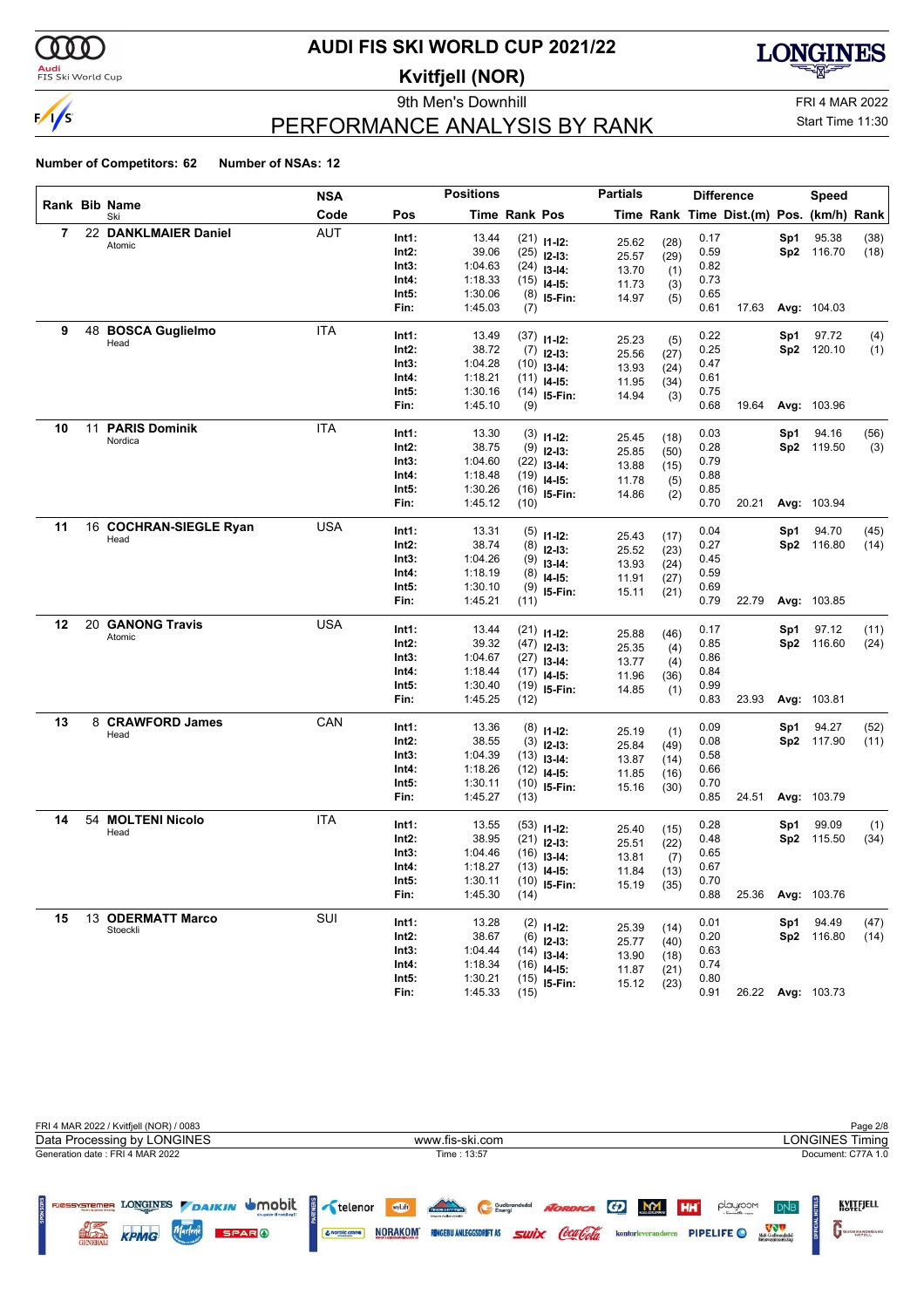# AUDI FIS SKI WORLD CUP 2021/22

## Kvitfjell (NOR)

### 9th Men's Downhill

FRI 4 MAR 2022

## PERFORMANCE ANALYSIS BY RANK

Start Time 11:30

**Number of Competitors: 62** **Number of NSAs: 12**

| Rank | Bib | Name / Ski | NSA Code | Pos | Time | Rank | Pos | Time | Rank | Difference Time | Dist.(m) | Pos. | Speed (km/h) | Rank |
|---|---|---|---|---|---|---|---|---|---|---|---|---|---|---|
| 7 | 22 | **DANKLMAIER Daniel** Atomic | AUT | Int1: | 13.44 | (21) | I1-I2: | 25.62 | (28) | 0.17 | | Sp1 | 95.38 | (38) |
| | | | | Int2: | 39.06 | (25) | I2-I3: | 25.57 | (29) | 0.59 | | Sp2 | 116.70 | (18) |
| | | | | Int3: | 1:04.63 | (24) | I3-I4: | 13.70 | (1) | 0.82 | | | | |
| | | | | Int4: | 1:18.33 | (15) | I4-I5: | 11.73 | (3) | 0.73 | | | | |
| | | | | Int5: | 1:30.06 | (8) | I5-Fin: | 14.97 | (5) | 0.65 | | | | |
| | | | | Fin: | 1:45.03 | (7) | | | | 0.61 | 17.63 | Avg: | 104.03 | |
| 9 | 48 | **BOSCA Guglielmo** Head | ITA | Int1: | 13.49 | (37) | I1-I2: | 25.23 | (5) | 0.22 | | Sp1 | 97.72 | (4) |
| | | | | Int2: | 38.72 | (7) | I2-I3: | 25.56 | (27) | 0.25 | | Sp2 | 120.10 | (1) |
| | | | | Int3: | 1:04.28 | (10) | I3-I4: | 13.93 | (24) | 0.47 | | | | |
| | | | | Int4: | 1:18.21 | (11) | I4-I5: | 11.95 | (34) | 0.61 | | | | |
| | | | | Int5: | 1:30.16 | (14) | I5-Fin: | 14.94 | (3) | 0.75 | | | | |
| | | | | Fin: | 1:45.10 | (9) | | | | 0.68 | 19.64 | Avg: | 103.96 | |
| 10 | 11 | **PARIS Dominik** Nordica | ITA | Int1: | 13.30 | (3) | I1-I2: | 25.45 | (18) | 0.03 | | Sp1 | 94.16 | (56) |
| | | | | Int2: | 38.75 | (9) | I2-I3: | 25.85 | (50) | 0.28 | | Sp2 | 119.50 | (3) |
| | | | | Int3: | 1:04.60 | (22) | I3-I4: | 13.88 | (15) | 0.79 | | | | |
| | | | | Int4: | 1:18.48 | (19) | I4-I5: | 11.78 | (5) | 0.88 | | | | |
| | | | | Int5: | 1:30.26 | (16) | I5-Fin: | 14.86 | (2) | 0.85 | | | | |
| | | | | Fin: | 1:45.12 | (10) | | | | 0.70 | 20.21 | Avg: | 103.94 | |
| 11 | 16 | **COCHRAN-SIEGLE Ryan** Head | USA | Int1: | 13.31 | (5) | I1-I2: | 25.43 | (17) | 0.04 | | Sp1 | 94.70 | (45) |
| | | | | Int2: | 38.74 | (8) | I2-I3: | 25.52 | (23) | 0.27 | | Sp2 | 116.80 | (14) |
| | | | | Int3: | 1:04.26 | (9) | I3-I4: | 13.93 | (24) | 0.45 | | | | |
| | | | | Int4: | 1:18.19 | (8) | I4-I5: | 11.91 | (27) | 0.59 | | | | |
| | | | | Int5: | 1:30.10 | (9) | I5-Fin: | 15.11 | (21) | 0.69 | | | | |
| | | | | Fin: | 1:45.21 | (11) | | | | 0.79 | 22.79 | Avg: | 103.85 | |
| 12 | 20 | **GANONG Travis** Atomic | USA | Int1: | 13.44 | (21) | I1-I2: | 25.88 | (46) | 0.17 | | Sp1 | 97.12 | (11) |
| | | | | Int2: | 39.32 | (47) | I2-I3: | 25.35 | (4) | 0.85 | | Sp2 | 116.60 | (24) |
| | | | | Int3: | 1:04.67 | (27) | I3-I4: | 13.77 | (4) | 0.86 | | | | |
| | | | | Int4: | 1:18.44 | (17) | I4-I5: | 11.96 | (36) | 0.84 | | | | |
| | | | | Int5: | 1:30.40 | (19) | I5-Fin: | 14.85 | (1) | 0.99 | | | | |
| | | | | Fin: | 1:45.25 | (12) | | | | 0.83 | 23.93 | Avg: | 103.81 | |
| 13 | 8 | **CRAWFORD James** Head | CAN | Int1: | 13.36 | (8) | I1-I2: | 25.19 | (1) | 0.09 | | Sp1 | 94.27 | (52) |
| | | | | Int2: | 38.55 | (3) | I2-I3: | 25.84 | (49) | 0.08 | | Sp2 | 117.90 | (11) |
| | | | | Int3: | 1:04.39 | (13) | I3-I4: | 13.87 | (14) | 0.58 | | | | |
| | | | | Int4: | 1:18.26 | (12) | I4-I5: | 11.85 | (16) | 0.66 | | | | |
| | | | | Int5: | 1:30.11 | (10) | I5-Fin: | 15.16 | (30) | 0.70 | | | | |
| | | | | Fin: | 1:45.27 | (13) | | | | 0.85 | 24.51 | Avg: | 103.79 | |
| 14 | 54 | **MOLTENI Nicolo** Head | ITA | Int1: | 13.55 | (53) | I1-I2: | 25.40 | (15) | 0.28 | | Sp1 | 99.09 | (1) |
| | | | | Int2: | 38.95 | (21) | I2-I3: | 25.51 | (22) | 0.48 | | Sp2 | 115.50 | (34) |
| | | | | Int3: | 1:04.46 | (16) | I3-I4: | 13.81 | (7) | 0.65 | | | | |
| | | | | Int4: | 1:18.27 | (13) | I4-I5: | 11.84 | (13) | 0.67 | | | | |
| | | | | Int5: | 1:30.11 | (10) | I5-Fin: | 15.19 | (35) | 0.70 | | | | |
| | | | | Fin: | 1:45.30 | (14) | | | | 0.88 | 25.36 | Avg: | 103.76 | |
| 15 | 13 | **ODERMATT Marco** Stoeckli | SUI | Int1: | 13.28 | (2) | I1-I2: | 25.39 | (14) | 0.01 | | Sp1 | 94.49 | (47) |
| | | | | Int2: | 38.67 | (6) | I2-I3: | 25.77 | (40) | 0.20 | | Sp2 | 116.80 | (14) |
| | | | | Int3: | 1:04.44 | (14) | I3-I4: | 13.90 | (18) | 0.63 | | | | |
| | | | | Int4: | 1:18.34 | (16) | I4-I5: | 11.87 | (21) | 0.74 | | | | |
| | | | | Int5: | 1:30.21 | (15) | I5-Fin: | 15.12 | (23) | 0.80 | | | | |
| | | | | Fin: | 1:45.33 | (15) | | | | 0.91 | 26.22 | Avg: | 103.73 | |

FRI 4 MAR 2022 / Kvitfjell (NOR) / 0083

Data Processing by LONGINES — www.fis-ski.com — LONGINES Timing

Generation date : FRI 4 MAR 2022 — Time : 13:57 — Document: C77A 1.0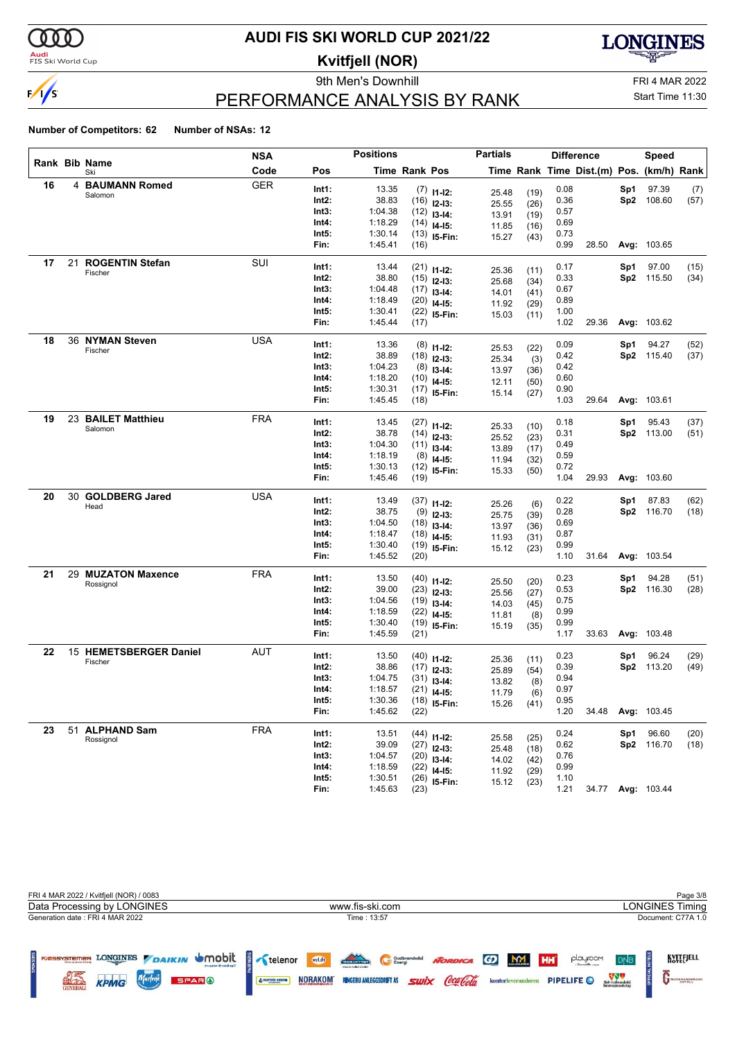# AUDI FIS SKI WORLD CUP 2021/22

## Kvitfjell (NOR)

9th Men's Downhill

FRI 4 MAR 2022

Start Time 11:30

## PERFORMANCE ANALYSIS BY RANK

**Number of Competitors: 62** **Number of NSAs: 12**

| Rank | Bib | Name | NSA Code | Pos | Time | Rank | Pos | Time | Rank | Time | Dist.(m) | Pos. | (km/h) | Rank |
|---|---|---|---|---|---|---|---|---|---|---|---|---|---|---|
| 16 | 4 | **BAUMANN Romed** | GER | Int1: | 13.35 | (7) | I1-I2: | 25.48 | (19) | 0.08 | | Sp1 | 97.39 | (7) |
| | | Salomon | | Int2: | 38.83 | (16) | I2-I3: | 25.55 | (26) | 0.36 | | Sp2 | 108.60 | (57) |
| | | | | Int3: | 1:04.38 | (12) | I3-I4: | 13.91 | (19) | 0.57 | | | | |
| | | | | Int4: | 1:18.29 | (14) | I4-I5: | 11.85 | (16) | 0.69 | | | | |
| | | | | Int5: | 1:30.14 | (13) | I5-Fin: | 15.27 | (43) | 0.73 | | | | |
| | | | | Fin: | 1:45.41 | (16) | | | | 0.99 | 28.50 | Avg: | 103.65 | |
| 17 | 21 | **ROGENTIN Stefan** | SUI | Int1: | 13.44 | (21) | I1-I2: | 25.36 | (11) | 0.17 | | Sp1 | 97.00 | (15) |
| | | Fischer | | Int2: | 38.80 | (15) | I2-I3: | 25.68 | (34) | 0.33 | | Sp2 | 115.50 | (34) |
| | | | | Int3: | 1:04.48 | (17) | I3-I4: | 14.01 | (41) | 0.67 | | | | |
| | | | | Int4: | 1:18.49 | (20) | I4-I5: | 11.92 | (29) | 0.89 | | | | |
| | | | | Int5: | 1:30.41 | (22) | I5-Fin: | 15.03 | (11) | 1.00 | | | | |
| | | | | Fin: | 1:45.44 | (17) | | | | 1.02 | 29.36 | Avg: | 103.62 | |
| 18 | 36 | **NYMAN Steven** | USA | Int1: | 13.36 | (8) | I1-I2: | 25.53 | (22) | 0.09 | | Sp1 | 94.27 | (52) |
| | | Fischer | | Int2: | 38.89 | (18) | I2-I3: | 25.34 | (3) | 0.42 | | Sp2 | 115.40 | (37) |
| | | | | Int3: | 1:04.23 | (8) | I3-I4: | 13.97 | (36) | 0.42 | | | | |
| | | | | Int4: | 1:18.20 | (10) | I4-I5: | 12.11 | (50) | 0.60 | | | | |
| | | | | Int5: | 1:30.31 | (17) | I5-Fin: | 15.14 | (27) | 0.90 | | | | |
| | | | | Fin: | 1:45.45 | (18) | | | | 1.03 | 29.64 | Avg: | 103.61 | |
| 19 | 23 | **BAILET Matthieu** | FRA | Int1: | 13.45 | (27) | I1-I2: | 25.33 | (10) | 0.18 | | Sp1 | 95.43 | (37) |
| | | Salomon | | Int2: | 38.78 | (14) | I2-I3: | 25.52 | (23) | 0.31 | | Sp2 | 113.00 | (51) |
| | | | | Int3: | 1:04.30 | (11) | I3-I4: | 13.89 | (17) | 0.49 | | | | |
| | | | | Int4: | 1:18.19 | (8) | I4-I5: | 11.94 | (32) | 0.59 | | | | |
| | | | | Int5: | 1:30.13 | (12) | I5-Fin: | 15.33 | (50) | 0.72 | | | | |
| | | | | Fin: | 1:45.46 | (19) | | | | 1.04 | 29.93 | Avg: | 103.60 | |
| 20 | 30 | **GOLDBERG Jared** | USA | Int1: | 13.49 | (37) | I1-I2: | 25.26 | (6) | 0.22 | | Sp1 | 87.83 | (62) |
| | | Head | | Int2: | 38.75 | (9) | I2-I3: | 25.75 | (39) | 0.28 | | Sp2 | 116.70 | (18) |
| | | | | Int3: | 1:04.50 | (18) | I3-I4: | 13.97 | (36) | 0.69 | | | | |
| | | | | Int4: | 1:18.47 | (18) | I4-I5: | 11.93 | (31) | 0.87 | | | | |
| | | | | Int5: | 1:30.40 | (19) | I5-Fin: | 15.12 | (23) | 0.99 | | | | |
| | | | | Fin: | 1:45.52 | (20) | | | | 1.10 | 31.64 | Avg: | 103.54 | |
| 21 | 29 | **MUZATON Maxence** | FRA | Int1: | 13.50 | (40) | I1-I2: | 25.50 | (20) | 0.23 | | Sp1 | 94.28 | (51) |
| | | Rossignol | | Int2: | 39.00 | (23) | I2-I3: | 25.56 | (27) | 0.53 | | Sp2 | 116.30 | (28) |
| | | | | Int3: | 1:04.56 | (19) | I3-I4: | 14.03 | (45) | 0.75 | | | | |
| | | | | Int4: | 1:18.59 | (22) | I4-I5: | 11.81 | (8) | 0.99 | | | | |
| | | | | Int5: | 1:30.40 | (19) | I5-Fin: | 15.19 | (35) | 0.99 | | | | |
| | | | | Fin: | 1:45.59 | (21) | | | | 1.17 | 33.63 | Avg: | 103.48 | |
| 22 | 15 | **HEMETSBERGER Daniel** | AUT | Int1: | 13.50 | (40) | I1-I2: | 25.36 | (11) | 0.23 | | Sp1 | 96.24 | (29) |
| | | Fischer | | Int2: | 38.86 | (17) | I2-I3: | 25.89 | (54) | 0.39 | | Sp2 | 113.20 | (49) |
| | | | | Int3: | 1:04.75 | (31) | I3-I4: | 13.82 | (8) | 0.94 | | | | |
| | | | | Int4: | 1:18.57 | (21) | I4-I5: | 11.79 | (6) | 0.97 | | | | |
| | | | | Int5: | 1:30.36 | (18) | I5-Fin: | 15.26 | (41) | 0.95 | | | | |
| | | | | Fin: | 1:45.62 | (22) | | | | 1.20 | 34.48 | Avg: | 103.45 | |
| 23 | 51 | **ALPHAND Sam** | FRA | Int1: | 13.51 | (44) | I1-I2: | 25.58 | (25) | 0.24 | | Sp1 | 96.60 | (20) |
| | | Rossignol | | Int2: | 39.09 | (27) | I2-I3: | 25.48 | (18) | 0.62 | | Sp2 | 116.70 | (18) |
| | | | | Int3: | 1:04.57 | (20) | I3-I4: | 14.02 | (42) | 0.76 | | | | |
| | | | | Int4: | 1:18.59 | (22) | I4-I5: | 11.92 | (29) | 0.99 | | | | |
| | | | | Int5: | 1:30.51 | (26) | I5-Fin: | 15.12 | (23) | 1.10 | | | | |
| | | | | Fin: | 1:45.63 | (23) | | | | 1.21 | 34.77 | Avg: | 103.44 | |

FRI 4 MAR 2022 / Kvitfjell (NOR) / 0083

Data Processing by LONGINES — www.fis-ski.com — LONGINES Timing

Generation date : FRI 4 MAR 2022 — Time : 13:57 — Document: C77A 1.0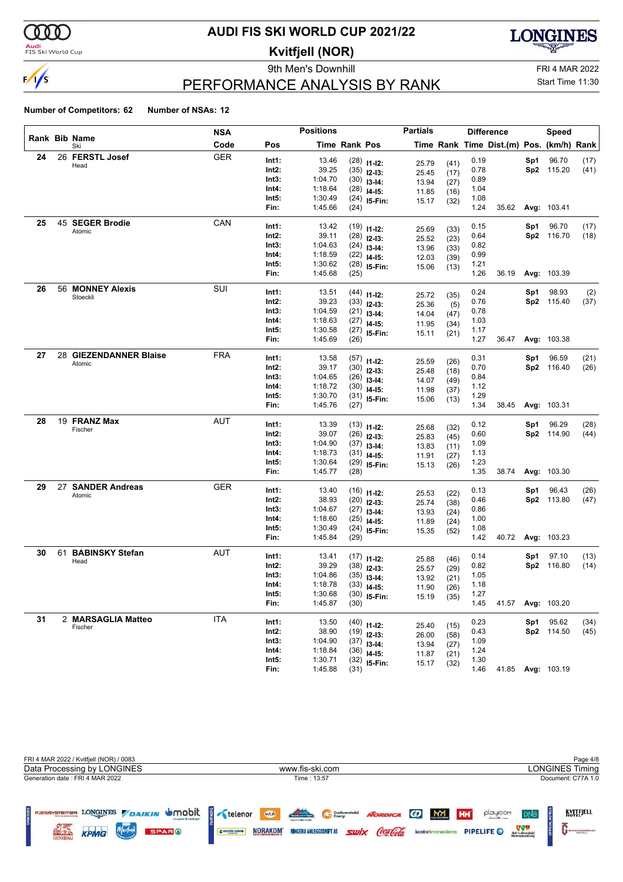# AUDI FIS SKI WORLD CUP 2021/22

## Kvitfjell (NOR)

9th Men's Downhill

FRI 4 MAR 2022

Start Time 11:30

## PERFORMANCE ANALYSIS BY RANK

**Number of Competitors: 62** **Number of NSAs: 12**

| Rank | Bib | Name / Ski | NSA Code | Pos | Time | Rank | Pos | Time | Rank | Difference Time | Dist.(m) | Pos. | Speed (km/h) | Rank |
|---|---|---|---|---|---|---|---|---|---|---|---|---|---|---|
| 24 | 26 | **FERSTL Josef** Head | GER | Int1: | 13.46 | (28) | I1-I2: | 25.79 | (41) | 0.19 | | Sp1 | 96.70 | (17) |
| | | | | Int2: | 39.25 | (35) | I2-I3: | 25.45 | (17) | 0.78 | | Sp2 | 115.20 | (41) |
| | | | | Int3: | 1:04.70 | (30) | I3-I4: | 13.94 | (27) | 0.89 | | | | |
| | | | | Int4: | 1:18.64 | (28) | I4-I5: | 11.85 | (16) | 1.04 | | | | |
| | | | | Int5: | 1:30.49 | (24) | I5-Fin: | 15.17 | (32) | 1.08 | | | | |
| | | | | Fin: | 1:45.66 | (24) | | | | 1.24 | 35.62 | Avg: | 103.41 | |
| 25 | 45 | **SEGER Brodie** Atomic | CAN | Int1: | 13.42 | (19) | I1-I2: | 25.69 | (33) | 0.15 | | Sp1 | 96.70 | (17) |
| | | | | Int2: | 39.11 | (28) | I2-I3: | 25.52 | (23) | 0.64 | | Sp2 | 116.70 | (18) |
| | | | | Int3: | 1:04.63 | (24) | I3-I4: | 13.96 | (33) | 0.82 | | | | |
| | | | | Int4: | 1:18.59 | (22) | I4-I5: | 12.03 | (39) | 0.99 | | | | |
| | | | | Int5: | 1:30.62 | (28) | I5-Fin: | 15.06 | (13) | 1.21 | | | | |
| | | | | Fin: | 1:45.68 | (25) | | | | 1.26 | 36.19 | Avg: | 103.39 | |
| 26 | 56 | **MONNEY Alexis** Stoeckli | SUI | Int1: | 13.51 | (44) | I1-I2: | 25.72 | (35) | 0.24 | | Sp1 | 98.93 | (2) |
| | | | | Int2: | 39.23 | (33) | I2-I3: | 25.36 | (5) | 0.76 | | Sp2 | 115.40 | (37) |
| | | | | Int3: | 1:04.59 | (21) | I3-I4: | 14.04 | (47) | 0.78 | | | | |
| | | | | Int4: | 1:18.63 | (27) | I4-I5: | 11.95 | (34) | 1.03 | | | | |
| | | | | Int5: | 1:30.58 | (27) | I5-Fin: | 15.11 | (21) | 1.17 | | | | |
| | | | | Fin: | 1:45.69 | (26) | | | | 1.27 | 36.47 | Avg: | 103.38 | |
| 27 | 28 | **GIEZENDANNER Blaise** Atomic | FRA | Int1: | 13.58 | (57) | I1-I2: | 25.59 | (26) | 0.31 | | Sp1 | 96.59 | (21) |
| | | | | Int2: | 39.17 | (30) | I2-I3: | 25.48 | (18) | 0.70 | | Sp2 | 116.40 | (26) |
| | | | | Int3: | 1:04.65 | (26) | I3-I4: | 14.07 | (49) | 0.84 | | | | |
| | | | | Int4: | 1:18.72 | (30) | I4-I5: | 11.98 | (37) | 1.12 | | | | |
| | | | | Int5: | 1:30.70 | (31) | I5-Fin: | 15.06 | (13) | 1.29 | | | | |
| | | | | Fin: | 1:45.76 | (27) | | | | 1.34 | 38.45 | Avg: | 103.31 | |
| 28 | 19 | **FRANZ Max** Fischer | AUT | Int1: | 13.39 | (13) | I1-I2: | 25.68 | (32) | 0.12 | | Sp1 | 96.29 | (28) |
| | | | | Int2: | 39.07 | (26) | I2-I3: | 25.83 | (45) | 0.60 | | Sp2 | 114.90 | (44) |
| | | | | Int3: | 1:04.90 | (37) | I3-I4: | 13.83 | (11) | 1.09 | | | | |
| | | | | Int4: | 1:18.73 | (31) | I4-I5: | 11.91 | (27) | 1.13 | | | | |
| | | | | Int5: | 1:30.64 | (29) | I5-Fin: | 15.13 | (26) | 1.23 | | | | |
| | | | | Fin: | 1:45.77 | (28) | | | | 1.35 | 38.74 | Avg: | 103.30 | |
| 29 | 27 | **SANDER Andreas** Atomic | GER | Int1: | 13.40 | (16) | I1-I2: | 25.53 | (22) | 0.13 | | Sp1 | 96.43 | (26) |
| | | | | Int2: | 38.93 | (20) | I2-I3: | 25.74 | (38) | 0.46 | | Sp2 | 113.80 | (47) |
| | | | | Int3: | 1:04.67 | (27) | I3-I4: | 13.93 | (24) | 0.86 | | | | |
| | | | | Int4: | 1:18.60 | (25) | I4-I5: | 11.89 | (24) | 1.00 | | | | |
| | | | | Int5: | 1:30.49 | (24) | I5-Fin: | 15.35 | (52) | 1.08 | | | | |
| | | | | Fin: | 1:45.84 | (29) | | | | 1.42 | 40.72 | Avg: | 103.23 | |
| 30 | 61 | **BABINSKY Stefan** Head | AUT | Int1: | 13.41 | (17) | I1-I2: | 25.88 | (46) | 0.14 | | Sp1 | 97.10 | (13) |
| | | | | Int2: | 39.29 | (38) | I2-I3: | 25.57 | (29) | 0.82 | | Sp2 | 116.80 | (14) |
| | | | | Int3: | 1:04.86 | (35) | I3-I4: | 13.92 | (21) | 1.05 | | | | |
| | | | | Int4: | 1:18.78 | (33) | I4-I5: | 11.90 | (26) | 1.18 | | | | |
| | | | | Int5: | 1:30.68 | (30) | I5-Fin: | 15.19 | (35) | 1.27 | | | | |
| | | | | Fin: | 1:45.87 | (30) | | | | 1.45 | 41.57 | Avg: | 103.20 | |
| 31 | 2 | **MARSAGLIA Matteo** Fischer | ITA | Int1: | 13.50 | (40) | I1-I2: | 25.40 | (15) | 0.23 | | Sp1 | 95.62 | (34) |
| | | | | Int2: | 38.90 | (19) | I2-I3: | 26.00 | (58) | 0.43 | | Sp2 | 114.50 | (45) |
| | | | | Int3: | 1:04.90 | (37) | I3-I4: | 13.94 | (27) | 1.09 | | | | |
| | | | | Int4: | 1:18.84 | (36) | I4-I5: | 11.87 | (21) | 1.24 | | | | |
| | | | | Int5: | 1:30.71 | (32) | I5-Fin: | 15.17 | (32) | 1.30 | | | | |
| | | | | Fin: | 1:45.88 | (31) | | | | 1.46 | 41.85 | Avg: | 103.19 | |

FRI 4 MAR 2022 / Kvitfjell (NOR) / 0083

Data Processing by LONGINES — www.fis-ski.com — LONGINES Timing

Generation date : FRI 4 MAR 2022 — Time : 13:57 — Document: C77A 1.0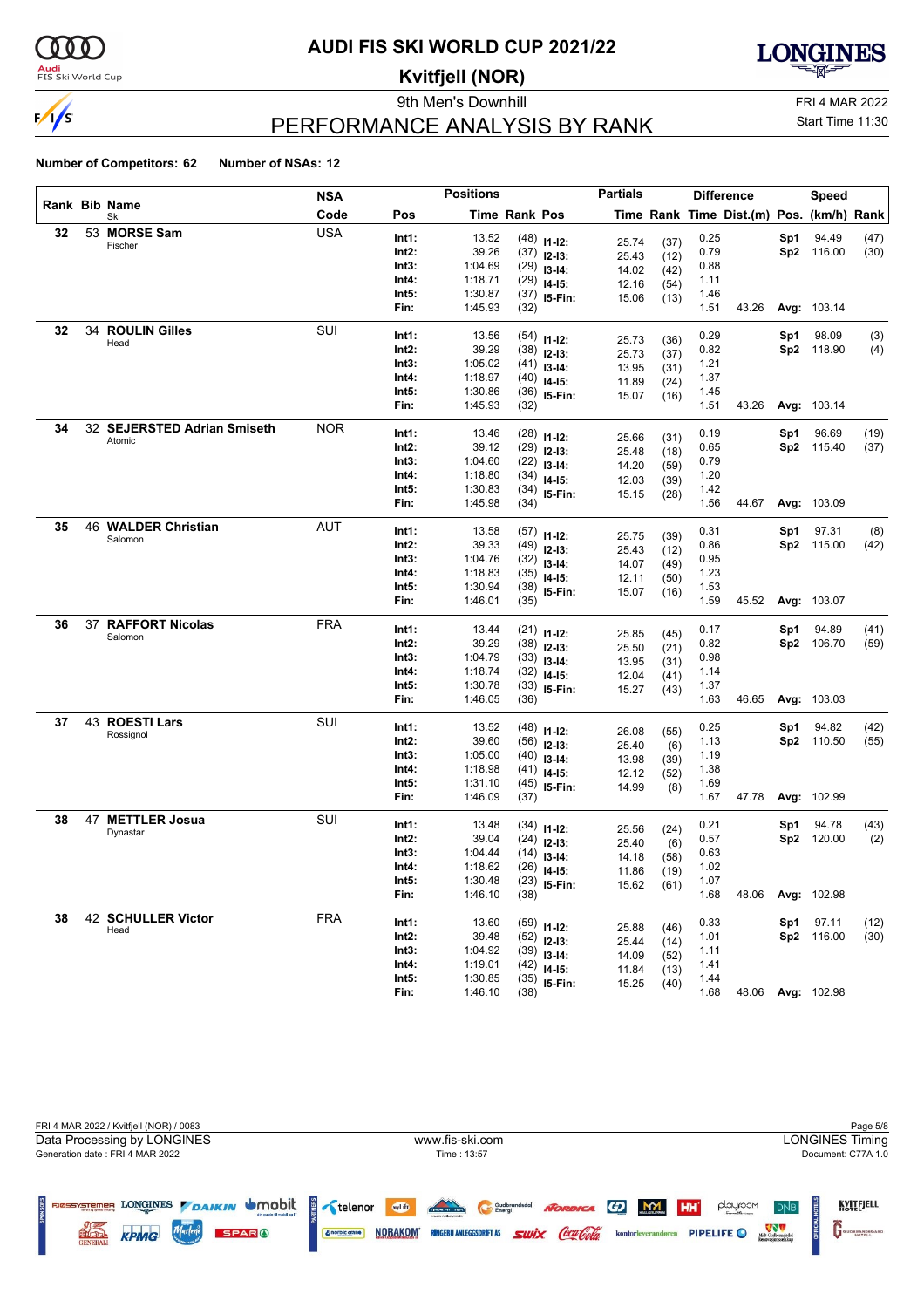# AUDI FIS SKI WORLD CUP 2021/22

## Kvitfjell (NOR)

9th Men's Downhill

FRI 4 MAR 2022

## PERFORMANCE ANALYSIS BY RANK

Start Time 11:30

**Number of Competitors: 62** **Number of NSAs: 12**

| Rank | Bib | Name / Ski | NSA Code | Pos | Time | Rank | Pos | Partial Time | Partial Rank | Diff. Time | Dist.(m) | Pos. | Speed (km/h) | Speed Rank |
|---|---|---|---|---|---|---|---|---|---|---|---|---|---|---|
| 32 | 53 | **MORSE Sam** Fischer | USA | Int1: | 13.52 | (48) | I1-I2: | 25.74 | (37) | 0.25 | | Sp1 | 94.49 | (47) |
| | | | | Int2: | 39.26 | (37) | I2-I3: | 25.43 | (12) | 0.79 | | Sp2 | 116.00 | (30) |
| | | | | Int3: | 1:04.69 | (29) | I3-I4: | 14.02 | (42) | 0.88 | | | | |
| | | | | Int4: | 1:18.71 | (29) | I4-I5: | 12.16 | (54) | 1.11 | | | | |
| | | | | Int5: | 1:30.87 | (37) | I5-Fin: | 15.06 | (13) | 1.46 | | | | |
| | | | | Fin: | 1:45.93 | (32) | | | | 1.51 | 43.26 | Avg: | 103.14 | |
| 32 | 34 | **ROULIN Gilles** Head | SUI | Int1: | 13.56 | (54) | I1-I2: | 25.73 | (36) | 0.29 | | Sp1 | 98.09 | (3) |
| | | | | Int2: | 39.29 | (38) | I2-I3: | 25.73 | (37) | 0.82 | | Sp2 | 118.90 | (4) |
| | | | | Int3: | 1:05.02 | (41) | I3-I4: | 13.95 | (31) | 1.21 | | | | |
| | | | | Int4: | 1:18.97 | (40) | I4-I5: | 11.89 | (24) | 1.37 | | | | |
| | | | | Int5: | 1:30.86 | (36) | I5-Fin: | 15.07 | (16) | 1.45 | | | | |
| | | | | Fin: | 1:45.93 | (32) | | | | 1.51 | 43.26 | Avg: | 103.14 | |
| 34 | 32 | **SEJERSTED Adrian Smiseth** Atomic | NOR | Int1: | 13.46 | (28) | I1-I2: | 25.66 | (31) | 0.19 | | Sp1 | 96.69 | (19) |
| | | | | Int2: | 39.12 | (29) | I2-I3: | 25.48 | (18) | 0.65 | | Sp2 | 115.40 | (37) |
| | | | | Int3: | 1:04.60 | (22) | I3-I4: | 14.20 | (59) | 0.79 | | | | |
| | | | | Int4: | 1:18.80 | (34) | I4-I5: | 12.03 | (39) | 1.20 | | | | |
| | | | | Int5: | 1:30.83 | (34) | I5-Fin: | 15.15 | (28) | 1.42 | | | | |
| | | | | Fin: | 1:45.98 | (34) | | | | 1.56 | 44.67 | Avg: | 103.09 | |
| 35 | 46 | **WALDER Christian** Salomon | AUT | Int1: | 13.58 | (57) | I1-I2: | 25.75 | (39) | 0.31 | | Sp1 | 97.31 | (8) |
| | | | | Int2: | 39.33 | (49) | I2-I3: | 25.43 | (12) | 0.86 | | Sp2 | 115.00 | (42) |
| | | | | Int3: | 1:04.76 | (32) | I3-I4: | 14.07 | (49) | 0.95 | | | | |
| | | | | Int4: | 1:18.83 | (35) | I4-I5: | 12.11 | (50) | 1.23 | | | | |
| | | | | Int5: | 1:30.94 | (38) | I5-Fin: | 15.07 | (16) | 1.53 | | | | |
| | | | | Fin: | 1:46.01 | (35) | | | | 1.59 | 45.52 | Avg: | 103.07 | |
| 36 | 37 | **RAFFORT Nicolas** Salomon | FRA | Int1: | 13.44 | (21) | I1-I2: | 25.85 | (45) | 0.17 | | Sp1 | 94.89 | (41) |
| | | | | Int2: | 39.29 | (38) | I2-I3: | 25.50 | (21) | 0.82 | | Sp2 | 106.70 | (59) |
| | | | | Int3: | 1:04.79 | (33) | I3-I4: | 13.95 | (31) | 0.98 | | | | |
| | | | | Int4: | 1:18.74 | (32) | I4-I5: | 12.04 | (41) | 1.14 | | | | |
| | | | | Int5: | 1:30.78 | (33) | I5-Fin: | 15.27 | (43) | 1.37 | | | | |
| | | | | Fin: | 1:46.05 | (36) | | | | 1.63 | 46.65 | Avg: | 103.03 | |
| 37 | 43 | **ROESTI Lars** Rossignol | SUI | Int1: | 13.52 | (48) | I1-I2: | 26.08 | (55) | 0.25 | | Sp1 | 94.82 | (42) |
| | | | | Int2: | 39.60 | (56) | I2-I3: | 25.40 | (6) | 1.13 | | Sp2 | 110.50 | (55) |
| | | | | Int3: | 1:05.00 | (40) | I3-I4: | 13.98 | (39) | 1.19 | | | | |
| | | | | Int4: | 1:18.98 | (41) | I4-I5: | 12.12 | (52) | 1.38 | | | | |
| | | | | Int5: | 1:31.10 | (45) | I5-Fin: | 14.99 | (8) | 1.69 | | | | |
| | | | | Fin: | 1:46.09 | (37) | | | | 1.67 | 47.78 | Avg: | 102.99 | |
| 38 | 47 | **METTLER Josua** Dynastar | SUI | Int1: | 13.48 | (34) | I1-I2: | 25.56 | (24) | 0.21 | | Sp1 | 94.78 | (43) |
| | | | | Int2: | 39.04 | (24) | I2-I3: | 25.40 | (6) | 0.57 | | Sp2 | 120.00 | (2) |
| | | | | Int3: | 1:04.44 | (14) | I3-I4: | 14.18 | (58) | 0.63 | | | | |
| | | | | Int4: | 1:18.62 | (26) | I4-I5: | 11.86 | (19) | 1.02 | | | | |
| | | | | Int5: | 1:30.48 | (23) | I5-Fin: | 15.62 | (61) | 1.07 | | | | |
| | | | | Fin: | 1:46.10 | (38) | | | | 1.68 | 48.06 | Avg: | 102.98 | |
| 38 | 42 | **SCHULLER Victor** Head | FRA | Int1: | 13.60 | (59) | I1-I2: | 25.88 | (46) | 0.33 | | Sp1 | 97.11 | (12) |
| | | | | Int2: | 39.48 | (52) | I2-I3: | 25.44 | (14) | 1.01 | | Sp2 | 116.00 | (30) |
| | | | | Int3: | 1:04.92 | (39) | I3-I4: | 14.09 | (52) | 1.11 | | | | |
| | | | | Int4: | 1:19.01 | (42) | I4-I5: | 11.84 | (13) | 1.41 | | | | |
| | | | | Int5: | 1:30.85 | (35) | I5-Fin: | 15.25 | (40) | 1.44 | | | | |
| | | | | Fin: | 1:46.10 | (38) | | | | 1.68 | 48.06 | Avg: | 102.98 | |

FRI 4 MAR 2022 / Kvitfjell (NOR) / 0083

Data Processing by LONGINES | www.fis-ski.com | LONGINES Timing

Generation date : FRI 4 MAR 2022 | Time : 13:57 | Document: C77A 1.0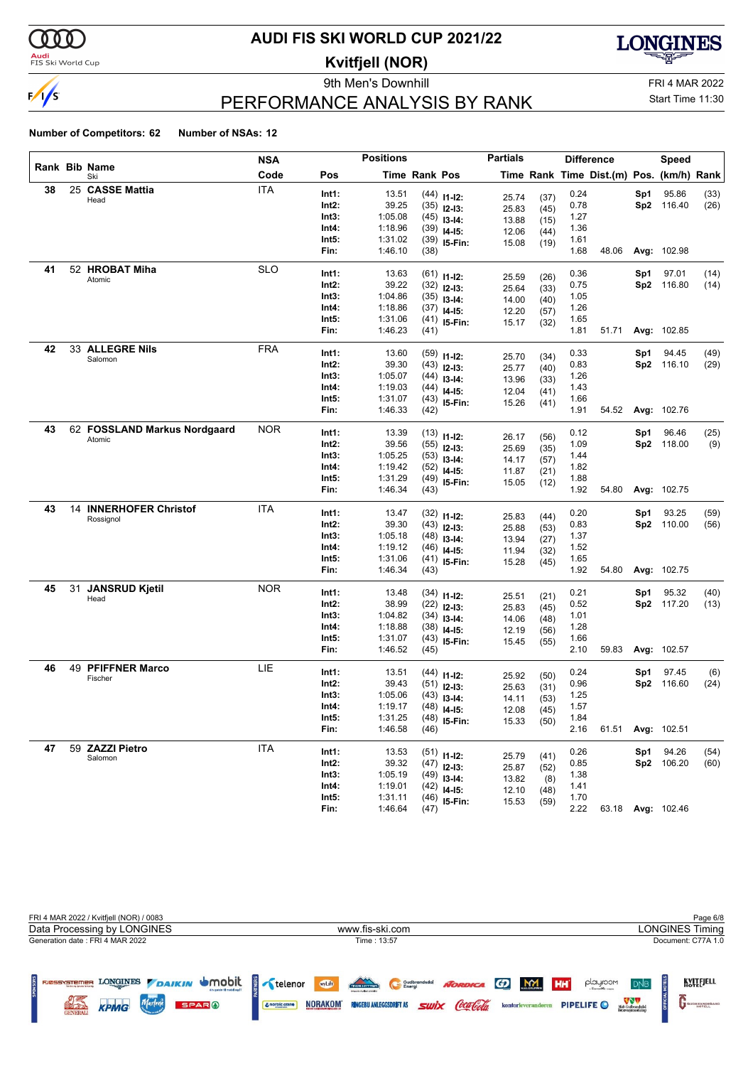# AUDI FIS SKI WORLD CUP 2021/22

## Kvitfjell (NOR)

9th Men's Downhill

FRI 4 MAR 2022

Start Time 11:30

## PERFORMANCE ANALYSIS BY RANK

**Number of Competitors: 62** **Number of NSAs: 12**

| Rank | Bib | Name / Ski | NSA Code | Pos | Time | Rank | Pos | Time | Rank | Diff. Time | Dist.(m) | Pos. | Speed (km/h) | Rank |
|---|---|---|---|---|---|---|---|---|---|---|---|---|---|---|
| 38 | 25 | **CASSE Mattia** Head | ITA | Int1: | 13.51 | (44) | I1-I2: | 25.74 | (37) | 0.24 | | Sp1 | 95.86 | (33) |
| | | | | Int2: | 39.25 | (35) | I2-I3: | 25.83 | (45) | 0.78 | | Sp2 | 116.40 | (26) |
| | | | | Int3: | 1:05.08 | (45) | I3-I4: | 13.88 | (15) | 1.27 | | | | |
| | | | | Int4: | 1:18.96 | (39) | I4-I5: | 12.06 | (44) | 1.36 | | | | |
| | | | | Int5: | 1:31.02 | (39) | I5-Fin: | 15.08 | (19) | 1.61 | | | | |
| | | | | Fin: | 1:46.10 | (38) | | | | 1.68 | 48.06 | Avg: | 102.98 | |
| 41 | 52 | **HROBAT Miha** Atomic | SLO | Int1: | 13.63 | (61) | I1-I2: | 25.59 | (26) | 0.36 | | Sp1 | 97.01 | (14) |
| | | | | Int2: | 39.22 | (32) | I2-I3: | 25.64 | (33) | 0.75 | | Sp2 | 116.80 | (14) |
| | | | | Int3: | 1:04.86 | (35) | I3-I4: | 14.00 | (40) | 1.05 | | | | |
| | | | | Int4: | 1:18.86 | (37) | I4-I5: | 12.20 | (57) | 1.26 | | | | |
| | | | | Int5: | 1:31.06 | (41) | I5-Fin: | 15.17 | (32) | 1.65 | | | | |
| | | | | Fin: | 1:46.23 | (41) | | | | 1.81 | 51.71 | Avg: | 102.85 | |
| 42 | 33 | **ALLEGRE Nils** Salomon | FRA | Int1: | 13.60 | (59) | I1-I2: | 25.70 | (34) | 0.33 | | Sp1 | 94.45 | (49) |
| | | | | Int2: | 39.30 | (43) | I2-I3: | 25.77 | (40) | 0.83 | | Sp2 | 116.10 | (29) |
| | | | | Int3: | 1:05.07 | (44) | I3-I4: | 13.96 | (33) | 1.26 | | | | |
| | | | | Int4: | 1:19.03 | (44) | I4-I5: | 12.04 | (41) | 1.43 | | | | |
| | | | | Int5: | 1:31.07 | (43) | I5-Fin: | 15.26 | (41) | 1.66 | | | | |
| | | | | Fin: | 1:46.33 | (42) | | | | 1.91 | 54.52 | Avg: | 102.76 | |
| 43 | 62 | **FOSSLAND Markus Nordgaard** Atomic | NOR | Int1: | 13.39 | (13) | I1-I2: | 26.17 | (56) | 0.12 | | Sp1 | 96.46 | (25) |
| | | | | Int2: | 39.56 | (55) | I2-I3: | 25.69 | (35) | 1.09 | | Sp2 | 118.00 | (9) |
| | | | | Int3: | 1:05.25 | (53) | I3-I4: | 14.17 | (57) | 1.44 | | | | |
| | | | | Int4: | 1:19.42 | (52) | I4-I5: | 11.87 | (21) | 1.82 | | | | |
| | | | | Int5: | 1:31.29 | (49) | I5-Fin: | 15.05 | (12) | 1.88 | | | | |
| | | | | Fin: | 1:46.34 | (43) | | | | 1.92 | 54.80 | Avg: | 102.75 | |
| 43 | 14 | **INNERHOFER Christof** Rossignol | ITA | Int1: | 13.47 | (32) | I1-I2: | 25.83 | (44) | 0.20 | | Sp1 | 93.25 | (59) |
| | | | | Int2: | 39.30 | (43) | I2-I3: | 25.88 | (53) | 0.83 | | Sp2 | 110.00 | (56) |
| | | | | Int3: | 1:05.18 | (48) | I3-I4: | 13.94 | (27) | 1.37 | | | | |
| | | | | Int4: | 1:19.12 | (46) | I4-I5: | 11.94 | (32) | 1.52 | | | | |
| | | | | Int5: | 1:31.06 | (41) | I5-Fin: | 15.28 | (45) | 1.65 | | | | |
| | | | | Fin: | 1:46.34 | (43) | | | | 1.92 | 54.80 | Avg: | 102.75 | |
| 45 | 31 | **JANSRUD Kjetil** Head | NOR | Int1: | 13.48 | (34) | I1-I2: | 25.51 | (21) | 0.21 | | Sp1 | 95.32 | (40) |
| | | | | Int2: | 38.99 | (22) | I2-I3: | 25.83 | (45) | 0.52 | | Sp2 | 117.20 | (13) |
| | | | | Int3: | 1:04.82 | (34) | I3-I4: | 14.06 | (48) | 1.01 | | | | |
| | | | | Int4: | 1:18.88 | (38) | I4-I5: | 12.19 | (56) | 1.28 | | | | |
| | | | | Int5: | 1:31.07 | (43) | I5-Fin: | 15.45 | (55) | 1.66 | | | | |
| | | | | Fin: | 1:46.52 | (45) | | | | 2.10 | 59.83 | Avg: | 102.57 | |
| 46 | 49 | **PFIFFNER Marco** Fischer | LIE | Int1: | 13.51 | (44) | I1-I2: | 25.92 | (50) | 0.24 | | Sp1 | 97.45 | (6) |
| | | | | Int2: | 39.43 | (51) | I2-I3: | 25.63 | (31) | 0.96 | | Sp2 | 116.60 | (24) |
| | | | | Int3: | 1:05.06 | (43) | I3-I4: | 14.11 | (53) | 1.25 | | | | |
| | | | | Int4: | 1:19.17 | (48) | I4-I5: | 12.08 | (45) | 1.57 | | | | |
| | | | | Int5: | 1:31.25 | (48) | I5-Fin: | 15.33 | (50) | 1.84 | | | | |
| | | | | Fin: | 1:46.58 | (46) | | | | 2.16 | 61.51 | Avg: | 102.51 | |
| 47 | 59 | **ZAZZI Pietro** Salomon | ITA | Int1: | 13.53 | (51) | I1-I2: | 25.79 | (41) | 0.26 | | Sp1 | 94.26 | (54) |
| | | | | Int2: | 39.32 | (47) | I2-I3: | 25.87 | (52) | 0.85 | | Sp2 | 106.20 | (60) |
| | | | | Int3: | 1:05.19 | (49) | I3-I4: | 13.82 | (8) | 1.38 | | | | |
| | | | | Int4: | 1:19.01 | (42) | I4-I5: | 12.10 | (48) | 1.41 | | | | |
| | | | | Int5: | 1:31.11 | (46) | I5-Fin: | 15.53 | (59) | 1.70 | | | | |
| | | | | Fin: | 1:46.64 | (47) | | | | 2.22 | 63.18 | Avg: | 102.46 | |

FRI 4 MAR 2022 / Kvitfjell (NOR) / 0083

Data Processing by LONGINES — www.fis-ski.com — LONGINES Timing

Generation date : FRI 4 MAR 2022 — Time : 13:57 — Document: C77A 1.0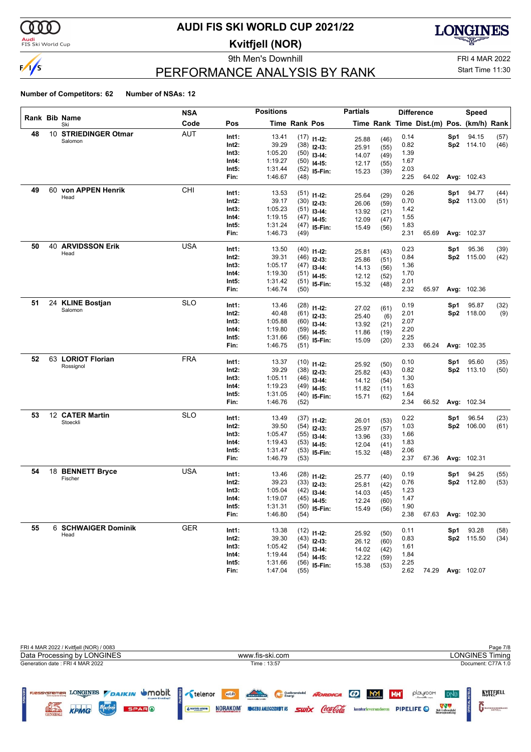# AUDI FIS SKI WORLD CUP 2021/22

## Kvitfjell (NOR)

### 9th Men's Downhill

FRI 4 MAR 2022

## PERFORMANCE ANALYSIS BY RANK

Start Time 11:30

**Number of Competitors: 62** **Number of NSAs: 12**

| Rank | Bib | Name / Ski | NSA Code | Pos | Time | Rank | Pos | Partial Time | Partial Rank | Diff. Time | Dist.(m) | Pos. | Speed (km/h) | Rank |
|---|---|---|---|---|---|---|---|---|---|---|---|---|---|---|
| 48 | 10 | **STRIEDINGER Otmar** Salomon | AUT | Int1: | 13.41 | (17) | I1-I2: | 25.88 | (46) | 0.14 | | Sp1 | 94.15 | (57) |
| | | | | Int2: | 39.29 | (38) | I2-I3: | 25.91 | (55) | 0.82 | | Sp2 | 114.10 | (46) |
| | | | | Int3: | 1:05.20 | (50) | I3-I4: | 14.07 | (49) | 1.39 | | | | |
| | | | | Int4: | 1:19.27 | (50) | I4-I5: | 12.17 | (55) | 1.67 | | | | |
| | | | | Int5: | 1:31.44 | (52) | I5-Fin: | 15.23 | (39) | 2.03 | | | | |
| | | | | Fin: | 1:46.67 | (48) | | | | 2.25 | 64.02 | Avg: | 102.43 | |
| 49 | 60 | **von APPEN Henrik** Head | CHI | Int1: | 13.53 | (51) | I1-I2: | 25.64 | (29) | 0.26 | | Sp1 | 94.77 | (44) |
| | | | | Int2: | 39.17 | (30) | I2-I3: | 26.06 | (59) | 0.70 | | Sp2 | 113.00 | (51) |
| | | | | Int3: | 1:05.23 | (51) | I3-I4: | 13.92 | (21) | 1.42 | | | | |
| | | | | Int4: | 1:19.15 | (47) | I4-I5: | 12.09 | (47) | 1.55 | | | | |
| | | | | Int5: | 1:31.24 | (47) | I5-Fin: | 15.49 | (56) | 1.83 | | | | |
| | | | | Fin: | 1:46.73 | (49) | | | | 2.31 | 65.69 | Avg: | 102.37 | |
| 50 | 40 | **ARVIDSSON Erik** Head | USA | Int1: | 13.50 | (40) | I1-I2: | 25.81 | (43) | 0.23 | | Sp1 | 95.36 | (39) |
| | | | | Int2: | 39.31 | (46) | I2-I3: | 25.86 | (51) | 0.84 | | Sp2 | 115.00 | (42) |
| | | | | Int3: | 1:05.17 | (47) | I3-I4: | 14.13 | (56) | 1.36 | | | | |
| | | | | Int4: | 1:19.30 | (51) | I4-I5: | 12.12 | (52) | 1.70 | | | | |
| | | | | Int5: | 1:31.42 | (51) | I5-Fin: | 15.32 | (48) | 2.01 | | | | |
| | | | | Fin: | 1:46.74 | (50) | | | | 2.32 | 65.97 | Avg: | 102.36 | |
| 51 | 24 | **KLINE Bostjan** Salomon | SLO | Int1: | 13.46 | (28) | I1-I2: | 27.02 | (61) | 0.19 | | Sp1 | 95.87 | (32) |
| | | | | Int2: | 40.48 | (61) | I2-I3: | 25.40 | (6) | 2.01 | | Sp2 | 118.00 | (9) |
| | | | | Int3: | 1:05.88 | (60) | I3-I4: | 13.92 | (21) | 2.07 | | | | |
| | | | | Int4: | 1:19.80 | (59) | I4-I5: | 11.86 | (19) | 2.20 | | | | |
| | | | | Int5: | 1:31.66 | (56) | I5-Fin: | 15.09 | (20) | 2.25 | | | | |
| | | | | Fin: | 1:46.75 | (51) | | | | 2.33 | 66.24 | Avg: | 102.35 | |
| 52 | 63 | **LORIOT Florian** Rossignol | FRA | Int1: | 13.37 | (10) | I1-I2: | 25.92 | (50) | 0.10 | | Sp1 | 95.60 | (35) |
| | | | | Int2: | 39.29 | (38) | I2-I3: | 25.82 | (43) | 0.82 | | Sp2 | 113.10 | (50) |
| | | | | Int3: | 1:05.11 | (46) | I3-I4: | 14.12 | (54) | 1.30 | | | | |
| | | | | Int4: | 1:19.23 | (49) | I4-I5: | 11.82 | (11) | 1.63 | | | | |
| | | | | Int5: | 1:31.05 | (40) | I5-Fin: | 15.71 | (62) | 1.64 | | | | |
| | | | | Fin: | 1:46.76 | (52) | | | | 2.34 | 66.52 | Avg: | 102.34 | |
| 53 | 12 | **CATER Martin** Stoeckli | SLO | Int1: | 13.49 | (37) | I1-I2: | 26.01 | (53) | 0.22 | | Sp1 | 96.54 | (23) |
| | | | | Int2: | 39.50 | (54) | I2-I3: | 25.97 | (57) | 1.03 | | Sp2 | 106.00 | (61) |
| | | | | Int3: | 1:05.47 | (55) | I3-I4: | 13.96 | (33) | 1.66 | | | | |
| | | | | Int4: | 1:19.43 | (53) | I4-I5: | 12.04 | (41) | 1.83 | | | | |
| | | | | Int5: | 1:31.47 | (53) | I5-Fin: | 15.32 | (48) | 2.06 | | | | |
| | | | | Fin: | 1:46.79 | (53) | | | | 2.37 | 67.36 | Avg: | 102.31 | |
| 54 | 18 | **BENNETT Bryce** Fischer | USA | Int1: | 13.46 | (28) | I1-I2: | 25.77 | (40) | 0.19 | | Sp1 | 94.25 | (55) |
| | | | | Int2: | 39.23 | (33) | I2-I3: | 25.81 | (42) | 0.76 | | Sp2 | 112.80 | (53) |
| | | | | Int3: | 1:05.04 | (42) | I3-I4: | 14.03 | (45) | 1.23 | | | | |
| | | | | Int4: | 1:19.07 | (45) | I4-I5: | 12.24 | (60) | 1.47 | | | | |
| | | | | Int5: | 1:31.31 | (50) | I5-Fin: | 15.49 | (56) | 1.90 | | | | |
| | | | | Fin: | 1:46.80 | (54) | | | | 2.38 | 67.63 | Avg: | 102.30 | |
| 55 | 6 | **SCHWAIGER Dominik** Head | GER | Int1: | 13.38 | (12) | I1-I2: | 25.92 | (50) | 0.11 | | Sp1 | 93.28 | (58) |
| | | | | Int2: | 39.30 | (43) | I2-I3: | 26.12 | (60) | 0.83 | | Sp2 | 115.50 | (34) |
| | | | | Int3: | 1:05.42 | (54) | I3-I4: | 14.02 | (42) | 1.61 | | | | |
| | | | | Int4: | 1:19.44 | (54) | I4-I5: | 12.22 | (59) | 1.84 | | | | |
| | | | | Int5: | 1:31.66 | (56) | I5-Fin: | 15.38 | (53) | 2.25 | | | | |
| | | | | Fin: | 1:47.04 | (55) | | | | 2.62 | 74.29 | Avg: | 102.07 | |

FRI 4 MAR 2022 / Kvitfjell (NOR) / 0083

Data Processing by LONGINES — www.fis-ski.com — LONGINES Timing

Generation date : FRI 4 MAR 2022 — Time : 13:57 — Document: C77A 1.0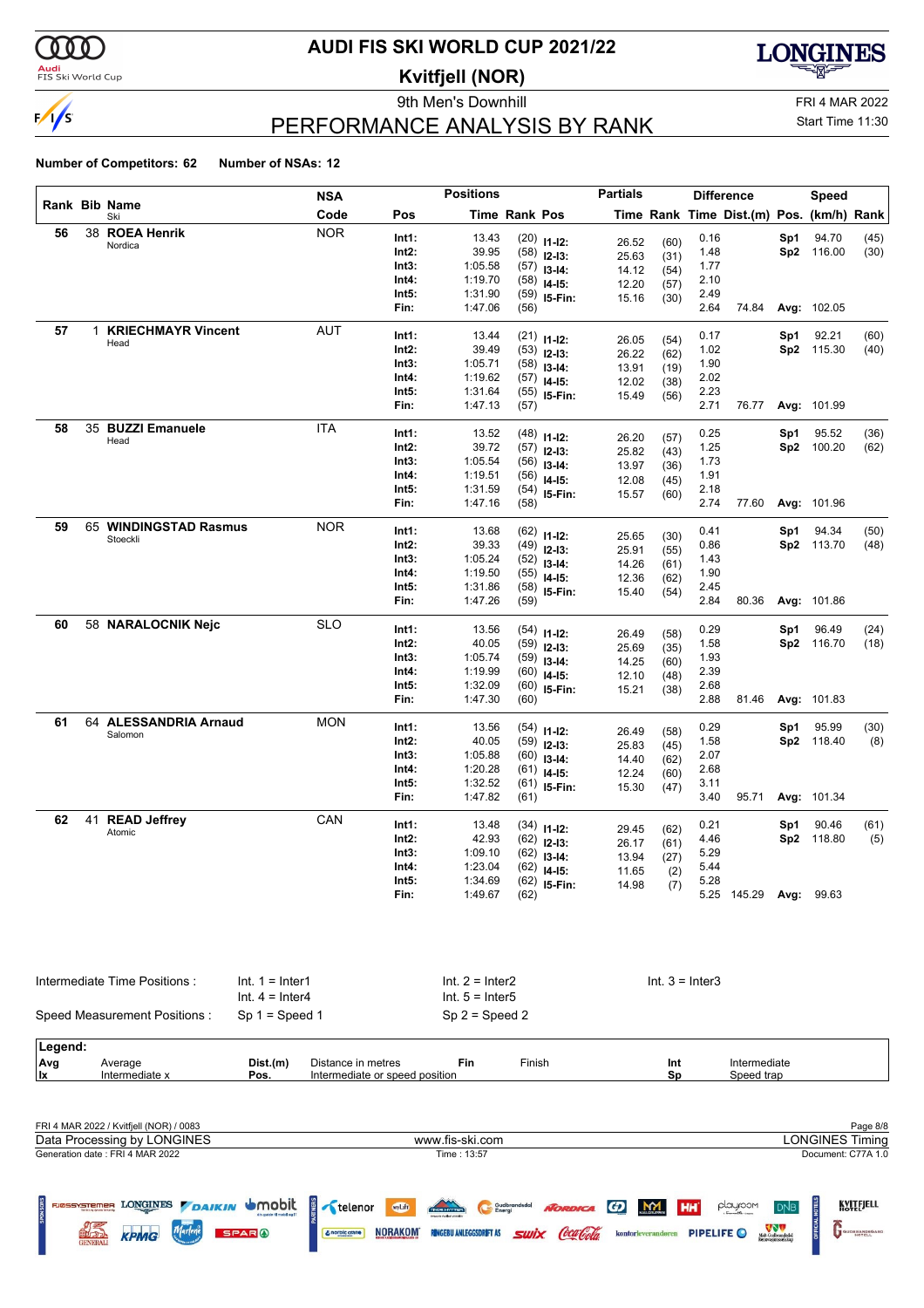# AUDI FIS SKI WORLD CUP 2021/22

## Kvitfjell (NOR)

### 9th Men's Downhill

FRI 4 MAR 2022

## PERFORMANCE ANALYSIS BY RANK

Start Time 11:30

**Number of Competitors: 62** **Number of NSAs: 12**

| Rank | Bib | Name | NSA Code | Pos | Time | Rank | Pos | Partials Time | Partials Rank | Diff. Time | Dist.(m) | Pos. | Speed (km/h) | Speed Rank |
|---|---|---|---|---|---|---|---|---|---|---|---|---|---|---|
| 56 | 38 | **ROEA Henrik** (Nordica) | NOR | Int1: | 13.43 | (20) | I1-I2: | 26.52 | (60) | 0.16 | | Sp1 | 94.70 | (45) |
| | | | | Int2: | 39.95 | (58) | I2-I3: | 25.63 | (31) | 1.48 | | Sp2 | 116.00 | (30) |
| | | | | Int3: | 1:05.58 | (57) | I3-I4: | 14.12 | (54) | 1.77 | | | | |
| | | | | Int4: | 1:19.70 | (58) | I4-I5: | 12.20 | (57) | 2.10 | | | | |
| | | | | Int5: | 1:31.90 | (59) | I5-Fin: | 15.16 | (30) | 2.49 | | | | |
| | | | | Fin: | 1:47.06 | (56) | | | | 2.64 | 74.84 | Avg: | 102.05 | |
| 57 | 1 | **KRIECHMAYR Vincent** (Head) | AUT | Int1: | 13.44 | (21) | I1-I2: | 26.05 | (54) | 0.17 | | Sp1 | 92.21 | (60) |
| | | | | Int2: | 39.49 | (53) | I2-I3: | 26.22 | (62) | 1.02 | | Sp2 | 115.30 | (40) |
| | | | | Int3: | 1:05.71 | (58) | I3-I4: | 13.91 | (19) | 1.90 | | | | |
| | | | | Int4: | 1:19.62 | (57) | I4-I5: | 12.02 | (38) | 2.02 | | | | |
| | | | | Int5: | 1:31.64 | (55) | I5-Fin: | 15.49 | (56) | 2.23 | | | | |
| | | | | Fin: | 1:47.13 | (57) | | | | 2.71 | 76.77 | Avg: | 101.99 | |
| 58 | 35 | **BUZZI Emanuele** (Head) | ITA | Int1: | 13.52 | (48) | I1-I2: | 26.20 | (57) | 0.25 | | Sp1 | 95.52 | (36) |
| | | | | Int2: | 39.72 | (57) | I2-I3: | 25.82 | (43) | 1.25 | | Sp2 | 100.20 | (62) |
| | | | | Int3: | 1:05.54 | (56) | I3-I4: | 13.97 | (36) | 1.73 | | | | |
| | | | | Int4: | 1:19.51 | (56) | I4-I5: | 12.08 | (45) | 1.91 | | | | |
| | | | | Int5: | 1:31.59 | (54) | I5-Fin: | 15.57 | (60) | 2.18 | | | | |
| | | | | Fin: | 1:47.16 | (58) | | | | 2.74 | 77.60 | Avg: | 101.96 | |
| 59 | 65 | **WINDINGSTAD Rasmus** (Stoeckli) | NOR | Int1: | 13.68 | (62) | I1-I2: | 25.65 | (30) | 0.41 | | Sp1 | 94.34 | (50) |
| | | | | Int2: | 39.33 | (49) | I2-I3: | 25.91 | (55) | 0.86 | | Sp2 | 113.70 | (48) |
| | | | | Int3: | 1:05.24 | (52) | I3-I4: | 14.26 | (61) | 1.43 | | | | |
| | | | | Int4: | 1:19.50 | (55) | I4-I5: | 12.36 | (62) | 1.90 | | | | |
| | | | | Int5: | 1:31.86 | (58) | I5-Fin: | 15.40 | (54) | 2.45 | | | | |
| | | | | Fin: | 1:47.26 | (59) | | | | 2.84 | 80.36 | Avg: | 101.86 | |
| 60 | 58 | **NARALOCNIK Nejc** | SLO | Int1: | 13.56 | (54) | I1-I2: | 26.49 | (58) | 0.29 | | Sp1 | 96.49 | (24) |
| | | | | Int2: | 40.05 | (59) | I2-I3: | 25.69 | (35) | 1.58 | | Sp2 | 116.70 | (18) |
| | | | | Int3: | 1:05.74 | (59) | I3-I4: | 14.25 | (60) | 1.93 | | | | |
| | | | | Int4: | 1:19.99 | (60) | I4-I5: | 12.10 | (48) | 2.39 | | | | |
| | | | | Int5: | 1:32.09 | (60) | I5-Fin: | 15.21 | (38) | 2.68 | | | | |
| | | | | Fin: | 1:47.30 | (60) | | | | 2.88 | 81.46 | Avg: | 101.83 | |
| 61 | 64 | **ALESSANDRIA Arnaud** (Salomon) | MON | Int1: | 13.56 | (54) | I1-I2: | 26.49 | (58) | 0.29 | | Sp1 | 95.99 | (30) |
| | | | | Int2: | 40.05 | (59) | I2-I3: | 25.83 | (45) | 1.58 | | Sp2 | 118.40 | (8) |
| | | | | Int3: | 1:05.88 | (60) | I3-I4: | 14.40 | (62) | 2.07 | | | | |
| | | | | Int4: | 1:20.28 | (61) | I4-I5: | 12.24 | (60) | 2.68 | | | | |
| | | | | Int5: | 1:32.52 | (61) | I5-Fin: | 15.30 | (47) | 3.11 | | | | |
| | | | | Fin: | 1:47.82 | (61) | | | | 3.40 | 95.71 | Avg: | 101.34 | |
| 62 | 41 | **READ Jeffrey** (Atomic) | CAN | Int1: | 13.48 | (34) | I1-I2: | 29.45 | (62) | 0.21 | | Sp1 | 90.46 | (61) |
| | | | | Int2: | 42.93 | (62) | I2-I3: | 26.17 | (61) | 4.46 | | Sp2 | 118.80 | (5) |
| | | | | Int3: | 1:09.10 | (62) | I3-I4: | 13.94 | (27) | 5.29 | | | | |
| | | | | Int4: | 1:23.04 | (62) | I4-I5: | 11.65 | (2) | 5.44 | | | | |
| | | | | Int5: | 1:34.69 | (62) | I5-Fin: | 14.98 | (7) | 5.28 | | | | |
| | | | | Fin: | 1:49.67 | (62) | | | | 5.25 | 145.29 | Avg: | 99.63 | |

Intermediate Time Positions : Int. 1 = Inter1, Int. 2 = Inter2, Int. 3 = Inter3, Int. 4 = Inter4, Int. 5 = Inter5

Speed Measurement Positions : Sp 1 = Speed 1, Sp 2 = Speed 2

**Legend:**

| | | | | | | | |
|---|---|---|---|---|---|---|---|
| Avg | Average | Dist.(m) | Distance in metres | Fin | Finish | Int | Intermediate |
| Ix | Intermediate x | Pos. | Intermediate or speed position | | | Sp | Speed trap |

FRI 4 MAR 2022 / Kvitfjell (NOR) / 0083

Data Processing by LONGINES — www.fis-ski.com — LONGINES Timing

Generation date : FRI 4 MAR 2022 — Time : 13:57 — Document: C77A 1.0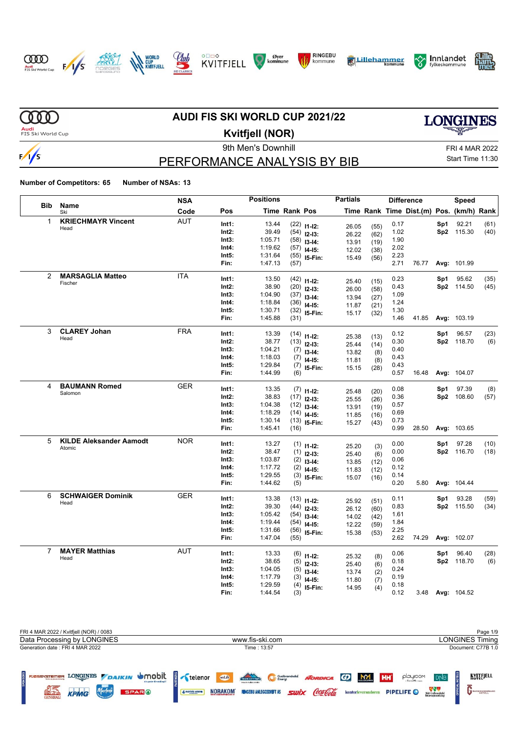# AUDI FIS SKI WORLD CUP 2021/22

## Kvitfjell (NOR)

9th Men's Downhill

FRI 4 MAR 2022
Start Time 11:30

## PERFORMANCE ANALYSIS BY BIB

**Number of Competitors: 65** **Number of NSAs: 13**

| Bib | Name / Ski | NSA Code | Pos | Time | Rank | Pos | Partials Time | Rank | Difference Time | Dist.(m) | Speed Pos. | (km/h) | Rank |
|---|---|---|---|---|---|---|---|---|---|---|---|---|---|
| 1 | **KRIECHMAYR Vincent** Head | AUT | Int1: | 13.44 | (22) | I1-I2: | 26.05 | (55) | 0.17 | | Sp1 | 92.21 | (61) |
| | | | Int2: | 39.49 | (54) | I2-I3: | 26.22 | (62) | 1.02 | | Sp2 | 115.30 | (40) |
| | | | Int3: | 1:05.71 | (58) | I3-I4: | 13.91 | (19) | 1.90 | | | | |
| | | | Int4: | 1:19.62 | (57) | I4-I5: | 12.02 | (38) | 2.02 | | | | |
| | | | Int5: | 1:31.64 | (55) | I5-Fin: | 15.49 | (56) | 2.23 | | | | |
| | | | Fin: | 1:47.13 | (57) | | | | 2.71 | 76.77 | Avg: | 101.99 | |
| 2 | **MARSAGLIA Matteo** Fischer | ITA | Int1: | 13.50 | (42) | I1-I2: | 25.40 | (15) | 0.23 | | Sp1 | 95.62 | (35) |
| | | | Int2: | 38.90 | (20) | I2-I3: | 26.00 | (58) | 0.43 | | Sp2 | 114.50 | (45) |
| | | | Int3: | 1:04.90 | (37) | I3-I4: | 13.94 | (27) | 1.09 | | | | |
| | | | Int4: | 1:18.84 | (36) | I4-I5: | 11.87 | (21) | 1.24 | | | | |
| | | | Int5: | 1:30.71 | (32) | I5-Fin: | 15.17 | (32) | 1.30 | | | | |
| | | | Fin: | 1:45.88 | (31) | | | | 1.46 | 41.85 | Avg: | 103.19 | |
| 3 | **CLAREY Johan** Head | FRA | Int1: | 13.39 | (14) | I1-I2: | 25.38 | (13) | 0.12 | | Sp1 | 96.57 | (23) |
| | | | Int2: | 38.77 | (13) | I2-I3: | 25.44 | (14) | 0.30 | | Sp2 | 118.70 | (6) |
| | | | Int3: | 1:04.21 | (7) | I3-I4: | 13.82 | (8) | 0.40 | | | | |
| | | | Int4: | 1:18.03 | (7) | I4-I5: | 11.81 | (8) | 0.43 | | | | |
| | | | Int5: | 1:29.84 | (7) | I5-Fin: | 15.15 | (28) | 0.43 | | | | |
| | | | Fin: | 1:44.99 | (6) | | | | 0.57 | 16.48 | Avg: | 104.07 | |
| 4 | **BAUMANN Romed** Salomon | GER | Int1: | 13.35 | (7) | I1-I2: | 25.48 | (20) | 0.08 | | Sp1 | 97.39 | (8) |
| | | | Int2: | 38.83 | (17) | I2-I3: | 25.55 | (26) | 0.36 | | Sp2 | 108.60 | (57) |
| | | | Int3: | 1:04.38 | (12) | I3-I4: | 13.91 | (19) | 0.57 | | | | |
| | | | Int4: | 1:18.29 | (14) | I4-I5: | 11.85 | (16) | 0.69 | | | | |
| | | | Int5: | 1:30.14 | (13) | I5-Fin: | 15.27 | (43) | 0.73 | | | | |
| | | | Fin: | 1:45.41 | (16) | | | | 0.99 | 28.50 | Avg: | 103.65 | |
| 5 | **KILDE Aleksander Aamodt** Atomic | NOR | Int1: | 13.27 | (1) | I1-I2: | 25.20 | (3) | 0.00 | | Sp1 | 97.28 | (10) |
| | | | Int2: | 38.47 | (1) | I2-I3: | 25.40 | (6) | 0.00 | | Sp2 | 116.70 | (18) |
| | | | Int3: | 1:03.87 | (2) | I3-I4: | 13.85 | (12) | 0.06 | | | | |
| | | | Int4: | 1:17.72 | (2) | I4-I5: | 11.83 | (12) | 0.12 | | | | |
| | | | Int5: | 1:29.55 | (3) | I5-Fin: | 15.07 | (16) | 0.14 | | | | |
| | | | Fin: | 1:44.62 | (5) | | | | 0.20 | 5.80 | Avg: | 104.44 | |
| 6 | **SCHWAIGER Dominik** Head | GER | Int1: | 13.38 | (13) | I1-I2: | 25.92 | (51) | 0.11 | | Sp1 | 93.28 | (59) |
| | | | Int2: | 39.30 | (44) | I2-I3: | 26.12 | (60) | 0.83 | | Sp2 | 115.50 | (34) |
| | | | Int3: | 1:05.42 | (54) | I3-I4: | 14.02 | (42) | 1.61 | | | | |
| | | | Int4: | 1:19.44 | (54) | I4-I5: | 12.22 | (59) | 1.84 | | | | |
| | | | Int5: | 1:31.66 | (56) | I5-Fin: | 15.38 | (53) | 2.25 | | | | |
| | | | Fin: | 1:47.04 | (55) | | | | 2.62 | 74.29 | Avg: | 102.07 | |
| 7 | **MAYER Matthias** Head | AUT | Int1: | 13.33 | (6) | I1-I2: | 25.32 | (8) | 0.06 | | Sp1 | 96.40 | (28) |
| | | | Int2: | 38.65 | (5) | I2-I3: | 25.40 | (6) | 0.18 | | Sp2 | 118.70 | (6) |
| | | | Int3: | 1:04.05 | (5) | I3-I4: | 13.74 | (2) | 0.24 | | | | |
| | | | Int4: | 1:17.79 | (3) | I4-I5: | 11.80 | (7) | 0.19 | | | | |
| | | | Int5: | 1:29.59 | (4) | I5-Fin: | 14.95 | (4) | 0.18 | | | | |
| | | | Fin: | 1:44.54 | (3) | | | | 0.12 | 3.48 | Avg: | 104.52 | |

FRI 4 MAR 2022 / Kvitfjell (NOR) / 0083
Data Processing by LONGINES — www.fis-ski.com — LONGINES Timing
Generation date : FRI 4 MAR 2022 — Time : 13:57 — Document: C77B 1.0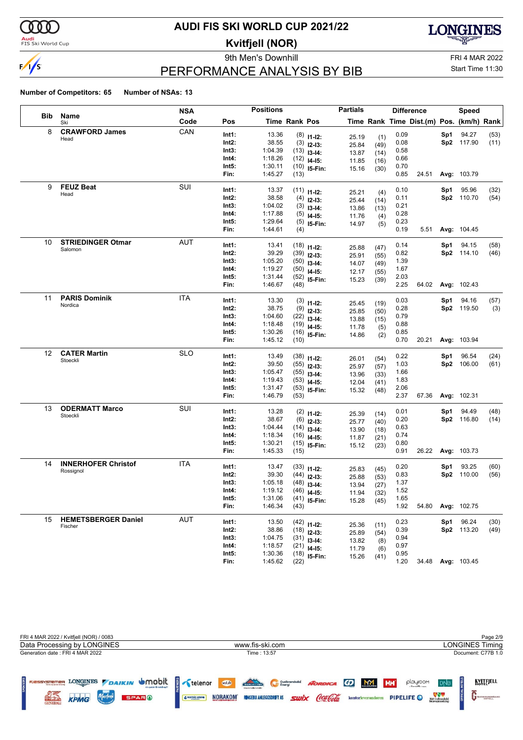# AUDI FIS SKI WORLD CUP 2021/22

## Kvitfjell (NOR)

9th Men's Downhill

FRI 4 MAR 2022

# PERFORMANCE ANALYSIS BY BIB

Start Time 11:30

**Number of Competitors: 65** **Number of NSAs: 13**

| Bib | Name / Ski | NSA Code | Pos | Time | Rank | Pos | Time | Rank | Time | Dist.(m) | Pos. | (km/h) | Rank |
|---|---|---|---|---|---|---|---|---|---|---|---|---|---|
| 8 | **CRAWFORD James** Head | CAN | Int1: | 13.36 | (8) | I1-I2: | 25.19 | (1) | 0.09 | | Sp1 | 94.27 | (53) |
| | | | Int2: | 38.55 | (3) | I2-I3: | 25.84 | (49) | 0.08 | | Sp2 | 117.90 | (11) |
| | | | Int3: | 1:04.39 | (13) | I3-I4: | 13.87 | (14) | 0.58 | | | | |
| | | | Int4: | 1:18.26 | (12) | I4-I5: | 11.85 | (16) | 0.66 | | | | |
| | | | Int5: | 1:30.11 | (10) | I5-Fin: | 15.16 | (30) | 0.70 | | | | |
| | | | Fin: | 1:45.27 | (13) | | | | 0.85 | 24.51 | Avg: | 103.79 | |
| 9 | **FEUZ Beat** Head | SUI | Int1: | 13.37 | (11) | I1-I2: | 25.21 | (4) | 0.10 | | Sp1 | 95.96 | (32) |
| | | | Int2: | 38.58 | (4) | I2-I3: | 25.44 | (14) | 0.11 | | Sp2 | 110.70 | (54) |
| | | | Int3: | 1:04.02 | (3) | I3-I4: | 13.86 | (13) | 0.21 | | | | |
| | | | Int4: | 1:17.88 | (5) | I4-I5: | 11.76 | (4) | 0.28 | | | | |
| | | | Int5: | 1:29.64 | (5) | I5-Fin: | 14.97 | (5) | 0.23 | | | | |
| | | | Fin: | 1:44.61 | (4) | | | | 0.19 | 5.51 | Avg: | 104.45 | |
| 10 | **STRIEDINGER Otmar** Salomon | AUT | Int1: | 13.41 | (18) | I1-I2: | 25.88 | (47) | 0.14 | | Sp1 | 94.15 | (58) |
| | | | Int2: | 39.29 | (39) | I2-I3: | 25.91 | (55) | 0.82 | | Sp2 | 114.10 | (46) |
| | | | Int3: | 1:05.20 | (50) | I3-I4: | 14.07 | (49) | 1.39 | | | | |
| | | | Int4: | 1:19.27 | (50) | I4-I5: | 12.17 | (55) | 1.67 | | | | |
| | | | Int5: | 1:31.44 | (52) | I5-Fin: | 15.23 | (39) | 2.03 | | | | |
| | | | Fin: | 1:46.67 | (48) | | | | 2.25 | 64.02 | Avg: | 102.43 | |
| 11 | **PARIS Dominik** Nordica | ITA | Int1: | 13.30 | (3) | I1-I2: | 25.45 | (19) | 0.03 | | Sp1 | 94.16 | (57) |
| | | | Int2: | 38.75 | (9) | I2-I3: | 25.85 | (50) | 0.28 | | Sp2 | 119.50 | (3) |
| | | | Int3: | 1:04.60 | (22) | I3-I4: | 13.88 | (15) | 0.79 | | | | |
| | | | Int4: | 1:18.48 | (19) | I4-I5: | 11.78 | (5) | 0.88 | | | | |
| | | | Int5: | 1:30.26 | (16) | I5-Fin: | 14.86 | (2) | 0.85 | | | | |
| | | | Fin: | 1:45.12 | (10) | | | | 0.70 | 20.21 | Avg: | 103.94 | |
| 12 | **CATER Martin** Stoeckli | SLO | Int1: | 13.49 | (38) | I1-I2: | 26.01 | (54) | 0.22 | | Sp1 | 96.54 | (24) |
| | | | Int2: | 39.50 | (55) | I2-I3: | 25.97 | (57) | 1.03 | | Sp2 | 106.00 | (61) |
| | | | Int3: | 1:05.47 | (55) | I3-I4: | 13.96 | (33) | 1.66 | | | | |
| | | | Int4: | 1:19.43 | (53) | I4-I5: | 12.04 | (41) | 1.83 | | | | |
| | | | Int5: | 1:31.47 | (53) | I5-Fin: | 15.32 | (48) | 2.06 | | | | |
| | | | Fin: | 1:46.79 | (53) | | | | 2.37 | 67.36 | Avg: | 102.31 | |
| 13 | **ODERMATT Marco** Stoeckli | SUI | Int1: | 13.28 | (2) | I1-I2: | 25.39 | (14) | 0.01 | | Sp1 | 94.49 | (48) |
| | | | Int2: | 38.67 | (6) | I2-I3: | 25.77 | (40) | 0.20 | | Sp2 | 116.80 | (14) |
| | | | Int3: | 1:04.44 | (14) | I3-I4: | 13.90 | (18) | 0.63 | | | | |
| | | | Int4: | 1:18.34 | (16) | I4-I5: | 11.87 | (21) | 0.74 | | | | |
| | | | Int5: | 1:30.21 | (15) | I5-Fin: | 15.12 | (23) | 0.80 | | | | |
| | | | Fin: | 1:45.33 | (15) | | | | 0.91 | 26.22 | Avg: | 103.73 | |
| 14 | **INNERHOFER Christof** Rossignol | ITA | Int1: | 13.47 | (33) | I1-I2: | 25.83 | (45) | 0.20 | | Sp1 | 93.25 | (60) |
| | | | Int2: | 39.30 | (44) | I2-I3: | 25.88 | (53) | 0.83 | | Sp2 | 110.00 | (56) |
| | | | Int3: | 1:05.18 | (48) | I3-I4: | 13.94 | (27) | 1.37 | | | | |
| | | | Int4: | 1:19.12 | (46) | I4-I5: | 11.94 | (32) | 1.52 | | | | |
| | | | Int5: | 1:31.06 | (41) | I5-Fin: | 15.28 | (45) | 1.65 | | | | |
| | | | Fin: | 1:46.34 | (43) | | | | 1.92 | 54.80 | Avg: | 102.75 | |
| 15 | **HEMETSBERGER Daniel** Fischer | AUT | Int1: | 13.50 | (42) | I1-I2: | 25.36 | (11) | 0.23 | | Sp1 | 96.24 | (30) |
| | | | Int2: | 38.86 | (18) | I2-I3: | 25.89 | (54) | 0.39 | | Sp2 | 113.20 | (49) |
| | | | Int3: | 1:04.75 | (31) | I3-I4: | 13.82 | (8) | 0.94 | | | | |
| | | | Int4: | 1:18.57 | (21) | I4-I5: | 11.79 | (6) | 0.97 | | | | |
| | | | Int5: | 1:30.36 | (18) | I5-Fin: | 15.26 | (41) | 0.95 | | | | |
| | | | Fin: | 1:45.62 | (22) | | | | 1.20 | 34.48 | Avg: | 103.45 | |

FRI 4 MAR 2022 / Kvitfjell (NOR) / 0083

Data Processing by LONGINES — www.fis-ski.com — LONGINES Timing

Generation date : FRI 4 MAR 2022 — Time : 13:57 — Document: C77B 1.0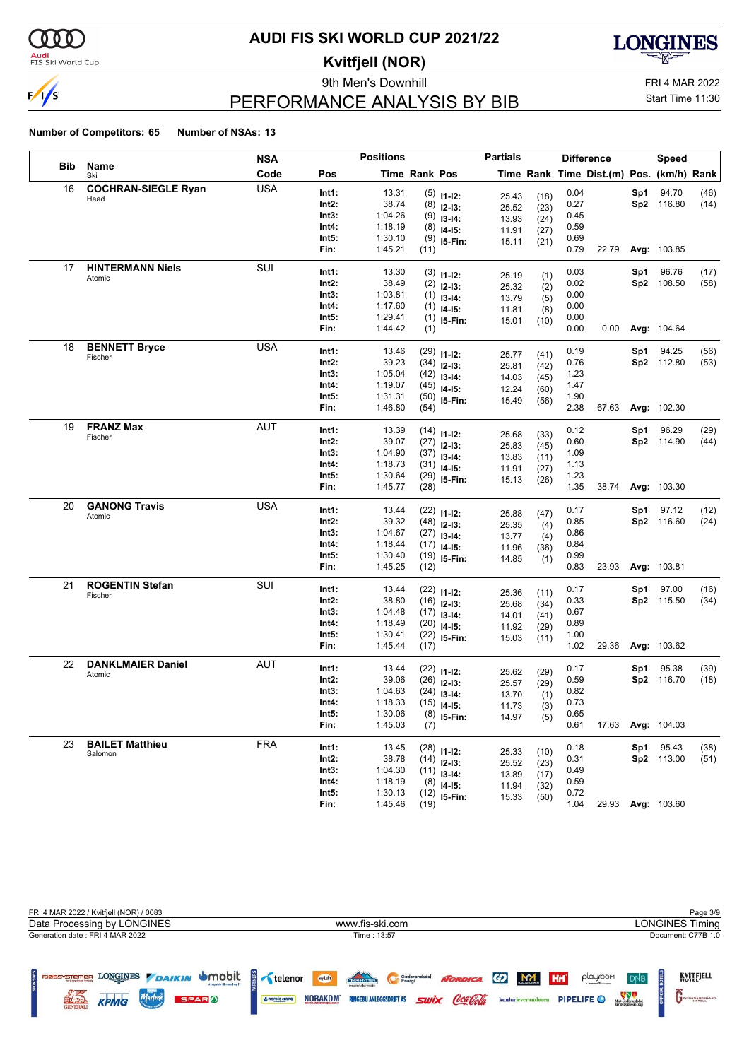# AUDI FIS SKI WORLD CUP 2021/22

## Kvitfjell (NOR)

9th Men's Downhill — FRI 4 MAR 2022 — Start Time 11:30

## PERFORMANCE ANALYSIS BY BIB

**Number of Competitors: 65** **Number of NSAs: 13**

| Bib | Name / Ski | NSA Code | Pos | Time | Rank | Pos | Partial Time | Partial Rank | Diff. Time | Dist.(m) | Speed Pos. | Speed (km/h) | Speed Rank |
|---|---|---|---|---|---|---|---|---|---|---|---|---|---|
| 16 | **COCHRAN-SIEGLE Ryan** | USA | Int1: | 13.31 | (5) | I1-I2: | 25.43 | (18) | 0.04 | | Sp1 | 94.70 | (46) |
| | Head | | Int2: | 38.74 | (8) | I2-I3: | 25.52 | (23) | 0.27 | | Sp2 | 116.80 | (14) |
| | | | Int3: | 1:04.26 | (9) | I3-I4: | 13.93 | (24) | 0.45 | | | | |
| | | | Int4: | 1:18.19 | (8) | I4-I5: | 11.91 | (27) | 0.59 | | | | |
| | | | Int5: | 1:30.10 | (9) | I5-Fin: | 15.11 | (21) | 0.69 | | | | |
| | | | Fin: | 1:45.21 | (11) | | | | 0.79 | 22.79 | Avg: | 103.85 | |
| 17 | **HINTERMANN Niels** | SUI | Int1: | 13.30 | (3) | I1-I2: | 25.19 | (1) | 0.03 | | Sp1 | 96.76 | (17) |
| | Atomic | | Int2: | 38.49 | (2) | I2-I3: | 25.32 | (2) | 0.02 | | Sp2 | 108.50 | (58) |
| | | | Int3: | 1:03.81 | (1) | I3-I4: | 13.79 | (5) | 0.00 | | | | |
| | | | Int4: | 1:17.60 | (1) | I4-I5: | 11.81 | (8) | 0.00 | | | | |
| | | | Int5: | 1:29.41 | (1) | I5-Fin: | 15.01 | (10) | 0.00 | | | | |
| | | | Fin: | 1:44.42 | (1) | | | | 0.00 | 0.00 | Avg: | 104.64 | |
| 18 | **BENNETT Bryce** | USA | Int1: | 13.46 | (29) | I1-I2: | 25.77 | (41) | 0.19 | | Sp1 | 94.25 | (56) |
| | Fischer | | Int2: | 39.23 | (34) | I2-I3: | 25.81 | (42) | 0.76 | | Sp2 | 112.80 | (53) |
| | | | Int3: | 1:05.04 | (42) | I3-I4: | 14.03 | (45) | 1.23 | | | | |
| | | | Int4: | 1:19.07 | (45) | I4-I5: | 12.24 | (60) | 1.47 | | | | |
| | | | Int5: | 1:31.31 | (50) | I5-Fin: | 15.49 | (56) | 1.90 | | | | |
| | | | Fin: | 1:46.80 | (54) | | | | 2.38 | 67.63 | Avg: | 102.30 | |
| 19 | **FRANZ Max** | AUT | Int1: | 13.39 | (14) | I1-I2: | 25.68 | (33) | 0.12 | | Sp1 | 96.29 | (29) |
| | Fischer | | Int2: | 39.07 | (27) | I2-I3: | 25.83 | (45) | 0.60 | | Sp2 | 114.90 | (44) |
| | | | Int3: | 1:04.90 | (37) | I3-I4: | 13.83 | (11) | 1.09 | | | | |
| | | | Int4: | 1:18.73 | (31) | I4-I5: | 11.91 | (27) | 1.13 | | | | |
| | | | Int5: | 1:30.64 | (29) | I5-Fin: | 15.13 | (26) | 1.23 | | | | |
| | | | Fin: | 1:45.77 | (28) | | | | 1.35 | 38.74 | Avg: | 103.30 | |
| 20 | **GANONG Travis** | USA | Int1: | 13.44 | (22) | I1-I2: | 25.88 | (47) | 0.17 | | Sp1 | 97.12 | (12) |
| | Atomic | | Int2: | 39.32 | (48) | I2-I3: | 25.35 | (4) | 0.85 | | Sp2 | 116.60 | (24) |
| | | | Int3: | 1:04.67 | (27) | I3-I4: | 13.77 | (4) | 0.86 | | | | |
| | | | Int4: | 1:18.44 | (17) | I4-I5: | 11.96 | (36) | 0.84 | | | | |
| | | | Int5: | 1:30.40 | (19) | I5-Fin: | 14.85 | (1) | 0.99 | | | | |
| | | | Fin: | 1:45.25 | (12) | | | | 0.83 | 23.93 | Avg: | 103.81 | |
| 21 | **ROGENTIN Stefan** | SUI | Int1: | 13.44 | (22) | I1-I2: | 25.36 | (11) | 0.17 | | Sp1 | 97.00 | (16) |
| | Fischer | | Int2: | 38.80 | (16) | I2-I3: | 25.68 | (34) | 0.33 | | Sp2 | 115.50 | (34) |
| | | | Int3: | 1:04.48 | (17) | I3-I4: | 14.01 | (41) | 0.67 | | | | |
| | | | Int4: | 1:18.49 | (20) | I4-I5: | 11.92 | (29) | 0.89 | | | | |
| | | | Int5: | 1:30.41 | (22) | I5-Fin: | 15.03 | (11) | 1.00 | | | | |
| | | | Fin: | 1:45.44 | (17) | | | | 1.02 | 29.36 | Avg: | 103.62 | |
| 22 | **DANKLMAIER Daniel** | AUT | Int1: | 13.44 | (22) | I1-I2: | 25.62 | (29) | 0.17 | | Sp1 | 95.38 | (39) |
| | Atomic | | Int2: | 39.06 | (26) | I2-I3: | 25.57 | (29) | 0.59 | | Sp2 | 116.70 | (18) |
| | | | Int3: | 1:04.63 | (24) | I3-I4: | 13.70 | (1) | 0.82 | | | | |
| | | | Int4: | 1:18.33 | (15) | I4-I5: | 11.73 | (3) | 0.73 | | | | |
| | | | Int5: | 1:30.06 | (8) | I5-Fin: | 14.97 | (5) | 0.65 | | | | |
| | | | Fin: | 1:45.03 | (7) | | | | 0.61 | 17.63 | Avg: | 104.03 | |
| 23 | **BAILET Matthieu** | FRA | Int1: | 13.45 | (28) | I1-I2: | 25.33 | (10) | 0.18 | | Sp1 | 95.43 | (38) |
| | Salomon | | Int2: | 38.78 | (14) | I2-I3: | 25.52 | (23) | 0.31 | | Sp2 | 113.00 | (51) |
| | | | Int3: | 1:04.30 | (11) | I3-I4: | 13.89 | (17) | 0.49 | | | | |
| | | | Int4: | 1:18.19 | (8) | I4-I5: | 11.94 | (32) | 0.59 | | | | |
| | | | Int5: | 1:30.13 | (12) | I5-Fin: | 15.33 | (50) | 0.72 | | | | |
| | | | Fin: | 1:45.46 | (19) | | | | 1.04 | 29.93 | Avg: | 103.60 | |

FRI 4 MAR 2022 / Kvitfjell (NOR) / 0083

Data Processing by LONGINES — www.fis-ski.com — LONGINES Timing

Generation date : FRI 4 MAR 2022 — Time : 13:57 — Document: C77B 1.0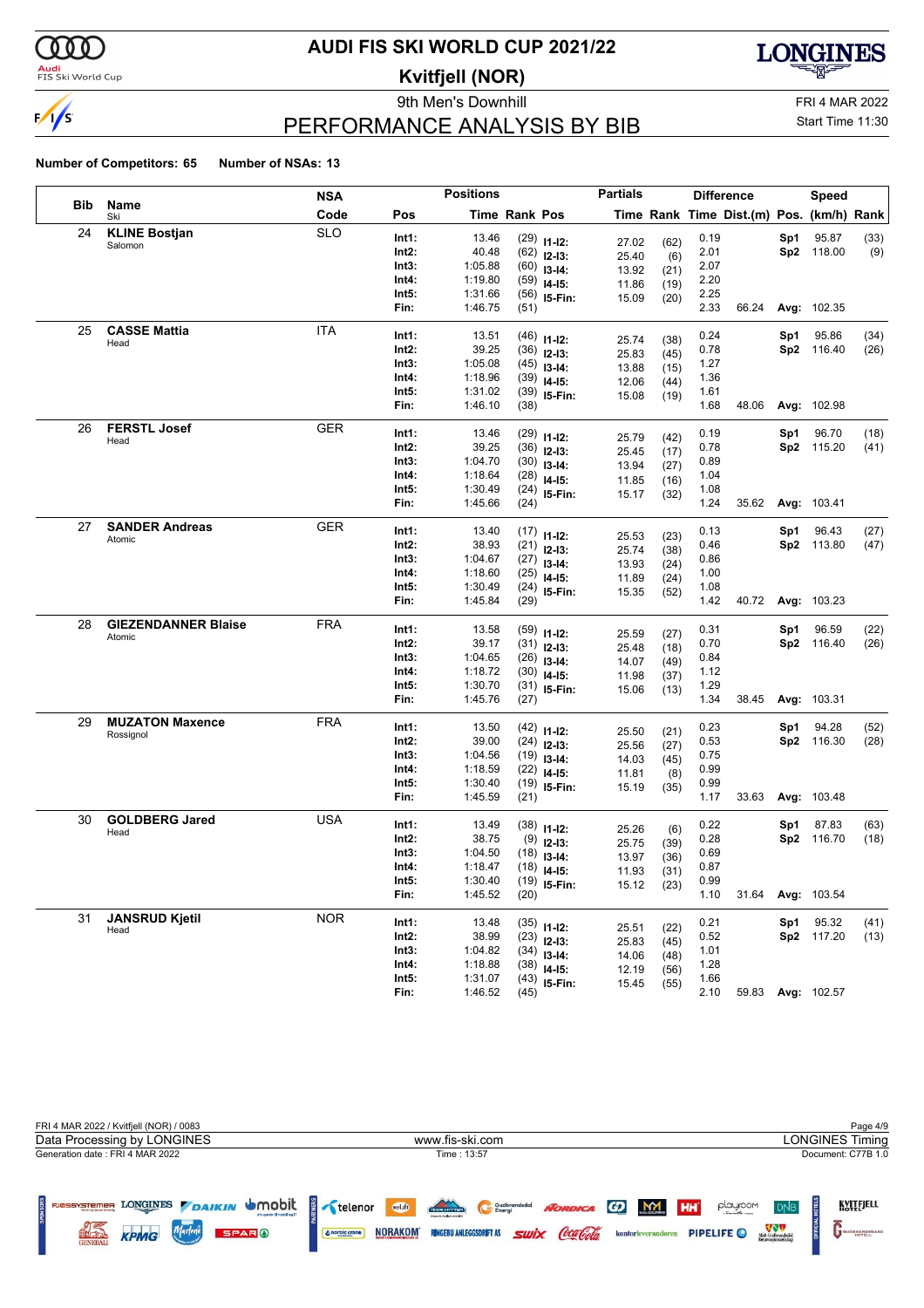# AUDI FIS SKI WORLD CUP 2021/22

## Kvitfjell (NOR)

9th Men's Downhill

FRI 4 MAR 2022

Start Time 11:30

## PERFORMANCE ANALYSIS BY BIB

**Number of Competitors: 65** **Number of NSAs: 13**

| Bib | Name / Ski | NSA Code | Pos | Time | Rank | Partial | Time | Rank | Diff. Time | Dist.(m) | Speed Pos. | (km/h) | Rank |
|---|---|---|---|---|---|---|---|---|---|---|---|---|---|
| 24 | **KLINE Bostjan** Salomon | SLO | Int1: | 13.46 | (29) | I1-I2: | 27.02 | (62) | 0.19 | | Sp1 | 95.87 | (33) |
| | | | Int2: | 40.48 | (62) | I2-I3: | 25.40 | (6) | 2.01 | | Sp2 | 118.00 | (9) |
| | | | Int3: | 1:05.88 | (60) | I3-I4: | 13.92 | (21) | 2.07 | | | | |
| | | | Int4: | 1:19.80 | (59) | I4-I5: | 11.86 | (19) | 2.20 | | | | |
| | | | Int5: | 1:31.66 | (56) | I5-Fin: | 15.09 | (20) | 2.25 | | | | |
| | | | Fin: | 1:46.75 | (51) | | | | 2.33 | 66.24 | Avg: | 102.35 | |
| 25 | **CASSE Mattia** Head | ITA | Int1: | 13.51 | (46) | I1-I2: | 25.74 | (38) | 0.24 | | Sp1 | 95.86 | (34) |
| | | | Int2: | 39.25 | (36) | I2-I3: | 25.83 | (45) | 0.78 | | Sp2 | 116.40 | (26) |
| | | | Int3: | 1:05.08 | (45) | I3-I4: | 13.88 | (15) | 1.27 | | | | |
| | | | Int4: | 1:18.96 | (39) | I4-I5: | 12.06 | (44) | 1.36 | | | | |
| | | | Int5: | 1:31.02 | (39) | I5-Fin: | 15.08 | (19) | 1.61 | | | | |
| | | | Fin: | 1:46.10 | (38) | | | | 1.68 | 48.06 | Avg: | 102.98 | |
| 26 | **FERSTL Josef** Head | GER | Int1: | 13.46 | (29) | I1-I2: | 25.79 | (42) | 0.19 | | Sp1 | 96.70 | (18) |
| | | | Int2: | 39.25 | (36) | I2-I3: | 25.45 | (17) | 0.78 | | Sp2 | 115.20 | (41) |
| | | | Int3: | 1:04.70 | (30) | I3-I4: | 13.94 | (27) | 0.89 | | | | |
| | | | Int4: | 1:18.64 | (28) | I4-I5: | 11.85 | (16) | 1.04 | | | | |
| | | | Int5: | 1:30.49 | (24) | I5-Fin: | 15.17 | (32) | 1.08 | | | | |
| | | | Fin: | 1:45.66 | (24) | | | | 1.24 | 35.62 | Avg: | 103.41 | |
| 27 | **SANDER Andreas** Atomic | GER | Int1: | 13.40 | (17) | I1-I2: | 25.53 | (23) | 0.13 | | Sp1 | 96.43 | (27) |
| | | | Int2: | 38.93 | (21) | I2-I3: | 25.74 | (38) | 0.46 | | Sp2 | 113.80 | (47) |
| | | | Int3: | 1:04.67 | (27) | I3-I4: | 13.93 | (24) | 0.86 | | | | |
| | | | Int4: | 1:18.60 | (25) | I4-I5: | 11.89 | (24) | 1.00 | | | | |
| | | | Int5: | 1:30.49 | (24) | I5-Fin: | 15.35 | (52) | 1.08 | | | | |
| | | | Fin: | 1:45.84 | (29) | | | | 1.42 | 40.72 | Avg: | 103.23 | |
| 28 | **GIEZENDANNER Blaise** Atomic | FRA | Int1: | 13.58 | (59) | I1-I2: | 25.59 | (27) | 0.31 | | Sp1 | 96.59 | (22) |
| | | | Int2: | 39.17 | (31) | I2-I3: | 25.48 | (18) | 0.70 | | Sp2 | 116.40 | (26) |
| | | | Int3: | 1:04.65 | (26) | I3-I4: | 14.07 | (49) | 0.84 | | | | |
| | | | Int4: | 1:18.72 | (30) | I4-I5: | 11.98 | (37) | 1.12 | | | | |
| | | | Int5: | 1:30.70 | (31) | I5-Fin: | 15.06 | (13) | 1.29 | | | | |
| | | | Fin: | 1:45.76 | (27) | | | | 1.34 | 38.45 | Avg: | 103.31 | |
| 29 | **MUZATON Maxence** Rossignol | FRA | Int1: | 13.50 | (42) | I1-I2: | 25.50 | (21) | 0.23 | | Sp1 | 94.28 | (52) |
| | | | Int2: | 39.00 | (24) | I2-I3: | 25.56 | (27) | 0.53 | | Sp2 | 116.30 | (28) |
| | | | Int3: | 1:04.56 | (19) | I3-I4: | 14.03 | (45) | 0.75 | | | | |
| | | | Int4: | 1:18.59 | (22) | I4-I5: | 11.81 | (8) | 0.99 | | | | |
| | | | Int5: | 1:30.40 | (19) | I5-Fin: | 15.19 | (35) | 0.99 | | | | |
| | | | Fin: | 1:45.59 | (21) | | | | 1.17 | 33.63 | Avg: | 103.48 | |
| 30 | **GOLDBERG Jared** Head | USA | Int1: | 13.49 | (38) | I1-I2: | 25.26 | (6) | 0.22 | | Sp1 | 87.83 | (63) |
| | | | Int2: | 38.75 | (9) | I2-I3: | 25.75 | (39) | 0.28 | | Sp2 | 116.70 | (18) |
| | | | Int3: | 1:04.50 | (18) | I3-I4: | 13.97 | (36) | 0.69 | | | | |
| | | | Int4: | 1:18.47 | (18) | I4-I5: | 11.93 | (31) | 0.87 | | | | |
| | | | Int5: | 1:30.40 | (19) | I5-Fin: | 15.12 | (23) | 0.99 | | | | |
| | | | Fin: | 1:45.52 | (20) | | | | 1.10 | 31.64 | Avg: | 103.54 | |
| 31 | **JANSRUD Kjetil** Head | NOR | Int1: | 13.48 | (35) | I1-I2: | 25.51 | (22) | 0.21 | | Sp1 | 95.32 | (41) |
| | | | Int2: | 38.99 | (23) | I2-I3: | 25.83 | (45) | 0.52 | | Sp2 | 117.20 | (13) |
| | | | Int3: | 1:04.82 | (34) | I3-I4: | 14.06 | (48) | 1.01 | | | | |
| | | | Int4: | 1:18.88 | (38) | I4-I5: | 12.19 | (56) | 1.28 | | | | |
| | | | Int5: | 1:31.07 | (43) | I5-Fin: | 15.45 | (55) | 1.66 | | | | |
| | | | Fin: | 1:46.52 | (45) | | | | 2.10 | 59.83 | Avg: | 102.57 | |

FRI 4 MAR 2022 / Kvitfjell (NOR) / 0083

Data Processing by LONGINES — www.fis-ski.com — LONGINES Timing

Generation date : FRI 4 MAR 2022 — Time : 13:57 — Document: C77B 1.0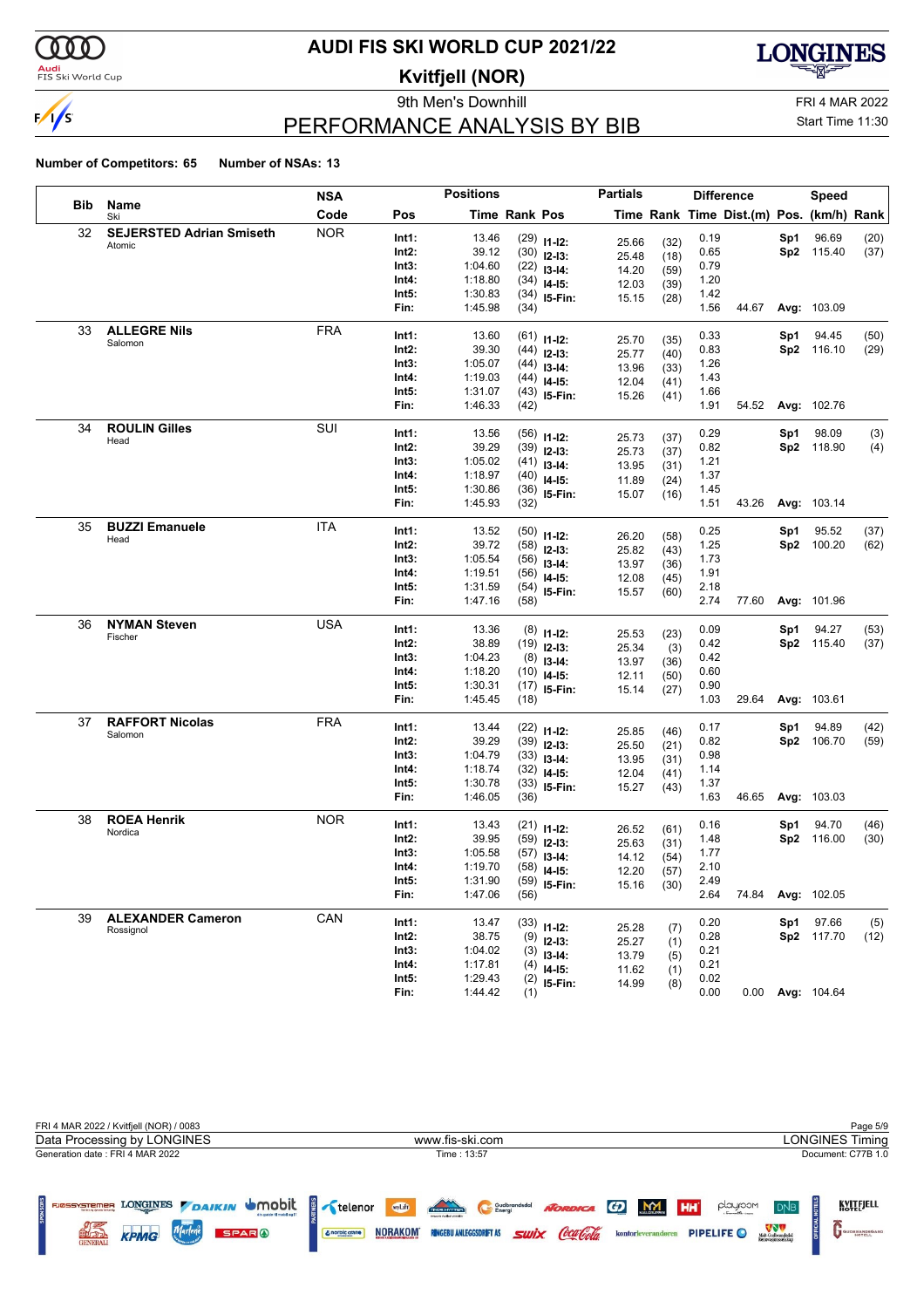# AUDI FIS SKI WORLD CUP 2021/22

## Kvitfjell (NOR)

9th Men's Downhill

FRI 4 MAR 2022

Start Time 11:30

## PERFORMANCE ANALYSIS BY BIB

**Number of Competitors: 65** **Number of NSAs: 13**

| Bib | Name / Ski | NSA Code | Pos | Time | Rank | Pos | Time | Rank | Time | Dist.(m) | Pos. | (km/h) | Rank |
|---|---|---|---|---|---|---|---|---|---|---|---|---|---|
| | | | **Positions** | | | **Partials** | | | **Difference** | | **Speed** | | |
| 32 | **SEJERSTED Adrian Smiseth** | NOR | Int1: | 13.46 | (29) | I1-I2: | 25.66 | (32) | 0.19 | | Sp1 | 96.69 | (20) |
| | Atomic | | Int2: | 39.12 | (30) | I2-I3: | 25.48 | (18) | 0.65 | | Sp2 | 115.40 | (37) |
| | | | Int3: | 1:04.60 | (22) | I3-I4: | 14.20 | (59) | 0.79 | | | | |
| | | | Int4: | 1:18.80 | (34) | I4-I5: | 12.03 | (39) | 1.20 | | | | |
| | | | Int5: | 1:30.83 | (34) | I5-Fin: | 15.15 | (28) | 1.42 | | | | |
| | | | Fin: | 1:45.98 | (34) | | | | 1.56 | 44.67 | Avg: | 103.09 | |
| 33 | **ALLEGRE Nils** | FRA | Int1: | 13.60 | (61) | I1-I2: | 25.70 | (35) | 0.33 | | Sp1 | 94.45 | (50) |
| | Salomon | | Int2: | 39.30 | (44) | I2-I3: | 25.77 | (40) | 0.83 | | Sp2 | 116.10 | (29) |
| | | | Int3: | 1:05.07 | (44) | I3-I4: | 13.96 | (33) | 1.26 | | | | |
| | | | Int4: | 1:19.03 | (44) | I4-I5: | 12.04 | (41) | 1.43 | | | | |
| | | | Int5: | 1:31.07 | (43) | I5-Fin: | 15.26 | (41) | 1.66 | | | | |
| | | | Fin: | 1:46.33 | (42) | | | | 1.91 | 54.52 | Avg: | 102.76 | |
| 34 | **ROULIN Gilles** | SUI | Int1: | 13.56 | (56) | I1-I2: | 25.73 | (37) | 0.29 | | Sp1 | 98.09 | (3) |
| | Head | | Int2: | 39.29 | (39) | I2-I3: | 25.73 | (37) | 0.82 | | Sp2 | 118.90 | (4) |
| | | | Int3: | 1:05.02 | (41) | I3-I4: | 13.95 | (31) | 1.21 | | | | |
| | | | Int4: | 1:18.97 | (40) | I4-I5: | 11.89 | (24) | 1.37 | | | | |
| | | | Int5: | 1:30.86 | (36) | I5-Fin: | 15.07 | (16) | 1.45 | | | | |
| | | | Fin: | 1:45.93 | (32) | | | | 1.51 | 43.26 | Avg: | 103.14 | |
| 35 | **BUZZI Emanuele** | ITA | Int1: | 13.52 | (50) | I1-I2: | 26.20 | (58) | 0.25 | | Sp1 | 95.52 | (37) |
| | Head | | Int2: | 39.72 | (58) | I2-I3: | 25.82 | (43) | 1.25 | | Sp2 | 100.20 | (62) |
| | | | Int3: | 1:05.54 | (56) | I3-I4: | 13.97 | (36) | 1.73 | | | | |
| | | | Int4: | 1:19.51 | (56) | I4-I5: | 12.08 | (45) | 1.91 | | | | |
| | | | Int5: | 1:31.59 | (54) | I5-Fin: | 15.57 | (60) | 2.18 | | | | |
| | | | Fin: | 1:47.16 | (58) | | | | 2.74 | 77.60 | Avg: | 101.96 | |
| 36 | **NYMAN Steven** | USA | Int1: | 13.36 | (8) | I1-I2: | 25.53 | (23) | 0.09 | | Sp1 | 94.27 | (53) |
| | Fischer | | Int2: | 38.89 | (19) | I2-I3: | 25.34 | (3) | 0.42 | | Sp2 | 115.40 | (37) |
| | | | Int3: | 1:04.23 | (8) | I3-I4: | 13.97 | (36) | 0.42 | | | | |
| | | | Int4: | 1:18.20 | (10) | I4-I5: | 12.11 | (50) | 0.60 | | | | |
| | | | Int5: | 1:30.31 | (17) | I5-Fin: | 15.14 | (27) | 0.90 | | | | |
| | | | Fin: | 1:45.45 | (18) | | | | 1.03 | 29.64 | Avg: | 103.61 | |
| 37 | **RAFFORT Nicolas** | FRA | Int1: | 13.44 | (22) | I1-I2: | 25.85 | (46) | 0.17 | | Sp1 | 94.89 | (42) |
| | Salomon | | Int2: | 39.29 | (39) | I2-I3: | 25.50 | (21) | 0.82 | | Sp2 | 106.70 | (59) |
| | | | Int3: | 1:04.79 | (33) | I3-I4: | 13.95 | (31) | 0.98 | | | | |
| | | | Int4: | 1:18.74 | (32) | I4-I5: | 12.04 | (41) | 1.14 | | | | |
| | | | Int5: | 1:30.78 | (33) | I5-Fin: | 15.27 | (43) | 1.37 | | | | |
| | | | Fin: | 1:46.05 | (36) | | | | 1.63 | 46.65 | Avg: | 103.03 | |
| 38 | **ROEA Henrik** | NOR | Int1: | 13.43 | (21) | I1-I2: | 26.52 | (61) | 0.16 | | Sp1 | 94.70 | (46) |
| | Nordica | | Int2: | 39.95 | (59) | I2-I3: | 25.63 | (31) | 1.48 | | Sp2 | 116.00 | (30) |
| | | | Int3: | 1:05.58 | (57) | I3-I4: | 14.12 | (54) | 1.77 | | | | |
| | | | Int4: | 1:19.70 | (58) | I4-I5: | 12.20 | (57) | 2.10 | | | | |
| | | | Int5: | 1:31.90 | (59) | I5-Fin: | 15.16 | (30) | 2.49 | | | | |
| | | | Fin: | 1:47.06 | (56) | | | | 2.64 | 74.84 | Avg: | 102.05 | |
| 39 | **ALEXANDER Cameron** | CAN | Int1: | 13.47 | (33) | I1-I2: | 25.28 | (7) | 0.20 | | Sp1 | 97.66 | (5) |
| | Rossignol | | Int2: | 38.75 | (9) | I2-I3: | 25.27 | (1) | 0.28 | | Sp2 | 117.70 | (12) |
| | | | Int3: | 1:04.02 | (3) | I3-I4: | 13.79 | (5) | 0.21 | | | | |
| | | | Int4: | 1:17.81 | (4) | I4-I5: | 11.62 | (1) | 0.21 | | | | |
| | | | Int5: | 1:29.43 | (2) | I5-Fin: | 14.99 | (8) | 0.02 | | | | |
| | | | Fin: | 1:44.42 | (1) | | | | 0.00 | 0.00 | Avg: | 104.64 | |

FRI 4 MAR 2022 / Kvitfjell (NOR) / 0083

Data Processing by LONGINES — www.fis-ski.com — LONGINES Timing

Generation date : FRI 4 MAR 2022 — Time : 13:57 — Document: C77B 1.0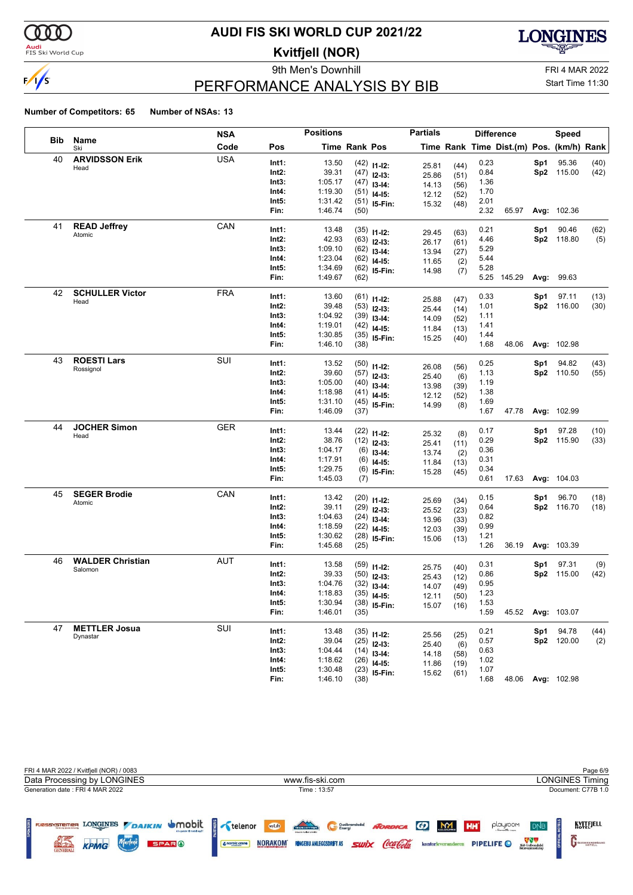# AUDI FIS SKI WORLD CUP 2021/22

## Kvitfjell (NOR)

9th Men's Downhill

FRI 4 MAR 2022

Start Time 11:30

## PERFORMANCE ANALYSIS BY BIB

**Number of Competitors: 65** **Number of NSAs: 13**

| Bib | Name / Ski | NSA Code | Pos | Time | Rank | Pos | Partial Time | Rank | Diff. Time | Dist.(m) | Pos. | Speed (km/h) | Rank |
|---|---|---|---|---|---|---|---|---|---|---|---|---|---|
| 40 | **ARVIDSSON Erik** Head | USA | Int1: | 13.50 | (42) | I1-I2: | 25.81 | (44) | 0.23 | | Sp1 | 95.36 | (40) |
| | | | Int2: | 39.31 | (47) | I2-I3: | 25.86 | (51) | 0.84 | | Sp2 | 115.00 | (42) |
| | | | Int3: | 1:05.17 | (47) | I3-I4: | 14.13 | (56) | 1.36 | | | | |
| | | | Int4: | 1:19.30 | (51) | I4-I5: | 12.12 | (52) | 1.70 | | | | |
| | | | Int5: | 1:31.42 | (51) | I5-Fin: | 15.32 | (48) | 2.01 | | | | |
| | | | Fin: | 1:46.74 | (50) | | | | 2.32 | 65.97 | Avg: | 102.36 | |
| 41 | **READ Jeffrey** Atomic | CAN | Int1: | 13.48 | (35) | I1-I2: | 29.45 | (63) | 0.21 | | Sp1 | 90.46 | (62) |
| | | | Int2: | 42.93 | (63) | I2-I3: | 26.17 | (61) | 4.46 | | Sp2 | 118.80 | (5) |
| | | | Int3: | 1:09.10 | (62) | I3-I4: | 13.94 | (27) | 5.29 | | | | |
| | | | Int4: | 1:23.04 | (62) | I4-I5: | 11.65 | (2) | 5.44 | | | | |
| | | | Int5: | 1:34.69 | (62) | I5-Fin: | 14.98 | (7) | 5.28 | | | | |
| | | | Fin: | 1:49.67 | (62) | | | | 5.25 | 145.29 | Avg: | 99.63 | |
| 42 | **SCHULLER Victor** Head | FRA | Int1: | 13.60 | (61) | I1-I2: | 25.88 | (47) | 0.33 | | Sp1 | 97.11 | (13) |
| | | | Int2: | 39.48 | (53) | I2-I3: | 25.44 | (14) | 1.01 | | Sp2 | 116.00 | (30) |
| | | | Int3: | 1:04.92 | (39) | I3-I4: | 14.09 | (52) | 1.11 | | | | |
| | | | Int4: | 1:19.01 | (42) | I4-I5: | 11.84 | (13) | 1.41 | | | | |
| | | | Int5: | 1:30.85 | (35) | I5-Fin: | 15.25 | (40) | 1.44 | | | | |
| | | | Fin: | 1:46.10 | (38) | | | | 1.68 | 48.06 | Avg: | 102.98 | |
| 43 | **ROESTI Lars** Rossignol | SUI | Int1: | 13.52 | (50) | I1-I2: | 26.08 | (56) | 0.25 | | Sp1 | 94.82 | (43) |
| | | | Int2: | 39.60 | (57) | I2-I3: | 25.40 | (6) | 1.13 | | Sp2 | 110.50 | (55) |
| | | | Int3: | 1:05.00 | (40) | I3-I4: | 13.98 | (39) | 1.19 | | | | |
| | | | Int4: | 1:18.98 | (41) | I4-I5: | 12.12 | (52) | 1.38 | | | | |
| | | | Int5: | 1:31.10 | (45) | I5-Fin: | 14.99 | (8) | 1.69 | | | | |
| | | | Fin: | 1:46.09 | (37) | | | | 1.67 | 47.78 | Avg: | 102.99 | |
| 44 | **JOCHER Simon** Head | GER | Int1: | 13.44 | (22) | I1-I2: | 25.32 | (8) | 0.17 | | Sp1 | 97.28 | (10) |
| | | | Int2: | 38.76 | (12) | I2-I3: | 25.41 | (11) | 0.29 | | Sp2 | 115.90 | (33) |
| | | | Int3: | 1:04.17 | (6) | I3-I4: | 13.74 | (2) | 0.36 | | | | |
| | | | Int4: | 1:17.91 | (6) | I4-I5: | 11.84 | (13) | 0.31 | | | | |
| | | | Int5: | 1:29.75 | (6) | I5-Fin: | 15.28 | (45) | 0.34 | | | | |
| | | | Fin: | 1:45.03 | (7) | | | | 0.61 | 17.63 | Avg: | 104.03 | |
| 45 | **SEGER Brodie** Atomic | CAN | Int1: | 13.42 | (20) | I1-I2: | 25.69 | (34) | 0.15 | | Sp1 | 96.70 | (18) |
| | | | Int2: | 39.11 | (29) | I2-I3: | 25.52 | (23) | 0.64 | | Sp2 | 116.70 | (18) |
| | | | Int3: | 1:04.63 | (24) | I3-I4: | 13.96 | (33) | 0.82 | | | | |
| | | | Int4: | 1:18.59 | (22) | I4-I5: | 12.03 | (39) | 0.99 | | | | |
| | | | Int5: | 1:30.62 | (28) | I5-Fin: | 15.06 | (13) | 1.21 | | | | |
| | | | Fin: | 1:45.68 | (25) | | | | 1.26 | 36.19 | Avg: | 103.39 | |
| 46 | **WALDER Christian** Salomon | AUT | Int1: | 13.58 | (59) | I1-I2: | 25.75 | (40) | 0.31 | | Sp1 | 97.31 | (9) |
| | | | Int2: | 39.33 | (50) | I2-I3: | 25.43 | (12) | 0.86 | | Sp2 | 115.00 | (42) |
| | | | Int3: | 1:04.76 | (32) | I3-I4: | 14.07 | (49) | 0.95 | | | | |
| | | | Int4: | 1:18.83 | (35) | I4-I5: | 12.11 | (50) | 1.23 | | | | |
| | | | Int5: | 1:30.94 | (38) | I5-Fin: | 15.07 | (16) | 1.53 | | | | |
| | | | Fin: | 1:46.01 | (35) | | | | 1.59 | 45.52 | Avg: | 103.07 | |
| 47 | **METTLER Josua** Dynastar | SUI | Int1: | 13.48 | (35) | I1-I2: | 25.56 | (25) | 0.21 | | Sp1 | 94.78 | (44) |
| | | | Int2: | 39.04 | (25) | I2-I3: | 25.40 | (6) | 0.57 | | Sp2 | 120.00 | (2) |
| | | | Int3: | 1:04.44 | (14) | I3-I4: | 14.18 | (58) | 0.63 | | | | |
| | | | Int4: | 1:18.62 | (26) | I4-I5: | 11.86 | (19) | 1.02 | | | | |
| | | | Int5: | 1:30.48 | (23) | I5-Fin: | 15.62 | (61) | 1.07 | | | | |
| | | | Fin: | 1:46.10 | (38) | | | | 1.68 | 48.06 | Avg: | 102.98 | |

FRI 4 MAR 2022 / Kvitfjell (NOR) / 0083

Data Processing by LONGINES — www.fis-ski.com — LONGINES Timing

Generation date : FRI 4 MAR 2022 — Time : 13:57 — Document: C77B 1.0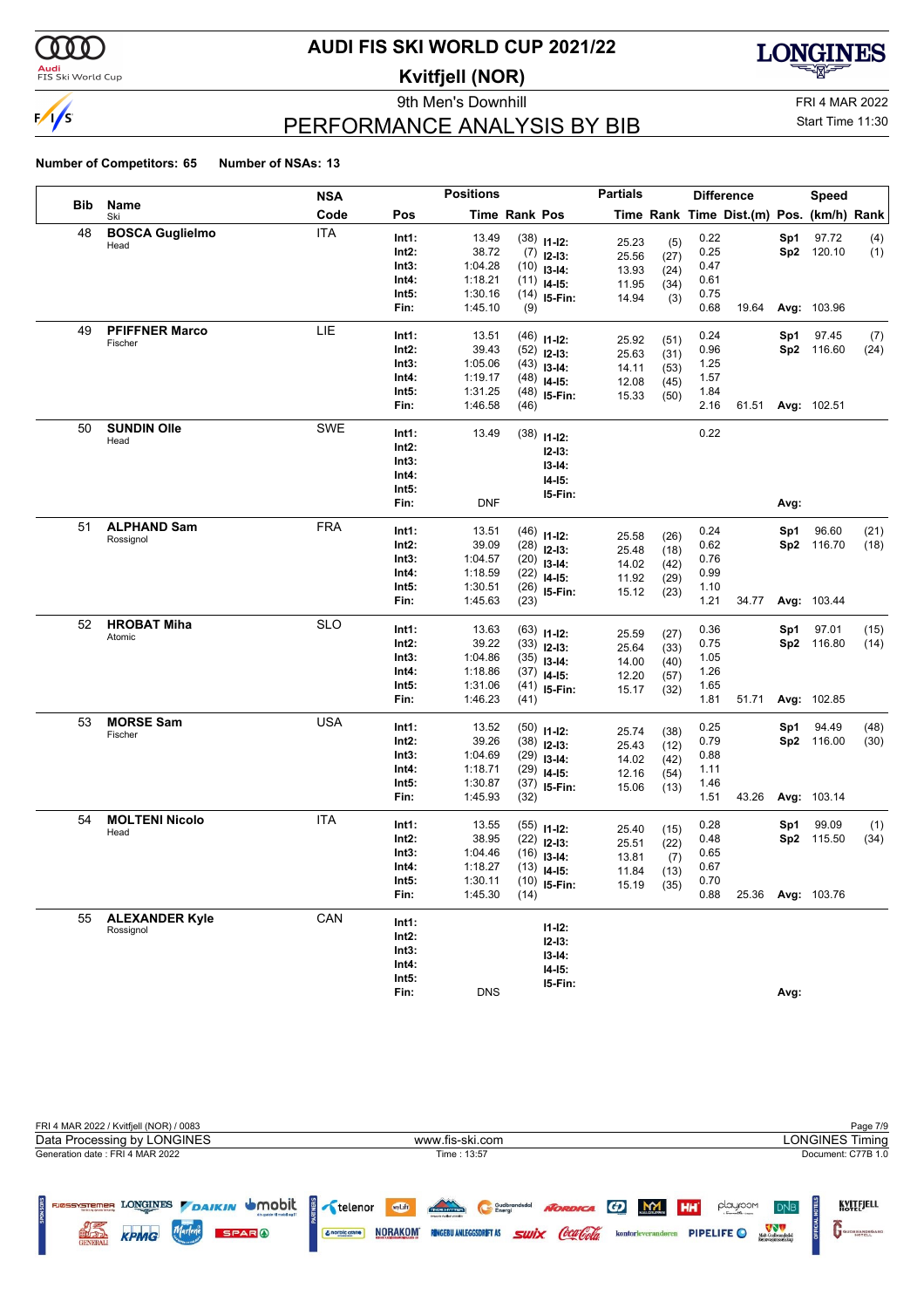# AUDI FIS SKI WORLD CUP 2021/22

## Kvitfjell (NOR)

9th Men's Downhill

FRI 4 MAR 2022

Start Time 11:30

## PERFORMANCE ANALYSIS BY BIB

**Number of Competitors: 65** **Number of NSAs: 13**

| Bib | Name / Ski | NSA Code | Pos | Time | Rank | Partials Pos | Time | Rank | Difference Time | Dist.(m) | Speed Pos. | (km/h) | Rank |
|---|---|---|---|---|---|---|---|---|---|---|---|---|---|
| 48 | **BOSCA Guglielmo** | ITA | Int1: | 13.49 | (38) | I1-I2: | 25.23 | (5) | 0.22 | | Sp1 | 97.72 | (4) |
| | Head | | Int2: | 38.72 | (7) | I2-I3: | 25.56 | (27) | 0.25 | | Sp2 | 120.10 | (1) |
| | | | Int3: | 1:04.28 | (10) | I3-I4: | 13.93 | (24) | 0.47 | | | | |
| | | | Int4: | 1:18.21 | (11) | I4-I5: | 11.95 | (34) | 0.61 | | | | |
| | | | Int5: | 1:30.16 | (14) | I5-Fin: | 14.94 | (3) | 0.75 | | | | |
| | | | Fin: | 1:45.10 | (9) | | | | 0.68 | 19.64 | Avg: | 103.96 | |
| 49 | **PFIFFNER Marco** | LIE | Int1: | 13.51 | (46) | I1-I2: | 25.92 | (51) | 0.24 | | Sp1 | 97.45 | (7) |
| | Fischer | | Int2: | 39.43 | (52) | I2-I3: | 25.63 | (31) | 0.96 | | Sp2 | 116.60 | (24) |
| | | | Int3: | 1:05.06 | (43) | I3-I4: | 14.11 | (53) | 1.25 | | | | |
| | | | Int4: | 1:19.17 | (48) | I4-I5: | 12.08 | (45) | 1.57 | | | | |
| | | | Int5: | 1:31.25 | (48) | I5-Fin: | 15.33 | (50) | 1.84 | | | | |
| | | | Fin: | 1:46.58 | (46) | | | | 2.16 | 61.51 | Avg: | 102.51 | |
| 50 | **SUNDIN Olle** | SWE | Int1: | 13.49 | (38) | I1-I2: | | | 0.22 | | | | |
| | Head | | Int2: | | | I2-I3: | | | | | | | |
| | | | Int3: | | | I3-I4: | | | | | | | |
| | | | Int4: | | | I4-I5: | | | | | | | |
| | | | Int5: | | | I5-Fin: | | | | | | | |
| | | | Fin: | DNF | | | | | | | Avg: | | |
| 51 | **ALPHAND Sam** | FRA | Int1: | 13.51 | (46) | I1-I2: | 25.58 | (26) | 0.24 | | Sp1 | 96.60 | (21) |
| | Rossignol | | Int2: | 39.09 | (28) | I2-I3: | 25.48 | (18) | 0.62 | | Sp2 | 116.70 | (18) |
| | | | Int3: | 1:04.57 | (20) | I3-I4: | 14.02 | (42) | 0.76 | | | | |
| | | | Int4: | 1:18.59 | (22) | I4-I5: | 11.92 | (29) | 0.99 | | | | |
| | | | Int5: | 1:30.51 | (26) | I5-Fin: | 15.12 | (23) | 1.10 | | | | |
| | | | Fin: | 1:45.63 | (23) | | | | 1.21 | 34.77 | Avg: | 103.44 | |
| 52 | **HROBAT Miha** | SLO | Int1: | 13.63 | (63) | I1-I2: | 25.59 | (27) | 0.36 | | Sp1 | 97.01 | (15) |
| | Atomic | | Int2: | 39.22 | (33) | I2-I3: | 25.64 | (33) | 0.75 | | Sp2 | 116.80 | (14) |
| | | | Int3: | 1:04.86 | (35) | I3-I4: | 14.00 | (40) | 1.05 | | | | |
| | | | Int4: | 1:18.86 | (37) | I4-I5: | 12.20 | (57) | 1.26 | | | | |
| | | | Int5: | 1:31.06 | (41) | I5-Fin: | 15.17 | (32) | 1.65 | | | | |
| | | | Fin: | 1:46.23 | (41) | | | | 1.81 | 51.71 | Avg: | 102.85 | |
| 53 | **MORSE Sam** | USA | Int1: | 13.52 | (50) | I1-I2: | 25.74 | (38) | 0.25 | | Sp1 | 94.49 | (48) |
| | Fischer | | Int2: | 39.26 | (38) | I2-I3: | 25.43 | (12) | 0.79 | | Sp2 | 116.00 | (30) |
| | | | Int3: | 1:04.69 | (29) | I3-I4: | 14.02 | (42) | 0.88 | | | | |
| | | | Int4: | 1:18.71 | (29) | I4-I5: | 12.16 | (54) | 1.11 | | | | |
| | | | Int5: | 1:30.87 | (37) | I5-Fin: | 15.06 | (13) | 1.46 | | | | |
| | | | Fin: | 1:45.93 | (32) | | | | 1.51 | 43.26 | Avg: | 103.14 | |
| 54 | **MOLTENI Nicolo** | ITA | Int1: | 13.55 | (55) | I1-I2: | 25.40 | (15) | 0.28 | | Sp1 | 99.09 | (1) |
| | Head | | Int2: | 38.95 | (22) | I2-I3: | 25.51 | (22) | 0.48 | | Sp2 | 115.50 | (34) |
| | | | Int3: | 1:04.46 | (16) | I3-I4: | 13.81 | (7) | 0.65 | | | | |
| | | | Int4: | 1:18.27 | (13) | I4-I5: | 11.84 | (13) | 0.67 | | | | |
| | | | Int5: | 1:30.11 | (10) | I5-Fin: | 15.19 | (35) | 0.70 | | | | |
| | | | Fin: | 1:45.30 | (14) | | | | 0.88 | 25.36 | Avg: | 103.76 | |
| 55 | **ALEXANDER Kyle** | CAN | Int1: | | | I1-I2: | | | | | | | |
| | Rossignol | | Int2: | | | I2-I3: | | | | | | | |
| | | | Int3: | | | I3-I4: | | | | | | | |
| | | | Int4: | | | I4-I5: | | | | | | | |
| | | | Int5: | | | I5-Fin: | | | | | | | |
| | | | Fin: | DNS | | | | | | | Avg: | | |

FRI 4 MAR 2022 / Kvitfjell (NOR) / 0083

Data Processing by LONGINES — www.fis-ski.com — LONGINES Timing

Generation date : FRI 4 MAR 2022 — Time : 13:57 — Document: C77B 1.0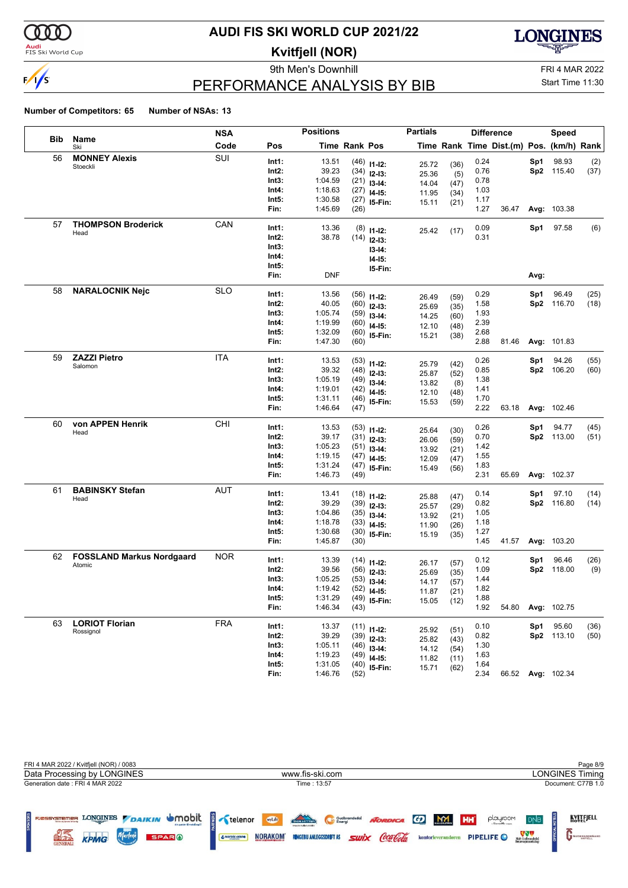# AUDI FIS SKI WORLD CUP 2021/22

## Kvitfjell (NOR)

9th Men's Downhill

FRI 4 MAR 2022

Start Time 11:30

## PERFORMANCE ANALYSIS BY BIB

**Number of Competitors: 65** **Number of NSAs: 13**

| Bib | Name / Ski | NSA Code | Pos | Time | Rank | Pos | Time | Rank | Difference Time | Dist.(m) | Speed Pos. | (km/h) | Rank |
|---|---|---|---|---|---|---|---|---|---|---|---|---|---|
| 56 | **MONNEY Alexis** Stoeckli | SUI | Int1: | 13.51 | (46) | I1-I2: | 25.72 | (36) | 0.24 | | Sp1 | 98.93 | (2) |
| | | | Int2: | 39.23 | (34) | I2-I3: | 25.36 | (5) | 0.76 | | Sp2 | 115.40 | (37) |
| | | | Int3: | 1:04.59 | (21) | I3-I4: | 14.04 | (47) | 0.78 | | | | |
| | | | Int4: | 1:18.63 | (27) | I4-I5: | 11.95 | (34) | 1.03 | | | | |
| | | | Int5: | 1:30.58 | (27) | I5-Fin: | 15.11 | (21) | 1.17 | | | | |
| | | | Fin: | 1:45.69 | (26) | | | | 1.27 | 36.47 | Avg: | 103.38 | |
| 57 | **THOMPSON Broderick** Head | CAN | Int1: | 13.36 | (8) | I1-I2: | 25.42 | (17) | 0.09 | | Sp1 | 97.58 | (6) |
| | | | Int2: | 38.78 | (14) | I2-I3: | | | 0.31 | | | | |
| | | | Int3: | | | I3-I4: | | | | | | | |
| | | | Int4: | | | I4-I5: | | | | | | | |
| | | | Int5: | | | I5-Fin: | | | | | | | |
| | | | Fin: | DNF | | | | | | | Avg: | | |
| 58 | **NARALOCNIK Nejc** | SLO | Int1: | 13.56 | (56) | I1-I2: | 26.49 | (59) | 0.29 | | Sp1 | 96.49 | (25) |
| | | | Int2: | 40.05 | (60) | I2-I3: | 25.69 | (35) | 1.58 | | Sp2 | 116.70 | (18) |
| | | | Int3: | 1:05.74 | (59) | I3-I4: | 14.25 | (60) | 1.93 | | | | |
| | | | Int4: | 1:19.99 | (60) | I4-I5: | 12.10 | (48) | 2.39 | | | | |
| | | | Int5: | 1:32.09 | (60) | I5-Fin: | 15.21 | (38) | 2.68 | | | | |
| | | | Fin: | 1:47.30 | (60) | | | | 2.88 | 81.46 | Avg: | 101.83 | |
| 59 | **ZAZZI Pietro** Salomon | ITA | Int1: | 13.53 | (53) | I1-I2: | 25.79 | (42) | 0.26 | | Sp1 | 94.26 | (55) |
| | | | Int2: | 39.32 | (48) | I2-I3: | 25.87 | (52) | 0.85 | | Sp2 | 106.20 | (60) |
| | | | Int3: | 1:05.19 | (49) | I3-I4: | 13.82 | (8) | 1.38 | | | | |
| | | | Int4: | 1:19.01 | (42) | I4-I5: | 12.10 | (48) | 1.41 | | | | |
| | | | Int5: | 1:31.11 | (46) | I5-Fin: | 15.53 | (59) | 1.70 | | | | |
| | | | Fin: | 1:46.64 | (47) | | | | 2.22 | 63.18 | Avg: | 102.46 | |
| 60 | **von APPEN Henrik** Head | CHI | Int1: | 13.53 | (53) | I1-I2: | 25.64 | (30) | 0.26 | | Sp1 | 94.77 | (45) |
| | | | Int2: | 39.17 | (31) | I2-I3: | 26.06 | (59) | 0.70 | | Sp2 | 113.00 | (51) |
| | | | Int3: | 1:05.23 | (51) | I3-I4: | 13.92 | (21) | 1.42 | | | | |
| | | | Int4: | 1:19.15 | (47) | I4-I5: | 12.09 | (47) | 1.55 | | | | |
| | | | Int5: | 1:31.24 | (47) | I5-Fin: | 15.49 | (56) | 1.83 | | | | |
| | | | Fin: | 1:46.73 | (49) | | | | 2.31 | 65.69 | Avg: | 102.37 | |
| 61 | **BABINSKY Stefan** Head | AUT | Int1: | 13.41 | (18) | I1-I2: | 25.88 | (47) | 0.14 | | Sp1 | 97.10 | (14) |
| | | | Int2: | 39.29 | (39) | I2-I3: | 25.57 | (29) | 0.82 | | Sp2 | 116.80 | (14) |
| | | | Int3: | 1:04.86 | (35) | I3-I4: | 13.92 | (21) | 1.05 | | | | |
| | | | Int4: | 1:18.78 | (33) | I4-I5: | 11.90 | (26) | 1.18 | | | | |
| | | | Int5: | 1:30.68 | (30) | I5-Fin: | 15.19 | (35) | 1.27 | | | | |
| | | | Fin: | 1:45.87 | (30) | | | | 1.45 | 41.57 | Avg: | 103.20 | |
| 62 | **FOSSLAND Markus Nordgaard** Atomic | NOR | Int1: | 13.39 | (14) | I1-I2: | 26.17 | (57) | 0.12 | | Sp1 | 96.46 | (26) |
| | | | Int2: | 39.56 | (56) | I2-I3: | 25.69 | (35) | 1.09 | | Sp2 | 118.00 | (9) |
| | | | Int3: | 1:05.25 | (53) | I3-I4: | 14.17 | (57) | 1.44 | | | | |
| | | | Int4: | 1:19.42 | (52) | I4-I5: | 11.87 | (21) | 1.82 | | | | |
| | | | Int5: | 1:31.29 | (49) | I5-Fin: | 15.05 | (12) | 1.88 | | | | |
| | | | Fin: | 1:46.34 | (43) | | | | 1.92 | 54.80 | Avg: | 102.75 | |
| 63 | **LORIOT Florian** Rossignol | FRA | Int1: | 13.37 | (11) | I1-I2: | 25.92 | (51) | 0.10 | | Sp1 | 95.60 | (36) |
| | | | Int2: | 39.29 | (39) | I2-I3: | 25.82 | (43) | 0.82 | | Sp2 | 113.10 | (50) |
| | | | Int3: | 1:05.11 | (46) | I3-I4: | 14.12 | (54) | 1.30 | | | | |
| | | | Int4: | 1:19.23 | (49) | I4-I5: | 11.82 | (11) | 1.63 | | | | |
| | | | Int5: | 1:31.05 | (40) | I5-Fin: | 15.71 | (62) | 1.64 | | | | |
| | | | Fin: | 1:46.76 | (52) | | | | 2.34 | 66.52 | Avg: | 102.34 | |

FRI 4 MAR 2022 / Kvitfjell (NOR) / 0083

Data Processing by LONGINES — www.fis-ski.com — LONGINES Timing

Generation date : FRI 4 MAR 2022 — Time : 13:57 — Document: C77B 1.0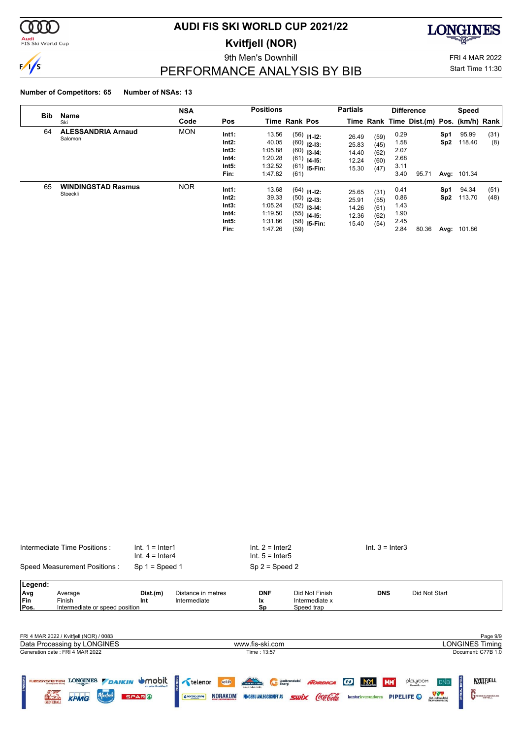# AUDI FIS SKI WORLD CUP 2021/22

## Kvitfjell (NOR)

9th Men's Downhill

FRI 4 MAR 2022

Start Time 11:30

# PERFORMANCE ANALYSIS BY BIB

**Number of Competitors: 65** **Number of NSAs: 13**

| Bib | Name | NSA Code | Pos | Positions Time | Rank | Pos | Partials Time | Rank | Difference Time | Dist.(m) | Pos. | Speed (km/h) | Rank |
|---|---|---|---|---|---|---|---|---|---|---|---|---|---|
| 64 | **ALESSANDRIA Arnaud** Salomon | MON | Int1: | 13.56 | (56) | I1-I2: | 26.49 | (59) | 0.29 | | Sp1 | 95.99 | (31) |
| | | | Int2: | 40.05 | (60) | I2-I3: | 25.83 | (45) | 1.58 | | Sp2 | 118.40 | (8) |
| | | | Int3: | 1:05.88 | (60) | I3-I4: | 14.40 | (62) | 2.07 | | | | |
| | | | Int4: | 1:20.28 | (61) | I4-I5: | 12.24 | (60) | 2.68 | | | | |
| | | | Int5: | 1:32.52 | (61) | I5-Fin: | 15.30 | (47) | 3.11 | | | | |
| | | | Fin: | 1:47.82 | (61) | | | | 3.40 | 95.71 | Avg: | 101.34 | |
| 65 | **WINDINGSTAD Rasmus** Stoeckli | NOR | Int1: | 13.68 | (64) | I1-I2: | 25.65 | (31) | 0.41 | | Sp1 | 94.34 | (51) |
| | | | Int2: | 39.33 | (50) | I2-I3: | 25.91 | (55) | 0.86 | | Sp2 | 113.70 | (48) |
| | | | Int3: | 1:05.24 | (52) | I3-I4: | 14.26 | (61) | 1.43 | | | | |
| | | | Int4: | 1:19.50 | (55) | I4-I5: | 12.36 | (62) | 1.90 | | | | |
| | | | Int5: | 1:31.86 | (58) | I5-Fin: | 15.40 | (54) | 2.45 | | | | |
| | | | Fin: | 1:47.26 | (59) | | | | 2.84 | 80.36 | Avg: | 101.86 | |

Intermediate Time Positions : Int. 1 = Inter1, Int. 2 = Inter2, Int. 3 = Inter3, Int. 4 = Inter4, Int. 5 = Inter5

Speed Measurement Positions : Sp 1 = Speed 1, Sp 2 = Speed 2

| Legend: | | | | | | | |
|---|---|---|---|---|---|---|---|
| Avg | Average | Dist.(m) | Distance in metres | DNF | Did Not Finish | DNS | Did Not Start |
| Fin | Finish | Int | Intermediate | Ix | Intermediate x | | |
| Pos. | Intermediate or speed position | | | Sp | Speed trap | | |

FRI 4 MAR 2022 / Kvitfjell (NOR) / 0083

Data Processing by LONGINES — www.fis-ski.com — LONGINES Timing

Generation date : FRI 4 MAR 2022 — Time : 13:57 — Document: C77B 1.0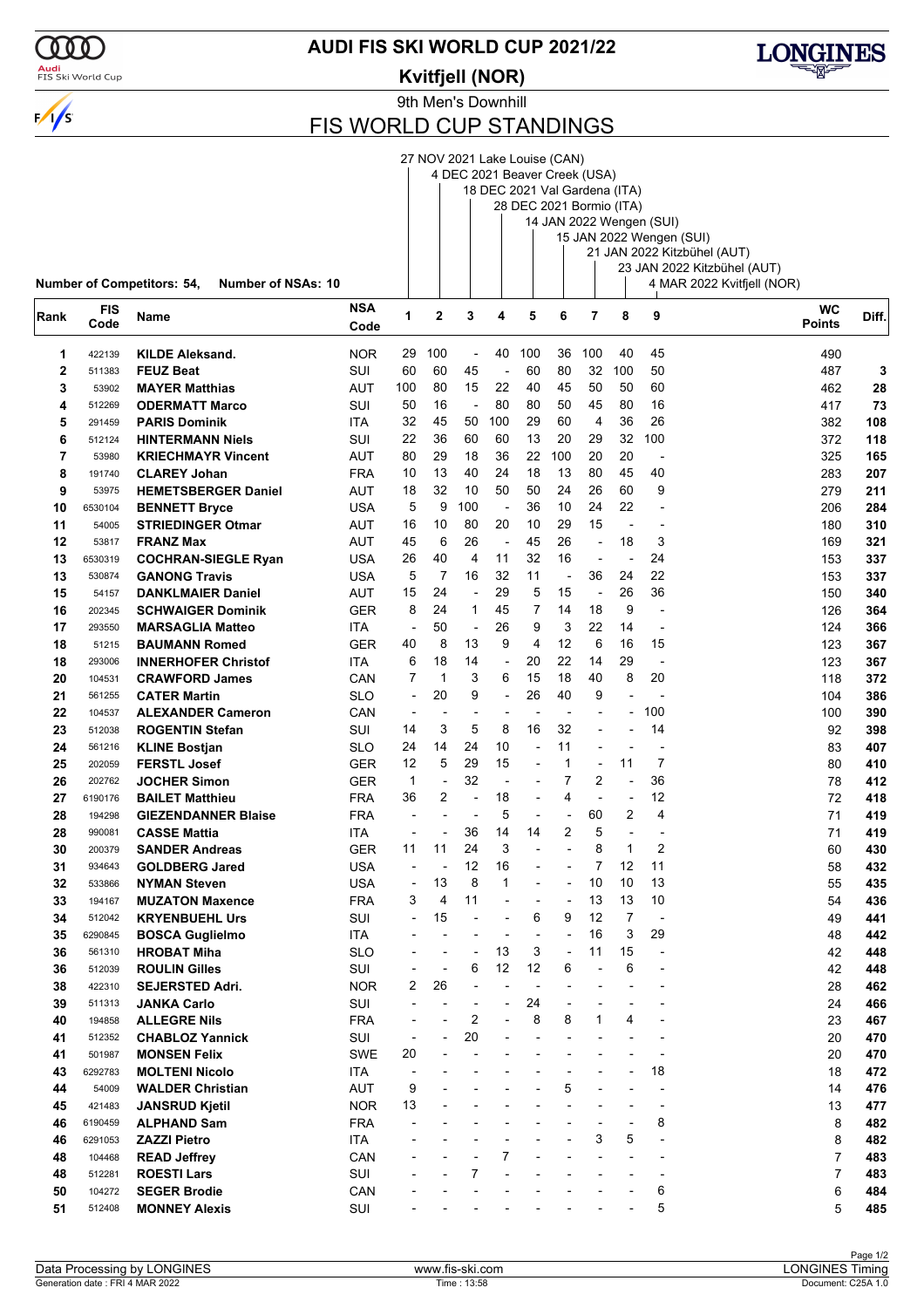# AUDI FIS SKI WORLD CUP 2021/22

**Kvitfjell (NOR)**

9th Men's Downhill

## FIS WORLD CUP STANDINGS

1. 27 NOV 2021 Lake Louise (CAN)
2. 4 DEC 2021 Beaver Creek (USA)
3. 18 DEC 2021 Val Gardena (ITA)
4. 28 DEC 2021 Bormio (ITA)
5. 14 JAN 2022 Wengen (SUI)
6. 15 JAN 2022 Wengen (SUI)
7. 21 JAN 2022 Kitzbühel (AUT)
8. 23 JAN 2022 Kitzbühel (AUT)
9. 4 MAR 2022 Kvitfjell (NOR)

**Number of Competitors: 54, Number of NSAs: 10**

| Rank | FIS Code | Name | NSA Code | 1 | 2 | 3 | 4 | 5 | 6 | 7 | 8 | 9 | WC Points | Diff. |
|---|---|---|---|---|---|---|---|---|---|---|---|---|---|---|
| 1 | 422139 | KILDE Aleksand. | NOR | 29 | 100 | - | 40 | 100 | 36 | 100 | 40 | 45 | 490 | |
| 2 | 511383 | FEUZ Beat | SUI | 60 | 60 | 45 | - | 60 | 80 | 32 | 100 | 50 | 487 | 3 |
| 3 | 53902 | MAYER Matthias | AUT | 100 | 80 | 15 | 22 | 40 | 45 | 50 | 50 | 60 | 462 | 28 |
| 4 | 512269 | ODERMATT Marco | SUI | 50 | 16 | - | 80 | 80 | 50 | 45 | 80 | 16 | 417 | 73 |
| 5 | 291459 | PARIS Dominik | ITA | 32 | 45 | 50 | 100 | 29 | 60 | 4 | 36 | 26 | 382 | 108 |
| 6 | 512124 | HINTERMANN Niels | SUI | 22 | 36 | 60 | 60 | 13 | 20 | 29 | 32 | 100 | 372 | 118 |
| 7 | 53980 | KRIECHMAYR Vincent | AUT | 80 | 29 | 18 | 36 | 22 | 100 | 20 | 20 | - | 325 | 165 |
| 8 | 191740 | CLAREY Johan | FRA | 10 | 13 | 40 | 24 | 18 | 13 | 80 | 45 | 40 | 283 | 207 |
| 9 | 53975 | HEMETSBERGER Daniel | AUT | 18 | 32 | 10 | 50 | 50 | 24 | 26 | 60 | 9 | 279 | 211 |
| 10 | 6530104 | BENNETT Bryce | USA | 5 | 9 | 100 | - | 36 | 10 | 24 | 22 | - | 206 | 284 |
| 11 | 54005 | STRIEDINGER Otmar | AUT | 16 | 10 | 80 | 20 | 10 | 29 | 15 | - | - | 180 | 310 |
| 12 | 53817 | FRANZ Max | AUT | 45 | 6 | 26 | - | 45 | 26 | - | 18 | 3 | 169 | 321 |
| 13 | 6530319 | COCHRAN-SIEGLE Ryan | USA | 26 | 40 | 4 | 11 | 32 | 16 | - | - | 24 | 153 | 337 |
| 13 | 530874 | GANONG Travis | USA | 5 | 7 | 16 | 32 | 11 | - | 36 | 24 | 22 | 153 | 337 |
| 15 | 54157 | DANKLMAIER Daniel | AUT | 15 | 24 | - | 29 | 5 | 15 | - | 26 | 36 | 150 | 340 |
| 16 | 202345 | SCHWAIGER Dominik | GER | 8 | 24 | 1 | 45 | 7 | 14 | 18 | 9 | - | 126 | 364 |
| 17 | 293550 | MARSAGLIA Matteo | ITA | - | 50 | - | 26 | 9 | 3 | 22 | 14 | - | 124 | 366 |
| 18 | 51215 | BAUMANN Romed | GER | 40 | 8 | 13 | 9 | 4 | 12 | 6 | 16 | 15 | 123 | 367 |
| 18 | 293006 | INNERHOFER Christof | ITA | 6 | 18 | 14 | - | 20 | 22 | 14 | 29 | - | 123 | 367 |
| 20 | 104531 | CRAWFORD James | CAN | 7 | 1 | 3 | 6 | 15 | 18 | 40 | 8 | 20 | 118 | 372 |
| 21 | 561255 | CATER Martin | SLO | - | 20 | 9 | - | 26 | 40 | 9 | - | - | 104 | 386 |
| 22 | 104537 | ALEXANDER Cameron | CAN | - | - | - | - | - | - | - | - | 100 | 100 | 390 |
| 23 | 512038 | ROGENTIN Stefan | SUI | 14 | 3 | 5 | 8 | 16 | 32 | - | - | 14 | 92 | 398 |
| 24 | 561216 | KLINE Bostjan | SLO | 24 | 14 | 24 | 10 | - | 11 | - | - | - | 83 | 407 |
| 25 | 202059 | FERSTL Josef | GER | 12 | 5 | 29 | 15 | - | 1 | - | 11 | 7 | 80 | 410 |
| 26 | 202762 | JOCHER Simon | GER | 1 | - | 32 | - | - | 7 | 2 | - | 36 | 78 | 412 |
| 27 | 6190176 | BAILET Matthieu | FRA | 36 | 2 | - | 18 | - | 4 | - | - | 12 | 72 | 418 |
| 28 | 194298 | GIEZENDANNER Blaise | FRA | - | - | - | 5 | - | - | 60 | 2 | 4 | 71 | 419 |
| 28 | 990081 | CASSE Mattia | ITA | - | - | 36 | 14 | 14 | 2 | 5 | - | - | 71 | 419 |
| 30 | 200379 | SANDER Andreas | GER | 11 | 11 | 24 | 3 | - | - | 8 | 1 | 2 | 60 | 430 |
| 31 | 934643 | GOLDBERG Jared | USA | - | - | 12 | 16 | - | - | 7 | 12 | 11 | 58 | 432 |
| 32 | 533866 | NYMAN Steven | USA | - | 13 | 8 | 1 | - | - | 10 | 10 | 13 | 55 | 435 |
| 33 | 194167 | MUZATON Maxence | FRA | 3 | 4 | 11 | - | - | - | 13 | 13 | 10 | 54 | 436 |
| 34 | 512042 | KRYENBUEHL Urs | SUI | - | 15 | - | - | 6 | 9 | 12 | 7 | - | 49 | 441 |
| 35 | 6290845 | BOSCA Guglielmo | ITA | - | - | - | - | - | - | 16 | 3 | 29 | 48 | 442 |
| 36 | 561310 | HROBAT Miha | SLO | - | - | - | 13 | 3 | - | 11 | 15 | - | 42 | 448 |
| 36 | 512039 | ROULIN Gilles | SUI | - | - | 6 | 12 | 12 | 6 | - | 6 | - | 42 | 448 |
| 38 | 422310 | SEJERSTED Adri. | NOR | 2 | 26 | - | - | - | - | - | - | - | 28 | 462 |
| 39 | 511313 | JANKA Carlo | SUI | - | - | - | - | 24 | - | - | - | - | 24 | 466 |
| 40 | 194858 | ALLEGRE Nils | FRA | - | - | 2 | - | 8 | 8 | 1 | 4 | - | 23 | 467 |
| 41 | 512352 | CHABLOZ Yannick | SUI | - | - | 20 | - | - | - | - | - | - | 20 | 470 |
| 41 | 501987 | MONSEN Felix | SWE | 20 | - | - | - | - | - | - | - | - | 20 | 470 |
| 43 | 6292783 | MOLTENI Nicolo | ITA | - | - | - | - | - | - | - | - | 18 | 18 | 472 |
| 44 | 54009 | WALDER Christian | AUT | 9 | - | - | - | - | 5 | - | - | - | 14 | 476 |
| 45 | 421483 | JANSRUD Kjetil | NOR | 13 | - | - | - | - | - | - | - | - | 13 | 477 |
| 46 | 6190459 | ALPHAND Sam | FRA | - | - | - | - | - | - | - | - | 8 | 8 | 482 |
| 46 | 6291053 | ZAZZI Pietro | ITA | - | - | - | - | - | - | 3 | 5 | - | 8 | 482 |
| 48 | 104468 | READ Jeffrey | CAN | - | - | - | 7 | - | - | - | - | - | 7 | 483 |
| 48 | 512281 | ROESTI Lars | SUI | - | - | 7 | - | - | - | - | - | - | 7 | 483 |
| 50 | 104272 | SEGER Brodie | CAN | - | - | - | - | - | - | - | - | 6 | 6 | 484 |
| 51 | 512408 | MONNEY Alexis | SUI | - | - | - | - | - | - | - | - | 5 | 5 | 485 |

Data Processing by LONGINES | www.fis-ski.com | LONGINES Timing

Generation date : FRI 4 MAR 2022 | Time : 13:58 | Document: C25A 1.0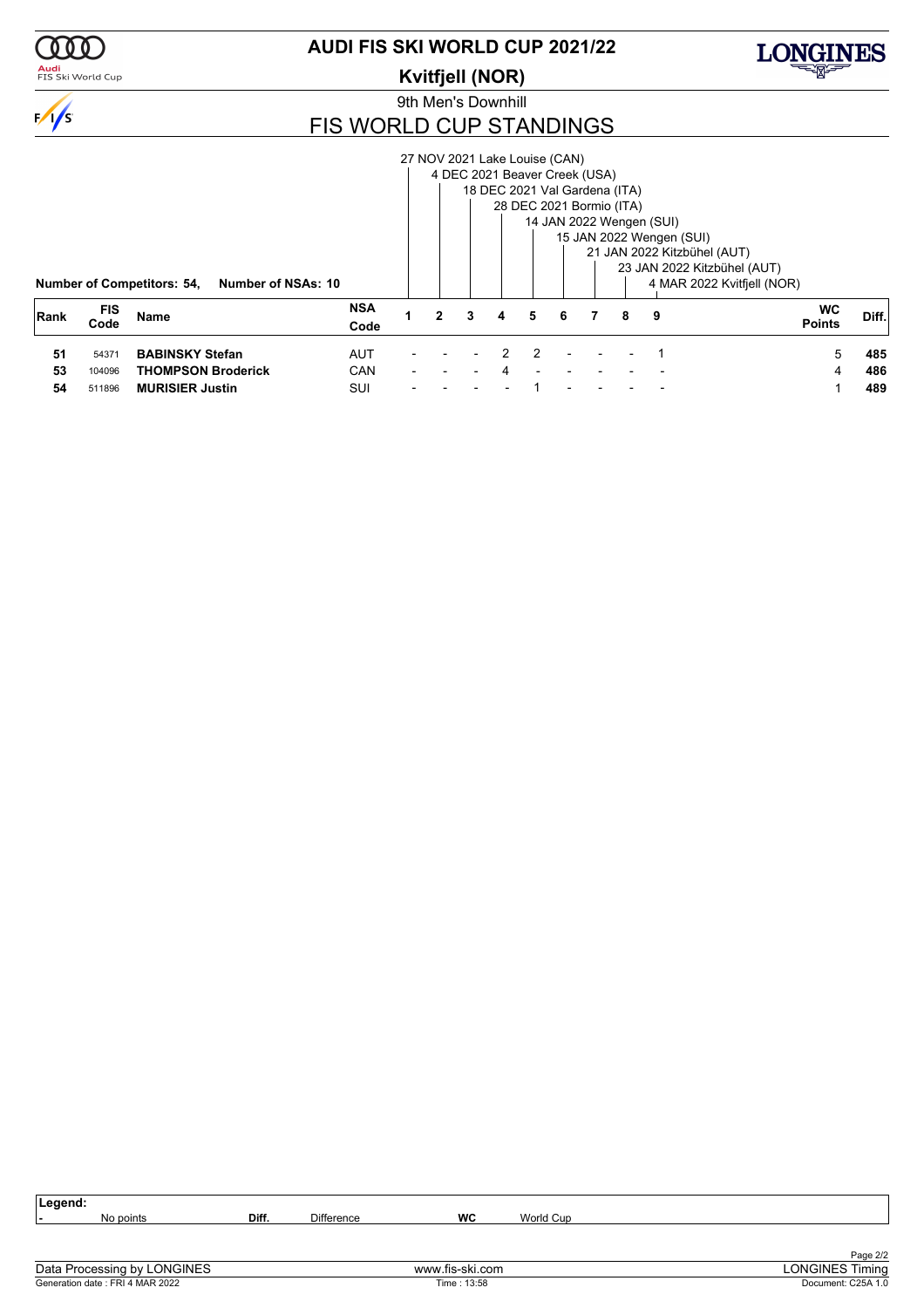# AUDI FIS SKI WORLD CUP 2021/22

## Kvitfjell (NOR)

9th Men's Downhill

## FIS WORLD CUP STANDINGS

1. 27 NOV 2021 Lake Louise (CAN)
2. 4 DEC 2021 Beaver Creek (USA)
3. 18 DEC 2021 Val Gardena (ITA)
4. 28 DEC 2021 Bormio (ITA)
5. 14 JAN 2022 Wengen (SUI)
6. 15 JAN 2022 Wengen (SUI)
7. 21 JAN 2022 Kitzbühel (AUT)
8. 23 JAN 2022 Kitzbühel (AUT)
9. 4 MAR 2022 Kvitfjell (NOR)

**Number of Competitors: 54, Number of NSAs: 10**

| Rank | FIS Code | Name | NSA Code | 1 | 2 | 3 | 4 | 5 | 6 | 7 | 8 | 9 | WC Points | Diff. |
|---|---|---|---|---|---|---|---|---|---|---|---|---|---|---|
| 51 | 54371 | **BABINSKY Stefan** | AUT | - | - | - | 2 | 2 | - | - | - | 1 | 5 | **485** |
| 53 | 104096 | **THOMPSON Broderick** | CAN | - | - | - | 4 | - | - | - | - | - | 4 | **486** |
| 54 | 511896 | **MURISIER Justin** | SUI | - | - | - | - | 1 | - | - | - | - | 1 | **489** |

**Legend:**

| - | No points | Diff. | Difference | WC | World Cup |
|---|---|---|---|---|---|

Data Processing by LONGINES — www.fis-ski.com — LONGINES Timing

Generation date : FRI 4 MAR 2022 — Time : 13:58 — Document: C25A 1.0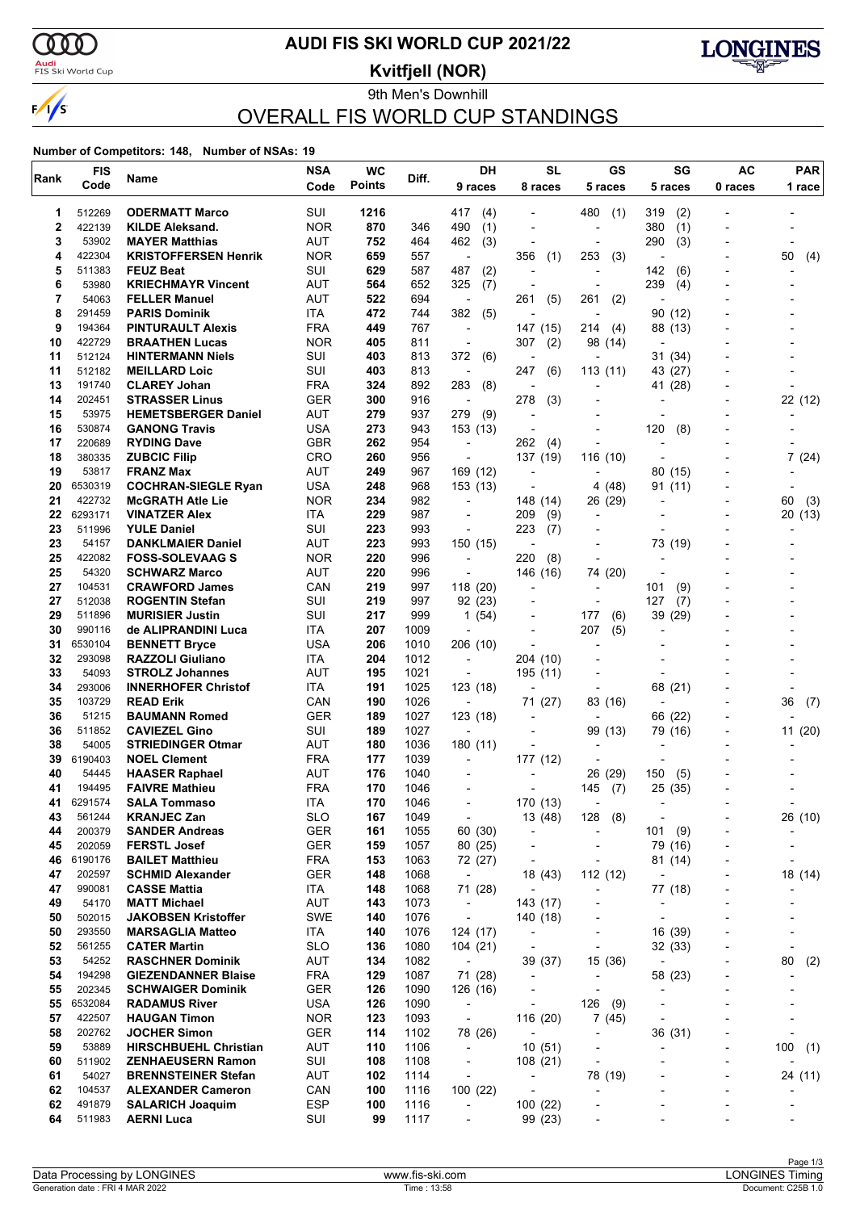# AUDI FIS SKI WORLD CUP 2021/22

## Kvitfjell (NOR)

9th Men's Downhill

## OVERALL FIS WORLD CUP STANDINGS

**Number of Competitors: 148, Number of NSAs: 19**

| Rank | FIS Code | Name | NSA Code | WC Points | Diff. | DH 9 races | SL 8 races | GS 5 races | SG 5 races | AC 0 races | PAR 1 race |
|---|---|---|---|---|---|---|---|---|---|---|---|
| 1 | 512269 | ODERMATT Marco | SUI | 1216 | | 417 (4) | - | 480 (1) | 319 (2) | - | - |
| 2 | 422139 | KILDE Aleksand. | NOR | 870 | 346 | 490 (1) | - | - | 380 (1) | - | - |
| 3 | 53902 | MAYER Matthias | AUT | 752 | 464 | 462 (3) | - | - | 290 (3) | - | - |
| 4 | 422304 | KRISTOFFERSEN Henrik | NOR | 659 | 557 | - | 356 (1) | 253 (3) | - | - | 50 (4) |
| 5 | 511383 | FEUZ Beat | SUI | 629 | 587 | 487 (2) | - | - | 142 (6) | - | - |
| 6 | 53980 | KRIECHMAYR Vincent | AUT | 564 | 652 | 325 (7) | - | - | 239 (4) | - | - |
| 7 | 54063 | FELLER Manuel | AUT | 522 | 694 | - | 261 (5) | 261 (2) | - | - | - |
| 8 | 291459 | PARIS Dominik | ITA | 472 | 744 | 382 (5) | - | - | 90 (12) | - | - |
| 9 | 194364 | PINTURAULT Alexis | FRA | 449 | 767 | - | 147 (15) | 214 (4) | 88 (13) | - | - |
| 10 | 422729 | BRAATHEN Lucas | NOR | 405 | 811 | - | 307 (2) | 98 (14) | - | - | - |
| 11 | 512124 | HINTERMANN Niels | SUI | 403 | 813 | 372 (6) | - | - | 31 (34) | - | - |
| 11 | 512182 | MEILLARD Loic | SUI | 403 | 813 | - | 247 (6) | 113 (11) | 43 (27) | - | - |
| 13 | 191740 | CLAREY Johan | FRA | 324 | 892 | 283 (8) | - | - | 41 (28) | - | - |
| 14 | 202451 | STRASSER Linus | GER | 300 | 916 | - | 278 (3) | - | - | - | 22 (12) |
| 15 | 53975 | HEMETSBERGER Daniel | AUT | 279 | 937 | 279 (9) | - | - | - | - | - |
| 16 | 530874 | GANONG Travis | USA | 273 | 943 | 153 (13) | - | - | 120 (8) | - | - |
| 17 | 220689 | RYDING Dave | GBR | 262 | 954 | - | 262 (4) | - | - | - | - |
| 18 | 380335 | ZUBCIC Filip | CRO | 260 | 956 | - | 137 (19) | 116 (10) | - | - | 7 (24) |
| 19 | 53817 | FRANZ Max | AUT | 249 | 967 | 169 (12) | - | - | 80 (15) | - | - |
| 20 | 6530319 | COCHRAN-SIEGLE Ryan | USA | 248 | 968 | 153 (13) | - | 4 (48) | 91 (11) | - | - |
| 21 | 422732 | McGRATH Atle Lie | NOR | 234 | 982 | - | 148 (14) | 26 (29) | - | - | 60 (3) |
| 22 | 6293171 | VINATZER Alex | ITA | 229 | 987 | - | 209 (9) | - | - | - | 20 (13) |
| 23 | 511996 | YULE Daniel | SUI | 223 | 993 | - | 223 (7) | - | - | - | - |
| 23 | 54157 | DANKLMAIER Daniel | AUT | 223 | 993 | 150 (15) | - | - | 73 (19) | - | - |
| 25 | 422082 | FOSS-SOLEVAAG S | NOR | 220 | 996 | - | 220 (8) | - | - | - | - |
| 25 | 54320 | SCHWARZ Marco | AUT | 220 | 996 | - | 146 (16) | 74 (20) | - | - | - |
| 27 | 104531 | CRAWFORD James | CAN | 219 | 997 | 118 (20) | - | - | 101 (9) | - | - |
| 27 | 512038 | ROGENTIN Stefan | SUI | 219 | 997 | 92 (23) | - | - | 127 (7) | - | - |
| 29 | 511896 | MURISIER Justin | SUI | 217 | 999 | 1 (54) | - | 177 (6) | 39 (29) | - | - |
| 30 | 990116 | de ALIPRANDINI Luca | ITA | 207 | 1009 | - | - | 207 (5) | - | - | - |
| 31 | 6530104 | BENNETT Bryce | USA | 206 | 1010 | 206 (10) | - | - | - | - | - |
| 32 | 293098 | RAZZOLI Giuliano | ITA | 204 | 1012 | - | 204 (10) | - | - | - | - |
| 33 | 54093 | STROLZ Johannes | AUT | 195 | 1021 | - | 195 (11) | - | - | - | - |
| 34 | 293006 | INNERHOFER Christof | ITA | 191 | 1025 | 123 (18) | - | - | 68 (21) | - | - |
| 35 | 103729 | READ Erik | CAN | 190 | 1026 | - | 71 (27) | 83 (16) | - | - | 36 (7) |
| 36 | 51215 | BAUMANN Romed | GER | 189 | 1027 | 123 (18) | - | - | 66 (22) | - | - |
| 36 | 511852 | CAVIEZEL Gino | SUI | 189 | 1027 | - | - | 99 (13) | 79 (16) | - | 11 (20) |
| 38 | 54005 | STRIEDINGER Otmar | AUT | 180 | 1036 | 180 (11) | - | - | - | - | - |
| 39 | 6190403 | NOEL Clement | FRA | 177 | 1039 | - | 177 (12) | - | - | - | - |
| 40 | 54445 | HAASER Raphael | AUT | 176 | 1040 | - | - | 26 (29) | 150 (5) | - | - |
| 41 | 194495 | FAIVRE Mathieu | FRA | 170 | 1046 | - | - | 145 (7) | 25 (35) | - | - |
| 41 | 6291574 | SALA Tommaso | ITA | 170 | 1046 | - | 170 (13) | - | - | - | - |
| 43 | 561244 | KRANJEC Zan | SLO | 167 | 1049 | - | 13 (48) | 128 (8) | - | - | 26 (10) |
| 44 | 200379 | SANDER Andreas | GER | 161 | 1055 | 60 (30) | - | - | 101 (9) | - | - |
| 45 | 202059 | FERSTL Josef | GER | 159 | 1057 | 80 (25) | - | - | 79 (16) | - | - |
| 46 | 6190176 | BAILET Matthieu | FRA | 153 | 1063 | 72 (27) | - | - | 81 (14) | - | - |
| 47 | 202597 | SCHMID Alexander | GER | 148 | 1068 | - | 18 (43) | 112 (12) | - | - | 18 (14) |
| 47 | 990081 | CASSE Mattia | ITA | 148 | 1068 | 71 (28) | - | - | 77 (18) | - | - |
| 49 | 54170 | MATT Michael | AUT | 143 | 1073 | - | 143 (17) | - | - | - | - |
| 50 | 502015 | JAKOBSEN Kristoffer | SWE | 140 | 1076 | - | 140 (18) | - | - | - | - |
| 50 | 293550 | MARSAGLIA Matteo | ITA | 140 | 1076 | 124 (17) | - | - | 16 (39) | - | - |
| 52 | 561255 | CATER Martin | SLO | 136 | 1080 | 104 (21) | - | - | 32 (33) | - | - |
| 53 | 54252 | RASCHNER Dominik | AUT | 134 | 1082 | - | 39 (37) | 15 (36) | - | - | 80 (2) |
| 54 | 194298 | GIEZENDANNER Blaise | FRA | 129 | 1087 | 71 (28) | - | - | 58 (23) | - | - |
| 55 | 202345 | SCHWAIGER Dominik | GER | 126 | 1090 | 126 (16) | - | - | - | - | - |
| 55 | 6532084 | RADAMUS River | USA | 126 | 1090 | - | - | 126 (9) | - | - | - |
| 57 | 422507 | HAUGAN Timon | NOR | 123 | 1093 | - | 116 (20) | 7 (45) | - | - | - |
| 58 | 202762 | JOCHER Simon | GER | 114 | 1102 | 78 (26) | - | - | 36 (31) | - | - |
| 59 | 53889 | HIRSCHBUEHL Christian | AUT | 110 | 1106 | - | 10 (51) | - | - | - | 100 (1) |
| 60 | 511902 | ZENHAEUSERN Ramon | SUI | 108 | 1108 | - | 108 (21) | - | - | - | - |
| 61 | 54027 | BRENNSTEINER Stefan | AUT | 102 | 1114 | - | - | 78 (19) | - | - | 24 (11) |
| 62 | 104537 | ALEXANDER Cameron | CAN | 100 | 1116 | 100 (22) | - | - | - | - | - |
| 62 | 491879 | SALARICH Joaquim | ESP | 100 | 1116 | - | 100 (22) | - | - | - | - |
| 64 | 511983 | AERNI Luca | SUI | 99 | 1117 | - | 99 (23) | - | - | - | - |

Data Processing by LONGINES | www.fis-ski.com | LONGINES Timing

Generation date : FRI 4 MAR 2022 | Time : 13:58 | Document: C25B 1.0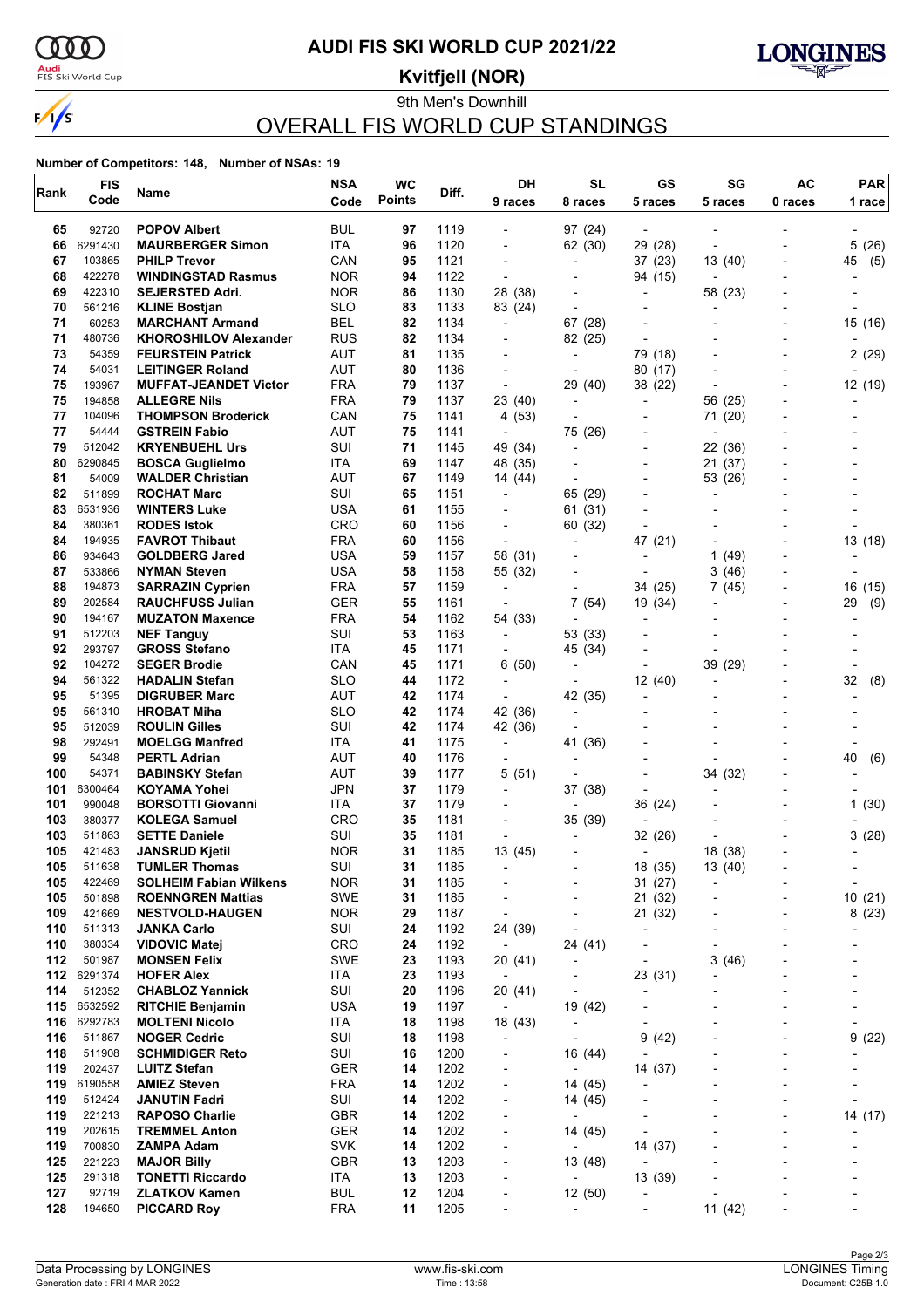# AUDI FIS SKI WORLD CUP 2021/22

**Kvitfjell (NOR)**

9th Men's Downhill

## OVERALL FIS WORLD CUP STANDINGS

**Number of Competitors: 148, Number of NSAs: 19**

| Rank | FIS Code | Name | NSA Code | WC Points | Diff. | DH 9 races | SL 8 races | GS 5 races | SG 5 races | AC 0 races | PAR 1 race |
|---|---|---|---|---|---|---|---|---|---|---|---|
| 65 | 92720 | **POPOV Albert** | BUL | **97** | 1119 | - | 97 (24) | - | - | - | - |
| 66 | 6291430 | **MAURBERGER Simon** | ITA | **96** | 1120 | - | 62 (30) | 29 (28) | - | - | 5 (26) |
| 67 | 103865 | **PHILP Trevor** | CAN | **95** | 1121 | - | - | 37 (23) | 13 (40) | - | 45 (5) |
| 68 | 422278 | **WINDINGSTAD Rasmus** | NOR | **94** | 1122 | - | - | 94 (15) | - | - | - |
| 69 | 422310 | **SEJERSTED Adri.** | NOR | **86** | 1130 | 28 (38) | - | - | 58 (23) | - | - |
| 70 | 561216 | **KLINE Bostjan** | SLO | **83** | 1133 | 83 (24) | - | - | - | - | - |
| 71 | 60253 | **MARCHANT Armand** | BEL | **82** | 1134 | - | 67 (28) | - | - | - | 15 (16) |
| 71 | 480736 | **KHOROSHILOV Alexander** | RUS | **82** | 1134 | - | 82 (25) | - | - | - | - |
| 73 | 54359 | **FEURSTEIN Patrick** | AUT | **81** | 1135 | - | - | 79 (18) | - | - | 2 (29) |
| 74 | 54031 | **LEITINGER Roland** | AUT | **80** | 1136 | - | - | 80 (17) | - | - | - |
| 75 | 193967 | **MUFFAT-JEANDET Victor** | FRA | **79** | 1137 | - | 29 (40) | 38 (22) | - | - | 12 (19) |
| 75 | 194858 | **ALLEGRE Nils** | FRA | **79** | 1137 | 23 (40) | - | - | 56 (25) | - | - |
| 77 | 104096 | **THOMPSON Broderick** | CAN | **75** | 1141 | 4 (53) | - | - | 71 (20) | - | - |
| 77 | 54444 | **GSTREIN Fabio** | AUT | **75** | 1141 | - | 75 (26) | - | - | - | - |
| 79 | 512042 | **KRYENBUEHL Urs** | SUI | **71** | 1145 | 49 (34) | - | - | 22 (36) | - | - |
| 80 | 6290845 | **BOSCA Guglielmo** | ITA | **69** | 1147 | 48 (35) | - | - | 21 (37) | - | - |
| 81 | 54009 | **WALDER Christian** | AUT | **67** | 1149 | 14 (44) | - | - | 53 (26) | - | - |
| 82 | 511899 | **ROCHAT Marc** | SUI | **65** | 1151 | - | 65 (29) | - | - | - | - |
| 83 | 6531936 | **WINTERS Luke** | USA | **61** | 1155 | - | 61 (31) | - | - | - | - |
| 84 | 380361 | **RODES Istok** | CRO | **60** | 1156 | - | 60 (32) | - | - | - | - |
| 84 | 194935 | **FAVROT Thibaut** | FRA | **60** | 1156 | - | - | 47 (21) | - | - | 13 (18) |
| 86 | 934643 | **GOLDBERG Jared** | USA | **59** | 1157 | 58 (31) | - | - | 1 (49) | - | - |
| 87 | 533866 | **NYMAN Steven** | USA | **58** | 1158 | 55 (32) | - | - | 3 (46) | - | - |
| 88 | 194873 | **SARRAZIN Cyprien** | FRA | **57** | 1159 | - | - | 34 (25) | 7 (45) | - | 16 (15) |
| 89 | 202584 | **RAUCHFUSS Julian** | GER | **55** | 1161 | - | 7 (54) | 19 (34) | - | - | 29 (9) |
| 90 | 194167 | **MUZATON Maxence** | FRA | **54** | 1162 | 54 (33) | - | - | - | - | - |
| 91 | 512203 | **NEF Tanguy** | SUI | **53** | 1163 | - | 53 (33) | - | - | - | - |
| 92 | 293797 | **GROSS Stefano** | ITA | **45** | 1171 | - | 45 (34) | - | - | - | - |
| 92 | 104272 | **SEGER Brodie** | CAN | **45** | 1171 | 6 (50) | - | - | 39 (29) | - | - |
| 94 | 561322 | **HADALIN Stefan** | SLO | **44** | 1172 | - | - | 12 (40) | - | - | 32 (8) |
| 95 | 51395 | **DIGRUBER Marc** | AUT | **42** | 1174 | - | 42 (35) | - | - | - | - |
| 95 | 561310 | **HROBAT Miha** | SLO | **42** | 1174 | 42 (36) | - | - | - | - | - |
| 95 | 512039 | **ROULIN Gilles** | SUI | **42** | 1174 | 42 (36) | - | - | - | - | - |
| 98 | 292491 | **MOELGG Manfred** | ITA | **41** | 1175 | - | 41 (36) | - | - | - | - |
| 99 | 54348 | **PERTL Adrian** | AUT | **40** | 1176 | - | - | - | - | - | 40 (6) |
| 100 | 54371 | **BABINSKY Stefan** | AUT | **39** | 1177 | 5 (51) | - | - | 34 (32) | - | - |
| 101 | 6300464 | **KOYAMA Yohei** | JPN | **37** | 1179 | - | 37 (38) | - | - | - | - |
| 101 | 990048 | **BORSOTTI Giovanni** | ITA | **37** | 1179 | - | - | 36 (24) | - | - | 1 (30) |
| 103 | 380377 | **KOLEGA Samuel** | CRO | **35** | 1181 | - | 35 (39) | - | - | - | - |
| 103 | 511863 | **SETTE Daniele** | SUI | **35** | 1181 | - | - | 32 (26) | - | - | 3 (28) |
| 105 | 421483 | **JANSRUD Kjetil** | NOR | **31** | 1185 | 13 (45) | - | - | 18 (38) | - | - |
| 105 | 511638 | **TUMLER Thomas** | SUI | **31** | 1185 | - | - | 18 (35) | 13 (40) | - | - |
| 105 | 422469 | **SOLHEIM Fabian Wilkens** | NOR | **31** | 1185 | - | - | 31 (27) | - | - | - |
| 105 | 501898 | **ROENNGREN Mattias** | SWE | **31** | 1185 | - | - | 21 (32) | - | - | 10 (21) |
| 109 | 421669 | **NESTVOLD-HAUGEN** | NOR | **29** | 1187 | - | - | 21 (32) | - | - | 8 (23) |
| 110 | 511313 | **JANKA Carlo** | SUI | **24** | 1192 | 24 (39) | - | - | - | - | - |
| 110 | 380334 | **VIDOVIC Matej** | CRO | **24** | 1192 | - | 24 (41) | - | - | - | - |
| 112 | 501987 | **MONSEN Felix** | SWE | **23** | 1193 | 20 (41) | - | - | 3 (46) | - | - |
| 112 | 6291374 | **HOFER Alex** | ITA | **23** | 1193 | - | - | 23 (31) | - | - | - |
| 114 | 512352 | **CHABLOZ Yannick** | SUI | **20** | 1196 | 20 (41) | - | - | - | - | - |
| 115 | 6532592 | **RITCHIE Benjamin** | USA | **19** | 1197 | - | 19 (42) | - | - | - | - |
| 116 | 6292783 | **MOLTENI Nicolo** | ITA | **18** | 1198 | 18 (43) | - | - | - | - | - |
| 116 | 511867 | **NOGER Cedric** | SUI | **18** | 1198 | - | - | 9 (42) | - | - | 9 (22) |
| 118 | 511908 | **SCHMIDIGER Reto** | SUI | **16** | 1200 | - | 16 (44) | - | - | - | - |
| 119 | 202437 | **LUITZ Stefan** | GER | **14** | 1202 | - | - | 14 (37) | - | - | - |
| 119 | 6190558 | **AMIEZ Steven** | FRA | **14** | 1202 | - | 14 (45) | - | - | - | - |
| 119 | 512424 | **JANUTIN Fadri** | SUI | **14** | 1202 | - | 14 (45) | - | - | - | - |
| 119 | 221213 | **RAPOSO Charlie** | GBR | **14** | 1202 | - | - | - | - | - | 14 (17) |
| 119 | 202615 | **TREMMEL Anton** | GER | **14** | 1202 | - | 14 (45) | - | - | - | - |
| 119 | 700830 | **ZAMPA Adam** | SVK | **14** | 1202 | - | - | 14 (37) | - | - | - |
| 125 | 221223 | **MAJOR Billy** | GBR | **13** | 1203 | - | 13 (48) | - | - | - | - |
| 125 | 291318 | **TONETTI Riccardo** | ITA | **13** | 1203 | - | - | 13 (39) | - | - | - |
| 127 | 92719 | **ZLATKOV Kamen** | BUL | **12** | 1204 | - | 12 (50) | - | - | - | - |
| 128 | 194650 | **PICCARD Roy** | FRA | **11** | 1205 | - | - | - | 11 (42) | - | - |

Data Processing by LONGINES | www.fis-ski.com | LONGINES Timing

Generation date : FRI 4 MAR 2022 | Time : 13:58 | Document: C25B 1.0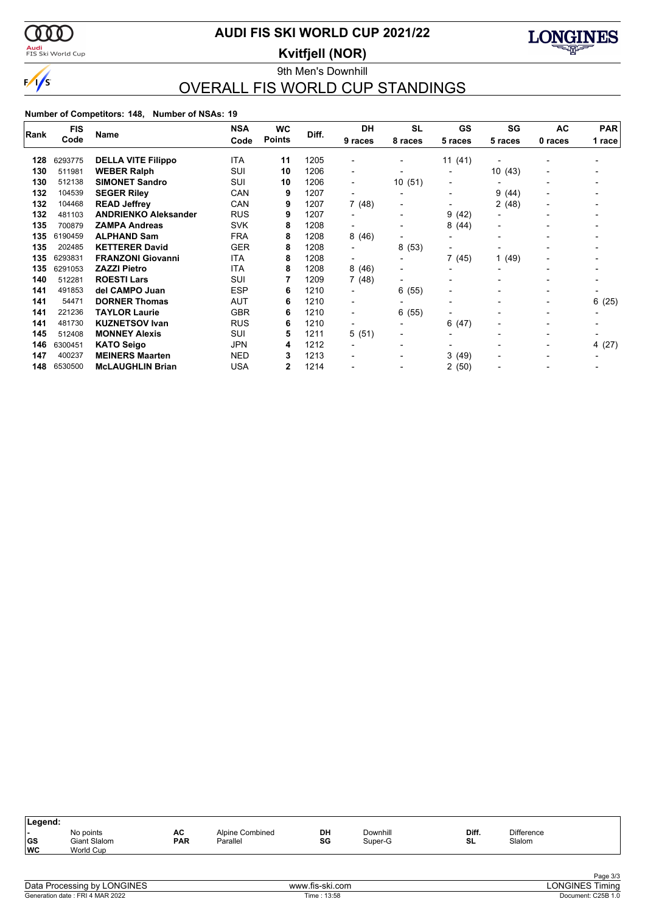# AUDI FIS SKI WORLD CUP 2021/22

## Kvitfjell (NOR)

9th Men's Downhill

## OVERALL FIS WORLD CUP STANDINGS

**Number of Competitors: 148, Number of NSAs: 19**

| Rank | FIS Code | Name | NSA Code | WC Points | Diff. | DH 9 races | SL 8 races | GS 5 races | SG 5 races | AC 0 races | PAR 1 race |
|---|---|---|---|---|---|---|---|---|---|---|---|
| 128 | 6293775 | **DELLA VITE Filippo** | ITA | **11** | 1205 | - | - | 11 (41) | - | - | - |
| 130 | 511981 | **WEBER Ralph** | SUI | **10** | 1206 | - | - | - | 10 (43) | - | - |
| 130 | 512138 | **SIMONET Sandro** | SUI | **10** | 1206 | - | 10 (51) | - | - | - | - |
| 132 | 104539 | **SEGER Riley** | CAN | **9** | 1207 | - | - | - | 9 (44) | - | - |
| 132 | 104468 | **READ Jeffrey** | CAN | **9** | 1207 | 7 (48) | - | - | 2 (48) | - | - |
| 132 | 481103 | **ANDRIENKO Aleksander** | RUS | **9** | 1207 | - | - | 9 (42) | - | - | - |
| 135 | 700879 | **ZAMPA Andreas** | SVK | **8** | 1208 | - | - | 8 (44) | - | - | - |
| 135 | 6190459 | **ALPHAND Sam** | FRA | **8** | 1208 | 8 (46) | - | - | - | - | - |
| 135 | 202485 | **KETTERER David** | GER | **8** | 1208 | - | 8 (53) | - | - | - | - |
| 135 | 6293831 | **FRANZONI Giovanni** | ITA | **8** | 1208 | - | - | 7 (45) | 1 (49) | - | - |
| 135 | 6291053 | **ZAZZI Pietro** | ITA | **8** | 1208 | 8 (46) | - | - | - | - | - |
| 140 | 512281 | **ROESTI Lars** | SUI | **7** | 1209 | 7 (48) | - | - | - | - | - |
| 141 | 491853 | **del CAMPO Juan** | ESP | **6** | 1210 | - | 6 (55) | - | - | - | - |
| 141 | 54471 | **DORNER Thomas** | AUT | **6** | 1210 | - | - | - | - | - | 6 (25) |
| 141 | 221236 | **TAYLOR Laurie** | GBR | **6** | 1210 | - | 6 (55) | - | - | - | - |
| 141 | 481730 | **KUZNETSOV Ivan** | RUS | **6** | 1210 | - | - | 6 (47) | - | - | - |
| 145 | 512408 | **MONNEY Alexis** | SUI | **5** | 1211 | 5 (51) | - | - | - | - | - |
| 146 | 6300451 | **KATO Seigo** | JPN | **4** | 1212 | - | - | - | - | - | 4 (27) |
| 147 | 400237 | **MEINERS Maarten** | NED | **3** | 1213 | - | - | 3 (49) | - | - | - |
| 148 | 6530500 | **McLAUGHLIN Brian** | USA | **2** | 1214 | - | - | 2 (50) | - | - | - |

**Legend:**

| | | | | | | | |
|---|---|---|---|---|---|---|---|
| - | No points | AC | Alpine Combined | DH | Downhill | Diff. | Difference |
| GS | Giant Slalom | PAR | Parallel | SG | Super-G | SL | Slalom |
| WC | World Cup | | | | | | |

Data Processing by LONGINES — www.fis-ski.com — LONGINES Timing

Generation date : FRI 4 MAR 2022 — Time : 13:58 — Document: C25B 1.0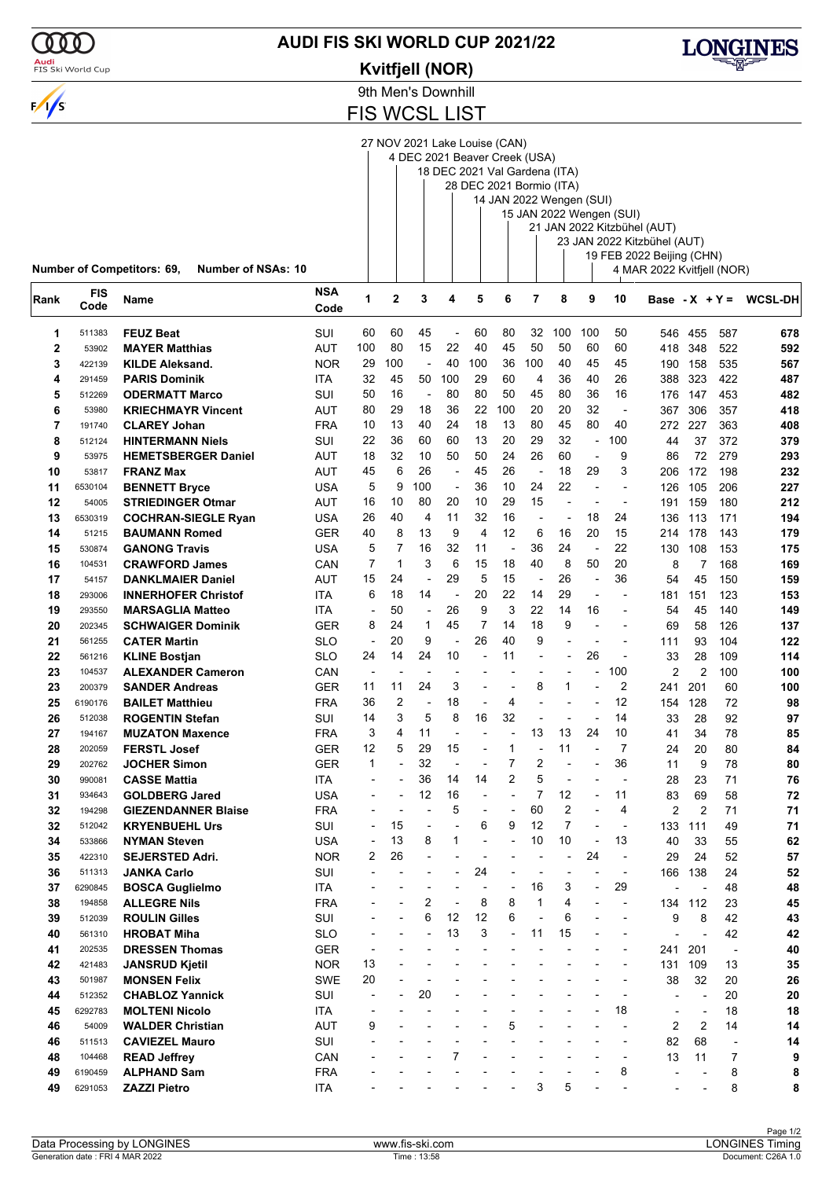# AUDI FIS SKI WORLD CUP 2021/22

## Kvitfjell (NOR)

### 9th Men's Downhill

### FIS WCSL LIST

Number of Competitors: 69, Number of NSAs: 10

1. 27 NOV 2021 Lake Louise (CAN)
2. 4 DEC 2021 Beaver Creek (USA)
3. 18 DEC 2021 Val Gardena (ITA)
4. 28 DEC 2021 Bormio (ITA)
5. 14 JAN 2022 Wengen (SUI)
6. 15 JAN 2022 Wengen (SUI)
7. 21 JAN 2022 Kitzbühel (AUT)
8. 23 JAN 2022 Kitzbühel (AUT)
9. 19 FEB 2022 Beijing (CHN)
10. 4 MAR 2022 Kvitfjell (NOR)

| Rank | FIS Code | Name | NSA Code | 1 | 2 | 3 | 4 | 5 | 6 | 7 | 8 | 9 | 10 | Base | - X | + Y = | WCSL-DH |
|---|---|---|---|---|---|---|---|---|---|---|---|---|---|---|---|---|---|
| 1 | 511383 | **FEUZ Beat** | SUI | 60 | 60 | 45 | - | 60 | 80 | 32 | 100 | 100 | 50 | 546 | 455 | 587 | **678** |
| 2 | 53902 | **MAYER Matthias** | AUT | 100 | 80 | 15 | 22 | 40 | 45 | 50 | 50 | 60 | 60 | 418 | 348 | 522 | **592** |
| 3 | 422139 | **KILDE Aleksand.** | NOR | 29 | 100 | - | 40 | 100 | 36 | 100 | 40 | 45 | 45 | 190 | 158 | 535 | **567** |
| 4 | 291459 | **PARIS Dominik** | ITA | 32 | 45 | 50 | 100 | 29 | 60 | 4 | 36 | 40 | 26 | 388 | 323 | 422 | **487** |
| 5 | 512269 | **ODERMATT Marco** | SUI | 50 | 16 | - | 80 | 80 | 50 | 45 | 80 | 36 | 16 | 176 | 147 | 453 | **482** |
| 6 | 53980 | **KRIECHMAYR Vincent** | AUT | 80 | 29 | 18 | 36 | 22 | 100 | 20 | 20 | 32 | - | 367 | 306 | 357 | **418** |
| 7 | 191740 | **CLAREY Johan** | FRA | 10 | 13 | 40 | 24 | 18 | 13 | 80 | 45 | 80 | 40 | 272 | 227 | 363 | **408** |
| 8 | 512124 | **HINTERMANN Niels** | SUI | 22 | 36 | 60 | 60 | 13 | 20 | 29 | 32 | - | 100 | 44 | 37 | 372 | **379** |
| 9 | 53975 | **HEMETSBERGER Daniel** | AUT | 18 | 32 | 10 | 50 | 50 | 24 | 26 | 60 | - | 9 | 86 | 72 | 279 | **293** |
| 10 | 53817 | **FRANZ Max** | AUT | 45 | 6 | 26 | - | 45 | 26 | - | 18 | 29 | 3 | 206 | 172 | 198 | **232** |
| 11 | 6530104 | **BENNETT Bryce** | USA | 5 | 9 | 100 | - | 36 | 10 | 24 | 22 | - | - | 126 | 105 | 206 | **227** |
| 12 | 54005 | **STRIEDINGER Otmar** | AUT | 16 | 10 | 80 | 20 | 10 | 29 | 15 | - | - | - | 191 | 159 | 180 | **212** |
| 13 | 6530319 | **COCHRAN-SIEGLE Ryan** | USA | 26 | 40 | 4 | 11 | 32 | 16 | - | - | 18 | 24 | 136 | 113 | 171 | **194** |
| 14 | 51215 | **BAUMANN Romed** | GER | 40 | 8 | 13 | 9 | 4 | 12 | 6 | 16 | 20 | 15 | 214 | 178 | 143 | **179** |
| 15 | 530874 | **GANONG Travis** | USA | 5 | 7 | 16 | 32 | 11 | - | 36 | 24 | - | 22 | 130 | 108 | 153 | **175** |
| 16 | 104531 | **CRAWFORD James** | CAN | 7 | 1 | 3 | 6 | 15 | 18 | 40 | 8 | 50 | 20 | 8 | 7 | 168 | **169** |
| 17 | 54157 | **DANKLMAIER Daniel** | AUT | 15 | 24 | - | 29 | 5 | 15 | - | 26 | - | 36 | 54 | 45 | 150 | **159** |
| 18 | 293006 | **INNERHOFER Christof** | ITA | 6 | 18 | 14 | - | 20 | 22 | 14 | 29 | - | - | 181 | 151 | 123 | **153** |
| 19 | 293550 | **MARSAGLIA Matteo** | ITA | - | 50 | - | 26 | 9 | 3 | 22 | 14 | 16 | - | 54 | 45 | 140 | **149** |
| 20 | 202345 | **SCHWAIGER Dominik** | GER | 8 | 24 | 1 | 45 | 7 | 14 | 18 | 9 | - | - | 69 | 58 | 126 | **137** |
| 21 | 561255 | **CATER Martin** | SLO | - | 20 | 9 | - | 26 | 40 | 9 | - | - | - | 111 | 93 | 104 | **122** |
| 22 | 561216 | **KLINE Bostjan** | SLO | 24 | 14 | 24 | 10 | - | 11 | - | - | 26 | - | 33 | 28 | 109 | **114** |
| 23 | 104537 | **ALEXANDER Cameron** | CAN | - | - | - | - | - | - | - | - | - | 100 | 2 | 2 | 100 | **100** |
| 23 | 200379 | **SANDER Andreas** | GER | 11 | 11 | 24 | 3 | - | - | 8 | 1 | - | 2 | 241 | 201 | 60 | **100** |
| 25 | 6190176 | **BAILET Matthieu** | FRA | 36 | 2 | - | 18 | - | 4 | - | - | - | 12 | 154 | 128 | 72 | **98** |
| 26 | 512038 | **ROGENTIN Stefan** | SUI | 14 | 3 | 5 | 8 | 16 | 32 | - | - | - | 14 | 33 | 28 | 92 | **97** |
| 27 | 194167 | **MUZATON Maxence** | FRA | 3 | 4 | 11 | - | - | - | 13 | 13 | 24 | 10 | 41 | 34 | 78 | **85** |
| 28 | 202059 | **FERSTL Josef** | GER | 12 | 5 | 29 | 15 | - | 1 | - | 11 | - | 7 | 24 | 20 | 80 | **84** |
| 29 | 202762 | **JOCHER Simon** | GER | 1 | - | 32 | - | - | 7 | 2 | - | - | 36 | 11 | 9 | 78 | **80** |
| 30 | 990081 | **CASSE Mattia** | ITA | - | - | 36 | 14 | 14 | 2 | 5 | - | - | - | 28 | 23 | 71 | **76** |
| 31 | 934643 | **GOLDBERG Jared** | USA | - | - | 12 | 16 | - | - | 7 | 12 | - | 11 | 83 | 69 | 58 | **72** |
| 32 | 194298 | **GIEZENDANNER Blaise** | FRA | - | - | - | 5 | - | - | 60 | 2 | - | 4 | 2 | 2 | 71 | **71** |
| 32 | 512042 | **KRYENBUEHL Urs** | SUI | - | 15 | - | - | 6 | 9 | 12 | 7 | - | - | 133 | 111 | 49 | **71** |
| 34 | 533866 | **NYMAN Steven** | USA | - | 13 | 8 | 1 | - | - | 10 | 10 | - | 13 | 40 | 33 | 55 | **62** |
| 35 | 422310 | **SEJERSTED Adri.** | NOR | 2 | 26 | - | - | - | - | - | - | 24 | - | 29 | 24 | 52 | **57** |
| 36 | 511313 | **JANKA Carlo** | SUI | - | - | - | - | 24 | - | - | - | - | - | 166 | 138 | 24 | **52** |
| 37 | 6290845 | **BOSCA Guglielmo** | ITA | - | - | - | - | - | - | 16 | 3 | - | 29 | - | - | 48 | **48** |
| 38 | 194858 | **ALLEGRE Nils** | FRA | - | - | 2 | - | 8 | 8 | 1 | 4 | - | - | 134 | 112 | 23 | **45** |
| 39 | 512039 | **ROULIN Gilles** | SUI | - | - | 6 | 12 | 12 | 6 | - | 6 | - | - | 9 | 8 | 42 | **43** |
| 40 | 561310 | **HROBAT Miha** | SLO | - | - | - | 13 | 3 | - | 11 | 15 | - | - | - | - | 42 | **42** |
| 41 | 202535 | **DRESSEN Thomas** | GER | - | - | - | - | - | - | - | - | - | - | 241 | 201 | - | **40** |
| 42 | 421483 | **JANSRUD Kjetil** | NOR | 13 | - | - | - | - | - | - | - | - | - | 131 | 109 | 13 | **35** |
| 43 | 501987 | **MONSEN Felix** | SWE | 20 | - | - | - | - | - | - | - | - | - | 38 | 32 | 20 | **26** |
| 44 | 512352 | **CHABLOZ Yannick** | SUI | - | - | 20 | - | - | - | - | - | - | - | - | - | 20 | **20** |
| 45 | 6292783 | **MOLTENI Nicolo** | ITA | - | - | - | - | - | - | - | - | - | 18 | - | - | 18 | **18** |
| 46 | 54009 | **WALDER Christian** | AUT | 9 | - | - | - | - | 5 | - | - | - | - | 2 | 2 | 14 | **14** |
| 46 | 511513 | **CAVIEZEL Mauro** | SUI | - | - | - | - | - | - | - | - | - | - | 82 | 68 | - | **14** |
| 48 | 104468 | **READ Jeffrey** | CAN | - | - | - | 7 | - | - | - | - | - | - | 13 | 11 | 7 | **9** |
| 49 | 6190459 | **ALPHAND Sam** | FRA | - | - | - | - | - | - | - | - | - | 8 | - | - | 8 | **8** |
| 49 | 6291053 | **ZAZZI Pietro** | ITA | - | - | - | - | - | - | 3 | 5 | - | - | - | - | 8 | **8** |

Data Processing by LONGINES | www.fis-ski.com | LONGINES Timing

Generation date : FRI 4 MAR 2022 | Time : 13:58 | Document: C26A 1.0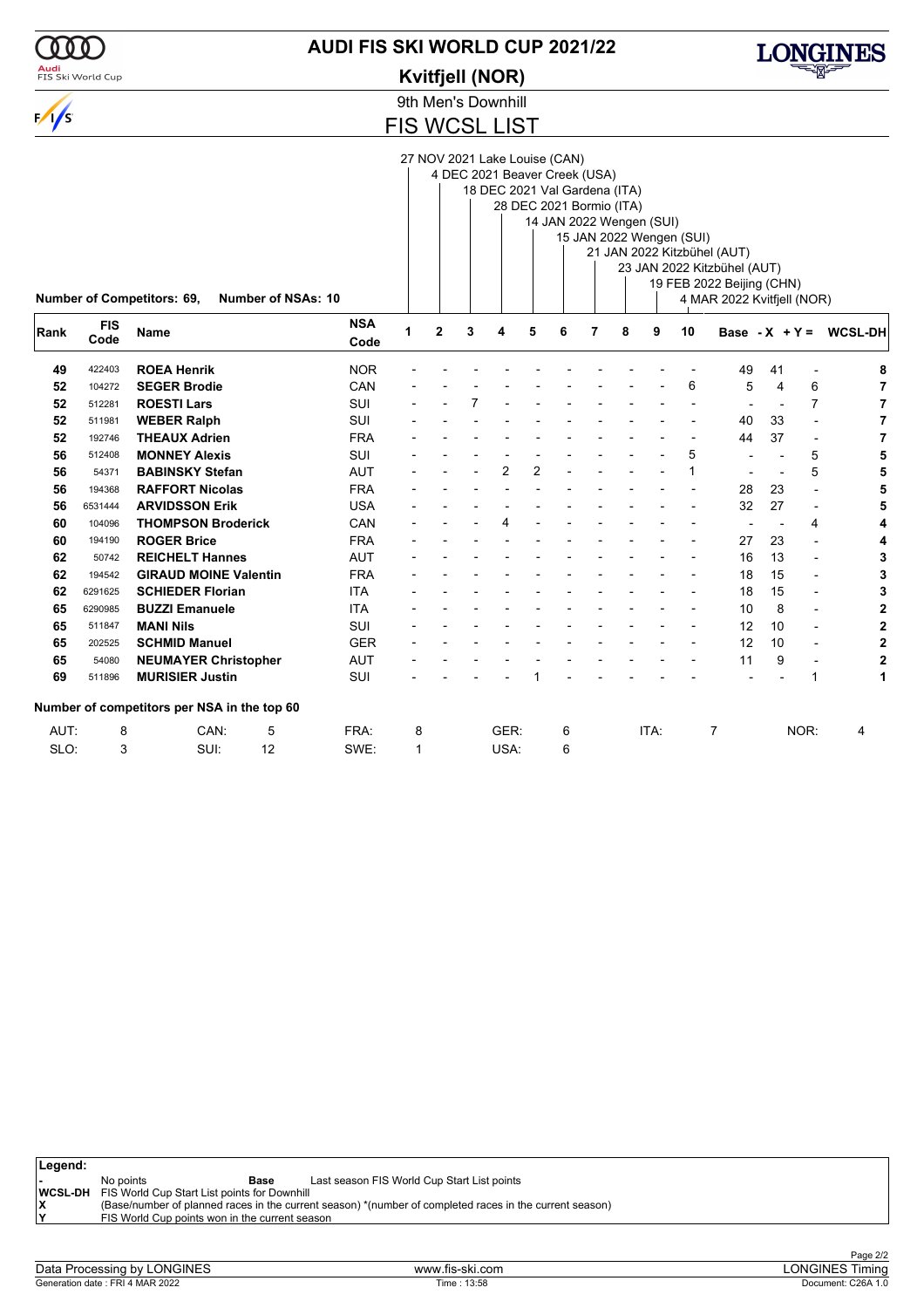# AUDI FIS SKI WORLD CUP 2021/22

## Kvitfjell (NOR)

### 9th Men's Downhill

## FIS WCSL LIST

Races:
1. 27 NOV 2021 Lake Louise (CAN)
2. 4 DEC 2021 Beaver Creek (USA)
3. 18 DEC 2021 Val Gardena (ITA)
4. 28 DEC 2021 Bormio (ITA)
5. 14 JAN 2022 Wengen (SUI)
6. 15 JAN 2022 Wengen (SUI)
7. 21 JAN 2022 Kitzbühel (AUT)
8. 23 JAN 2022 Kitzbühel (AUT)
9. 19 FEB 2022 Beijing (CHN)
10. 4 MAR 2022 Kvitfjell (NOR)

**Number of Competitors: 69, Number of NSAs: 10**

| Rank | FIS Code | Name | NSA Code | 1 | 2 | 3 | 4 | 5 | 6 | 7 | 8 | 9 | 10 | Base | - X | + Y = | WCSL-DH |
|---|---|---|---|---|---|---|---|---|---|---|---|---|---|---|---|---|---|
| 49 | 422403 | **ROEA Henrik** | NOR | - | - | - | - | - | - | - | - | - | - | 49 | 41 | - | **8** |
| 52 | 104272 | **SEGER Brodie** | CAN | - | - | - | - | - | - | - | - | - | 6 | 5 | 4 | 6 | **7** |
| 52 | 512281 | **ROESTI Lars** | SUI | - | - | 7 | - | - | - | - | - | - | - | - | - | 7 | **7** |
| 52 | 511981 | **WEBER Ralph** | SUI | - | - | - | - | - | - | - | - | - | - | 40 | 33 | - | **7** |
| 52 | 192746 | **THEAUX Adrien** | FRA | - | - | - | - | - | - | - | - | - | - | 44 | 37 | - | **7** |
| 56 | 512408 | **MONNEY Alexis** | SUI | - | - | - | - | - | - | - | - | - | 5 | - | - | 5 | **5** |
| 56 | 54371 | **BABINSKY Stefan** | AUT | - | - | - | 2 | 2 | - | - | - | - | 1 | - | - | 5 | **5** |
| 56 | 194368 | **RAFFORT Nicolas** | FRA | - | - | - | - | - | - | - | - | - | - | 28 | 23 | - | **5** |
| 56 | 6531444 | **ARVIDSSON Erik** | USA | - | - | - | - | - | - | - | - | - | - | 32 | 27 | - | **5** |
| 60 | 104096 | **THOMPSON Broderick** | CAN | - | - | - | 4 | - | - | - | - | - | - | - | - | 4 | **4** |
| 60 | 194190 | **ROGER Brice** | FRA | - | - | - | - | - | - | - | - | - | - | 27 | 23 | - | **4** |
| 62 | 50742 | **REICHELT Hannes** | AUT | - | - | - | - | - | - | - | - | - | - | 16 | 13 | - | **3** |
| 62 | 194542 | **GIRAUD MOINE Valentin** | FRA | - | - | - | - | - | - | - | - | - | - | 18 | 15 | - | **3** |
| 62 | 6291625 | **SCHIEDER Florian** | ITA | - | - | - | - | - | - | - | - | - | - | 18 | 15 | - | **3** |
| 65 | 6290985 | **BUZZI Emanuele** | ITA | - | - | - | - | - | - | - | - | - | - | 10 | 8 | - | **2** |
| 65 | 511847 | **MANI Nils** | SUI | - | - | - | - | - | - | - | - | - | - | 12 | 10 | - | **2** |
| 65 | 202525 | **SCHMID Manuel** | GER | - | - | - | - | - | - | - | - | - | - | 12 | 10 | - | **2** |
| 65 | 54080 | **NEUMAYER Christopher** | AUT | - | - | - | - | - | - | - | - | - | - | 11 | 9 | - | **2** |
| 69 | 511896 | **MURISIER Justin** | SUI | - | - | - | - | 1 | - | - | - | - | - | - | - | 1 | **1** |

**Number of competitors per NSA in the top 60**

| | | | | | | | | | | | |
|---|---|---|---|---|---|---|---|---|---|---|---|
| AUT: | 8 | CAN: | 5 | FRA: | 8 | GER: | 6 | ITA: | 7 | NOR: | 4 |
| SLO: | 3 | SUI: | 12 | SWE: | 1 | USA: | 6 | | | | |

**Legend:**

| | | | |
|---|---|---|---|
| - | No points | **Base** | Last season FIS World Cup Start List points |
| **WCSL-DH** | FIS World Cup Start List points for Downhill | | |
| **X** | (Base/number of planned races in the current season) *(number of completed races in the current season) | | |
| **Y** | FIS World Cup points won in the current season | | |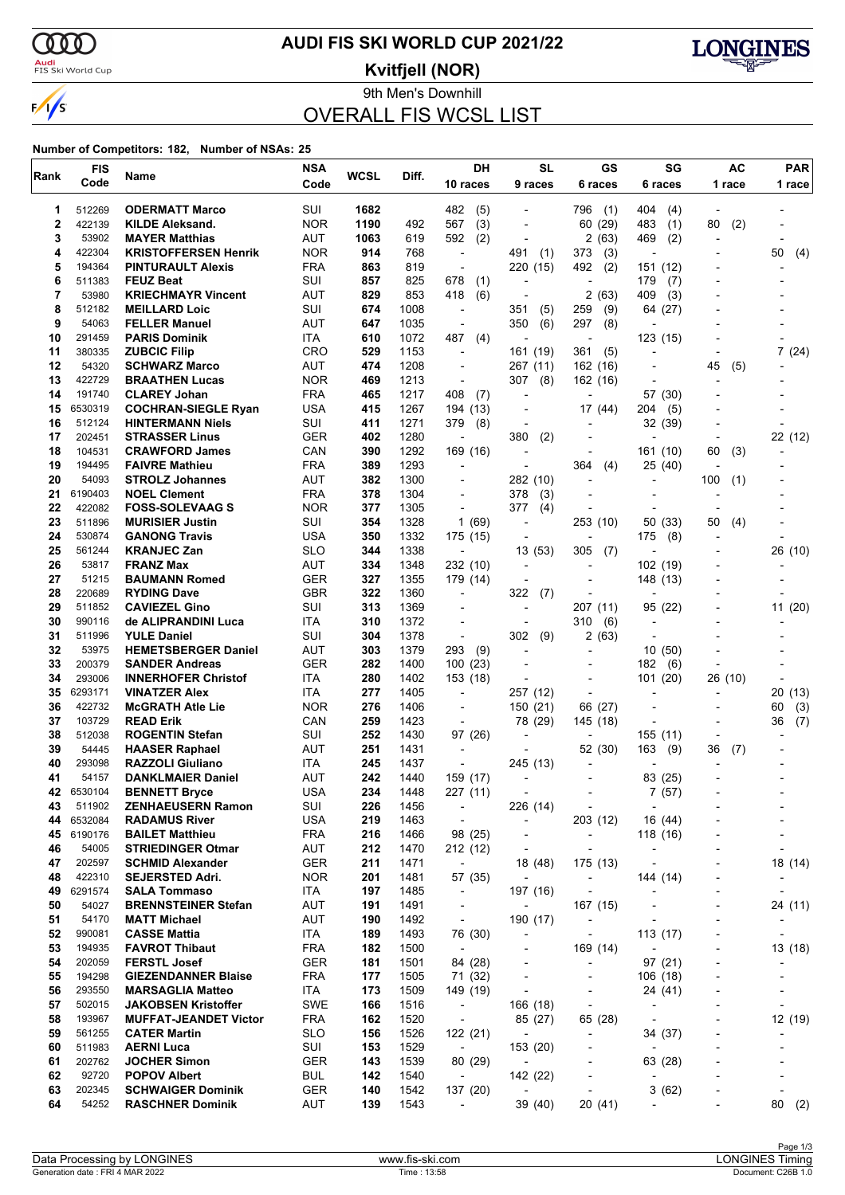# AUDI FIS SKI WORLD CUP 2021/22

## Kvitfjell (NOR)

9th Men's Downhill

## OVERALL FIS WCSL LIST

**Number of Competitors: 182, Number of NSAs: 25**

| Rank | FIS Code | Name | NSA Code | WCSL | Diff. | DH 10 races | SL 9 races | GS 6 races | SG 6 races | AC 1 race | PAR 1 race |
|---|---|---|---|---|---|---|---|---|---|---|---|
| 1 | 512269 | **ODERMATT Marco** | SUI | **1682** | | 482 (5) | - | 796 (1) | 404 (4) | - | - |
| 2 | 422139 | **KILDE Aleksand.** | NOR | **1190** | 492 | 567 (3) | - | 60 (29) | 483 (1) | 80 (2) | - |
| 3 | 53902 | **MAYER Matthias** | AUT | **1063** | 619 | 592 (2) | - | 2 (63) | 469 (2) | - | - |
| 4 | 422304 | **KRISTOFFERSEN Henrik** | NOR | **914** | 768 | - | 491 (1) | 373 (3) | - | - | 50 (4) |
| 5 | 194364 | **PINTURAULT Alexis** | FRA | **863** | 819 | - | 220 (15) | 492 (2) | 151 (12) | - | - |
| 6 | 511383 | **FEUZ Beat** | SUI | **857** | 825 | 678 (1) | - | - | 179 (7) | - | - |
| 7 | 53980 | **KRIECHMAYR Vincent** | AUT | **829** | 853 | 418 (6) | - | 2 (63) | 409 (3) | - | - |
| 8 | 512182 | **MEILLARD Loic** | SUI | **674** | 1008 | - | 351 (5) | 259 (9) | 64 (27) | - | - |
| 9 | 54063 | **FELLER Manuel** | AUT | **647** | 1035 | - | 350 (6) | 297 (8) | - | - | - |
| 10 | 291459 | **PARIS Dominik** | ITA | **610** | 1072 | 487 (4) | - | - | 123 (15) | - | - |
| 11 | 380335 | **ZUBCIC Filip** | CRO | **529** | 1153 | - | 161 (19) | 361 (5) | - | - | 7 (24) |
| 12 | 54320 | **SCHWARZ Marco** | AUT | **474** | 1208 | - | 267 (11) | 162 (16) | - | 45 (5) | - |
| 13 | 422729 | **BRAATHEN Lucas** | NOR | **469** | 1213 | - | 307 (8) | 162 (16) | - | - | - |
| 14 | 191740 | **CLAREY Johan** | FRA | **465** | 1217 | 408 (7) | - | - | 57 (30) | - | - |
| 15 | 6530319 | **COCHRAN-SIEGLE Ryan** | USA | **415** | 1267 | 194 (13) | - | 17 (44) | 204 (5) | - | - |
| 16 | 512124 | **HINTERMANN Niels** | SUI | **411** | 1271 | 379 (8) | - | - | 32 (39) | - | - |
| 17 | 202451 | **STRASSER Linus** | GER | **402** | 1280 | - | 380 (2) | - | - | - | 22 (12) |
| 18 | 104531 | **CRAWFORD James** | CAN | **390** | 1292 | 169 (16) | - | - | 161 (10) | 60 (3) | - |
| 19 | 194495 | **FAIVRE Mathieu** | FRA | **389** | 1293 | - | - | 364 (4) | 25 (40) | - | - |
| 20 | 54093 | **STROLZ Johannes** | AUT | **382** | 1300 | - | 282 (10) | - | - | 100 (1) | - |
| 21 | 6190403 | **NOEL Clement** | FRA | **378** | 1304 | - | 378 (3) | - | - | - | - |
| 22 | 422082 | **FOSS-SOLEVAAG S** | NOR | **377** | 1305 | - | 377 (4) | - | - | - | - |
| 23 | 511896 | **MURISIER Justin** | SUI | **354** | 1328 | 1 (69) | - | 253 (10) | 50 (33) | 50 (4) | - |
| 24 | 530874 | **GANONG Travis** | USA | **350** | 1332 | 175 (15) | - | - | 175 (8) | - | - |
| 25 | 561244 | **KRANJEC Zan** | SLO | **344** | 1338 | - | 13 (53) | 305 (7) | - | - | 26 (10) |
| 26 | 53817 | **FRANZ Max** | AUT | **334** | 1348 | 232 (10) | - | - | 102 (19) | - | - |
| 27 | 51215 | **BAUMANN Romed** | GER | **327** | 1355 | 179 (14) | - | - | 148 (13) | - | - |
| 28 | 220689 | **RYDING Dave** | GBR | **322** | 1360 | - | 322 (7) | - | - | - | - |
| 29 | 511852 | **CAVIEZEL Gino** | SUI | **313** | 1369 | - | - | 207 (11) | 95 (22) | - | 11 (20) |
| 30 | 990116 | **de ALIPRANDINI Luca** | ITA | **310** | 1372 | - | - | 310 (6) | - | - | - |
| 31 | 511996 | **YULE Daniel** | SUI | **304** | 1378 | - | 302 (9) | 2 (63) | - | - | - |
| 32 | 53975 | **HEMETSBERGER Daniel** | AUT | **303** | 1379 | 293 (9) | - | - | 10 (50) | - | - |
| 33 | 200379 | **SANDER Andreas** | GER | **282** | 1400 | 100 (23) | - | - | 182 (6) | - | - |
| 34 | 293006 | **INNERHOFER Christof** | ITA | **280** | 1402 | 153 (18) | - | - | 101 (20) | 26 (10) | - |
| 35 | 6293171 | **VINATZER Alex** | ITA | **277** | 1405 | - | 257 (12) | - | - | - | 20 (13) |
| 36 | 422732 | **McGRATH Atle Lie** | NOR | **276** | 1406 | - | 150 (21) | 66 (27) | - | - | 60 (3) |
| 37 | 103729 | **READ Erik** | CAN | **259** | 1423 | - | 78 (29) | 145 (18) | - | - | 36 (7) |
| 38 | 512038 | **ROGENTIN Stefan** | SUI | **252** | 1430 | 97 (26) | - | - | 155 (11) | - | - |
| 39 | 54445 | **HAASER Raphael** | AUT | **251** | 1431 | - | - | 52 (30) | 163 (9) | 36 (7) | - |
| 40 | 293098 | **RAZZOLI Giuliano** | ITA | **245** | 1437 | - | 245 (13) | - | - | - | - |
| 41 | 54157 | **DANKLMAIER Daniel** | AUT | **242** | 1440 | 159 (17) | - | - | 83 (25) | - | - |
| 42 | 6530104 | **BENNETT Bryce** | USA | **234** | 1448 | 227 (11) | - | - | 7 (57) | - | - |
| 43 | 511902 | **ZENHAEUSERN Ramon** | SUI | **226** | 1456 | - | 226 (14) | - | - | - | - |
| 44 | 6532084 | **RADAMUS River** | USA | **219** | 1463 | - | - | 203 (12) | 16 (44) | - | - |
| 45 | 6190176 | **BAILET Matthieu** | FRA | **216** | 1466 | 98 (25) | - | - | 118 (16) | - | - |
| 46 | 54005 | **STRIEDINGER Otmar** | AUT | **212** | 1470 | 212 (12) | - | - | - | - | - |
| 47 | 202597 | **SCHMID Alexander** | GER | **211** | 1471 | - | 18 (48) | 175 (13) | - | - | 18 (14) |
| 48 | 422310 | **SEJERSTED Adri.** | NOR | **201** | 1481 | 57 (35) | - | - | 144 (14) | - | - |
| 49 | 6291574 | **SALA Tommaso** | ITA | **197** | 1485 | - | 197 (16) | - | - | - | - |
| 50 | 54027 | **BRENNSTEINER Stefan** | AUT | **191** | 1491 | - | - | 167 (15) | - | - | 24 (11) |
| 51 | 54170 | **MATT Michael** | AUT | **190** | 1492 | - | 190 (17) | - | - | - | - |
| 52 | 990081 | **CASSE Mattia** | ITA | **189** | 1493 | 76 (30) | - | - | 113 (17) | - | - |
| 53 | 194935 | **FAVROT Thibaut** | FRA | **182** | 1500 | - | - | 169 (14) | - | - | 13 (18) |
| 54 | 202059 | **FERSTL Josef** | GER | **181** | 1501 | 84 (28) | - | - | 97 (21) | - | - |
| 55 | 194298 | **GIEZENDANNER Blaise** | FRA | **177** | 1505 | 71 (32) | - | - | 106 (18) | - | - |
| 56 | 293550 | **MARSAGLIA Matteo** | ITA | **173** | 1509 | 149 (19) | - | - | 24 (41) | - | - |
| 57 | 502015 | **JAKOBSEN Kristoffer** | SWE | **166** | 1516 | - | 166 (18) | - | - | - | - |
| 58 | 193967 | **MUFFAT-JEANDET Victor** | FRA | **162** | 1520 | - | 85 (27) | 65 (28) | - | - | 12 (19) |
| 59 | 561255 | **CATER Martin** | SLO | **156** | 1526 | 122 (21) | - | - | 34 (37) | - | - |
| 60 | 511983 | **AERNI Luca** | SUI | **153** | 1529 | - | 153 (20) | - | - | - | - |
| 61 | 202762 | **JOCHER Simon** | GER | **143** | 1539 | 80 (29) | - | - | 63 (28) | - | - |
| 62 | 92720 | **POPOV Albert** | BUL | **142** | 1540 | - | 142 (22) | - | - | - | - |
| 63 | 202345 | **SCHWAIGER Dominik** | GER | **140** | 1542 | 137 (20) | - | - | 3 (62) | - | - |
| 64 | 54252 | **RASCHNER Dominik** | AUT | **139** | 1543 | - | 39 (40) | 20 (41) | - | - | 80 (2) |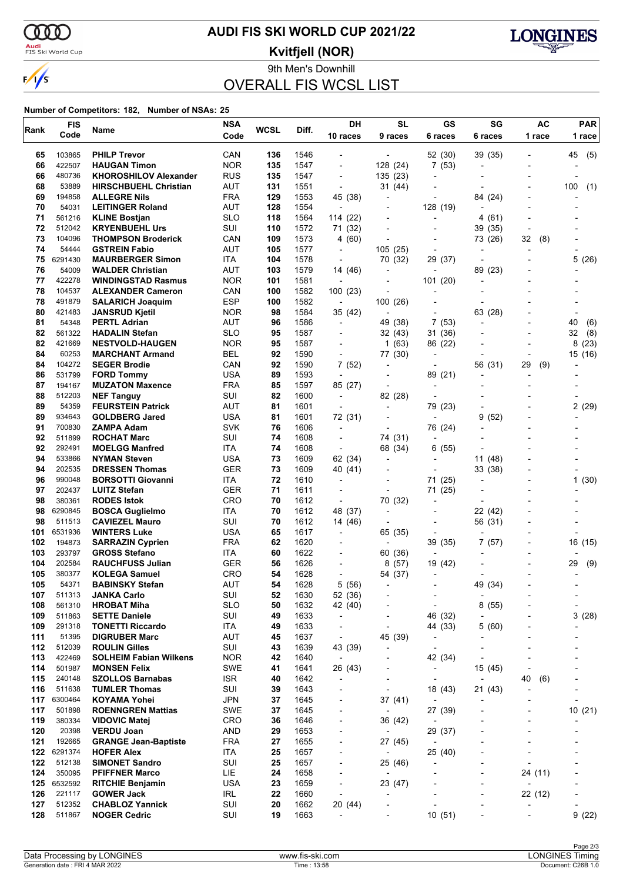# AUDI FIS SKI WORLD CUP 2021/22

**Kvitfjell (NOR)**

9th Men's Downhill

## OVERALL FIS WCSL LIST

**Number of Competitors: 182, Number of NSAs: 25**

| Rank | FIS Code | Name | NSA Code | WCSL | Diff. | DH 10 races | SL 9 races | GS 6 races | SG 6 races | AC 1 race | PAR 1 race |
|---|---|---|---|---|---|---|---|---|---|---|---|
| 65 | 103865 | **PHILP Trevor** | CAN | **136** | 1546 | - | - | 52 (30) | 39 (35) | - | 45 (5) |
| 66 | 422507 | **HAUGAN Timon** | NOR | **135** | 1547 | - | 128 (24) | 7 (53) | - | - | - |
| 66 | 480736 | **KHOROSHILOV Alexander** | RUS | **135** | 1547 | - | 135 (23) | - | - | - | - |
| 68 | 53889 | **HIRSCHBUEHL Christian** | AUT | **131** | 1551 | - | 31 (44) | - | - | - | 100 (1) |
| 69 | 194858 | **ALLEGRE Nils** | FRA | **129** | 1553 | 45 (38) | - | - | 84 (24) | - | - |
| 70 | 54031 | **LEITINGER Roland** | AUT | **128** | 1554 | - | - | 128 (19) | - | - | - |
| 71 | 561216 | **KLINE Bostjan** | SLO | **118** | 1564 | 114 (22) | - | - | 4 (61) | - | - |
| 72 | 512042 | **KRYENBUEHL Urs** | SUI | **110** | 1572 | 71 (32) | - | - | 39 (35) | - | - |
| 73 | 104096 | **THOMPSON Broderick** | CAN | **109** | 1573 | 4 (60) | - | - | 73 (26) | 32 (8) | - |
| 74 | 54444 | **GSTREIN Fabio** | AUT | **105** | 1577 | - | 105 (25) | - | - | - | - |
| 75 | 6291430 | **MAURBERGER Simon** | ITA | **104** | 1578 | - | 70 (32) | 29 (37) | - | - | 5 (26) |
| 76 | 54009 | **WALDER Christian** | AUT | **103** | 1579 | 14 (46) | - | - | 89 (23) | - | - |
| 77 | 422278 | **WINDINGSTAD Rasmus** | NOR | **101** | 1581 | - | - | 101 (20) | - | - | - |
| 78 | 104537 | **ALEXANDER Cameron** | CAN | **100** | 1582 | 100 (23) | - | - | - | - | - |
| 78 | 491879 | **SALARICH Joaquim** | ESP | **100** | 1582 | - | 100 (26) | - | - | - | - |
| 80 | 421483 | **JANSRUD Kjetil** | NOR | **98** | 1584 | 35 (42) | - | - | 63 (28) | - | - |
| 81 | 54348 | **PERTL Adrian** | AUT | **96** | 1586 | - | 49 (38) | 7 (53) | - | - | 40 (6) |
| 82 | 561322 | **HADALIN Stefan** | SLO | **95** | 1587 | - | 32 (43) | 31 (36) | - | - | 32 (8) |
| 82 | 421669 | **NESTVOLD-HAUGEN** | NOR | **95** | 1587 | - | 1 (63) | 86 (22) | - | - | 8 (23) |
| 84 | 60253 | **MARCHANT Armand** | BEL | **92** | 1590 | - | 77 (30) | - | - | - | 15 (16) |
| 84 | 104272 | **SEGER Brodie** | CAN | **92** | 1590 | 7 (52) | - | - | 56 (31) | 29 (9) | - |
| 86 | 531799 | **FORD Tommy** | USA | **89** | 1593 | - | - | 89 (21) | - | - | - |
| 87 | 194167 | **MUZATON Maxence** | FRA | **85** | 1597 | 85 (27) | - | - | - | - | - |
| 88 | 512203 | **NEF Tanguy** | SUI | **82** | 1600 | - | 82 (28) | - | - | - | - |
| 89 | 54359 | **FEURSTEIN Patrick** | AUT | **81** | 1601 | - | - | 79 (23) | - | - | 2 (29) |
| 89 | 934643 | **GOLDBERG Jared** | USA | **81** | 1601 | 72 (31) | - | - | 9 (52) | - | - |
| 91 | 700830 | **ZAMPA Adam** | SVK | **76** | 1606 | - | - | 76 (24) | - | - | - |
| 92 | 511899 | **ROCHAT Marc** | SUI | **74** | 1608 | - | 74 (31) | - | - | - | - |
| 92 | 292491 | **MOELGG Manfred** | ITA | **74** | 1608 | - | 68 (34) | 6 (55) | - | - | - |
| 94 | 533866 | **NYMAN Steven** | USA | **73** | 1609 | 62 (34) | - | - | 11 (48) | - | - |
| 94 | 202535 | **DRESSEN Thomas** | GER | **73** | 1609 | 40 (41) | - | - | 33 (38) | - | - |
| 96 | 990048 | **BORSOTTI Giovanni** | ITA | **72** | 1610 | - | - | 71 (25) | - | - | 1 (30) |
| 97 | 202437 | **LUITZ Stefan** | GER | **71** | 1611 | - | - | 71 (25) | - | - | - |
| 98 | 380361 | **RODES Istok** | CRO | **70** | 1612 | - | 70 (32) | - | - | - | - |
| 98 | 6290845 | **BOSCA Guglielmo** | ITA | **70** | 1612 | 48 (37) | - | - | 22 (42) | - | - |
| 98 | 511513 | **CAVIEZEL Mauro** | SUI | **70** | 1612 | 14 (46) | - | - | 56 (31) | - | - |
| 101 | 6531936 | **WINTERS Luke** | USA | **65** | 1617 | - | 65 (35) | - | - | - | - |
| 102 | 194873 | **SARRAZIN Cyprien** | FRA | **62** | 1620 | - | - | 39 (35) | 7 (57) | - | 16 (15) |
| 103 | 293797 | **GROSS Stefano** | ITA | **60** | 1622 | - | 60 (36) | - | - | - | - |
| 104 | 202584 | **RAUCHFUSS Julian** | GER | **56** | 1626 | - | 8 (57) | 19 (42) | - | - | 29 (9) |
| 105 | 380377 | **KOLEGA Samuel** | CRO | **54** | 1628 | - | 54 (37) | - | - | - | - |
| 105 | 54371 | **BABINSKY Stefan** | AUT | **54** | 1628 | 5 (56) | - | - | 49 (34) | - | - |
| 107 | 511313 | **JANKA Carlo** | SUI | **52** | 1630 | 52 (36) | - | - | - | - | - |
| 108 | 561310 | **HROBAT Miha** | SLO | **50** | 1632 | 42 (40) | - | - | 8 (55) | - | - |
| 109 | 511863 | **SETTE Daniele** | SUI | **49** | 1633 | - | - | 46 (32) | - | - | 3 (28) |
| 109 | 291318 | **TONETTI Riccardo** | ITA | **49** | 1633 | - | - | 44 (33) | 5 (60) | - | - |
| 111 | 51395 | **DIGRUBER Marc** | AUT | **45** | 1637 | - | 45 (39) | - | - | - | - |
| 112 | 512039 | **ROULIN Gilles** | SUI | **43** | 1639 | 43 (39) | - | - | - | - | - |
| 113 | 422469 | **SOLHEIM Fabian Wilkens** | NOR | **42** | 1640 | - | - | 42 (34) | - | - | - |
| 114 | 501987 | **MONSEN Felix** | SWE | **41** | 1641 | 26 (43) | - | - | 15 (45) | - | - |
| 115 | 240148 | **SZOLLOS Barnabas** | ISR | **40** | 1642 | - | - | - | - | 40 (6) | - |
| 116 | 511638 | **TUMLER Thomas** | SUI | **39** | 1643 | - | - | 18 (43) | 21 (43) | - | - |
| 117 | 6300464 | **KOYAMA Yohei** | JPN | **37** | 1645 | - | 37 (41) | - | - | - | - |
| 117 | 501898 | **ROENNGREN Mattias** | SWE | **37** | 1645 | - | - | 27 (39) | - | - | 10 (21) |
| 119 | 380334 | **VIDOVIC Matej** | CRO | **36** | 1646 | - | 36 (42) | - | - | - | - |
| 120 | 20398 | **VERDU Joan** | AND | **29** | 1653 | - | - | 29 (37) | - | - | - |
| 121 | 192665 | **GRANGE Jean-Baptiste** | FRA | **27** | 1655 | - | 27 (45) | - | - | - | - |
| 122 | 6291374 | **HOFER Alex** | ITA | **25** | 1657 | - | - | 25 (40) | - | - | - |
| 122 | 512138 | **SIMONET Sandro** | SUI | **25** | 1657 | - | 25 (46) | - | - | - | - |
| 124 | 350095 | **PFIFFNER Marco** | LIE | **24** | 1658 | - | - | - | - | 24 (11) | - |
| 125 | 6532592 | **RITCHIE Benjamin** | USA | **23** | 1659 | - | 23 (47) | - | - | - | - |
| 126 | 221117 | **GOWER Jack** | IRL | **22** | 1660 | - | - | - | - | 22 (12) | - |
| 127 | 512352 | **CHABLOZ Yannick** | SUI | **20** | 1662 | 20 (44) | - | - | - | - | - |
| 128 | 511867 | **NOGER Cedric** | SUI | **19** | 1663 | - | - | 10 (51) | - | - | 9 (22) |

Data Processing by LONGINES | www.fis-ski.com | LONGINES Timing

Generation date : FRI 4 MAR 2022 | Time : 13:58 | Document: C26B 1.0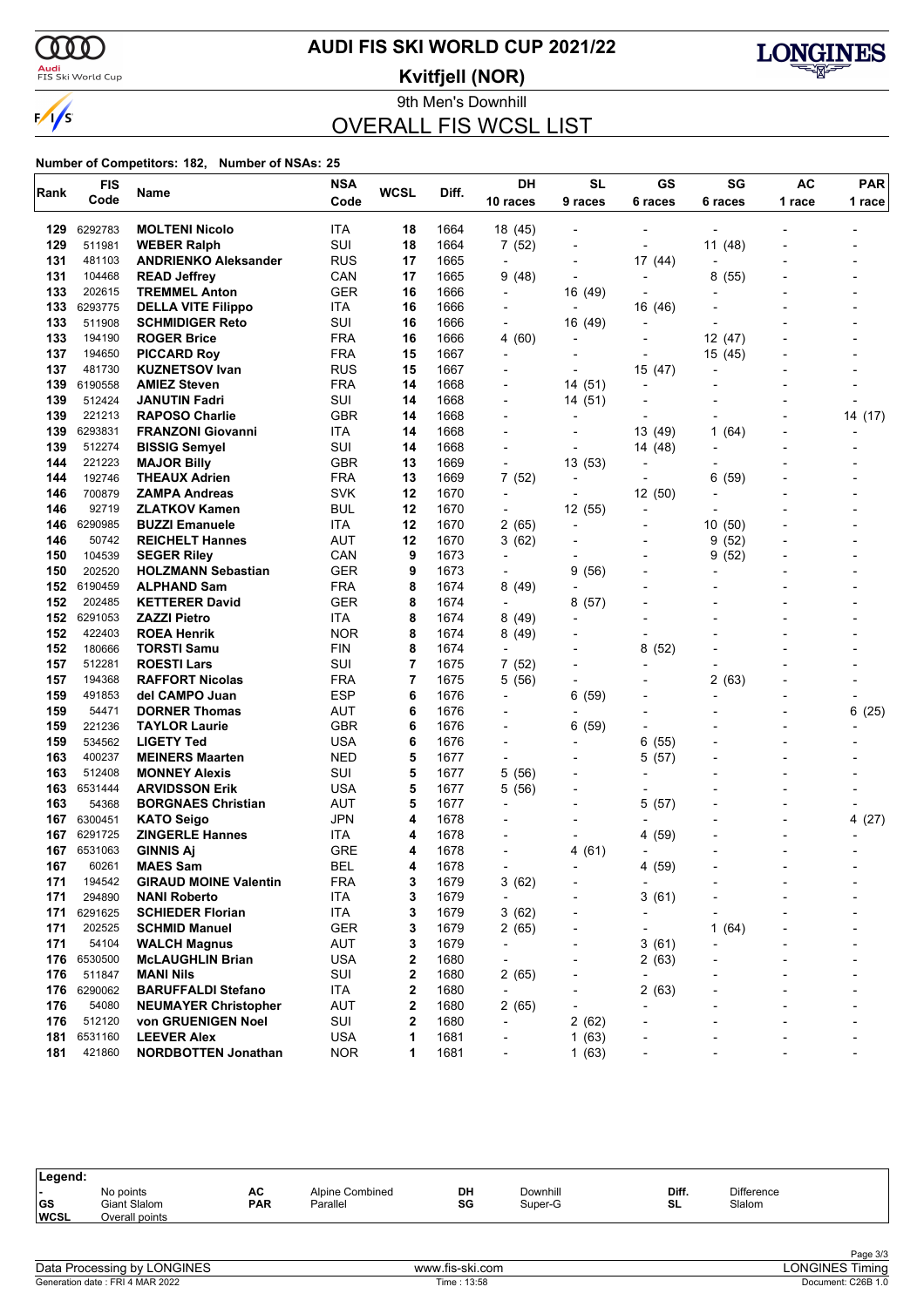# AUDI FIS SKI WORLD CUP 2021/22

## Kvitfjell (NOR)

### 9th Men's Downhill

## OVERALL FIS WCSL LIST

**Number of Competitors: 182, Number of NSAs: 25**

| Rank | FIS Code | Name | NSA Code | WCSL | Diff. | DH 10 races | SL 9 races | GS 6 races | SG 6 races | AC 1 race | PAR 1 race |
|---|---|---|---|---|---|---|---|---|---|---|---|
| 129 | 6292783 | **MOLTENI Nicolo** | ITA | 18 | 1664 | 18 (45) | - | - | - | - | - |
| 129 | 511981 | **WEBER Ralph** | SUI | 18 | 1664 | 7 (52) | - | - | 11 (48) | - | - |
| 131 | 481103 | **ANDRIENKO Aleksander** | RUS | 17 | 1665 | - | - | 17 (44) | - | - | - |
| 131 | 104468 | **READ Jeffrey** | CAN | 17 | 1665 | 9 (48) | - | - | 8 (55) | - | - |
| 133 | 202615 | **TREMMEL Anton** | GER | 16 | 1666 | - | 16 (49) | - | - | - | - |
| 133 | 6293775 | **DELLA VITE Filippo** | ITA | 16 | 1666 | - | - | 16 (46) | - | - | - |
| 133 | 511908 | **SCHMIDIGER Reto** | SUI | 16 | 1666 | - | 16 (49) | - | - | - | - |
| 133 | 194190 | **ROGER Brice** | FRA | 16 | 1666 | 4 (60) | - | - | 12 (47) | - | - |
| 137 | 194650 | **PICCARD Roy** | FRA | 15 | 1667 | - | - | - | 15 (45) | - | - |
| 137 | 481730 | **KUZNETSOV Ivan** | RUS | 15 | 1667 | - | - | 15 (47) | - | - | - |
| 139 | 6190558 | **AMIEZ Steven** | FRA | 14 | 1668 | - | 14 (51) | - | - | - | - |
| 139 | 512424 | **JANUTIN Fadri** | SUI | 14 | 1668 | - | 14 (51) | - | - | - | - |
| 139 | 221213 | **RAPOSO Charlie** | GBR | 14 | 1668 | - | - | - | - | - | 14 (17) |
| 139 | 6293831 | **FRANZONI Giovanni** | ITA | 14 | 1668 | - | - | 13 (49) | 1 (64) | - | - |
| 139 | 512274 | **BISSIG Semyel** | SUI | 14 | 1668 | - | - | 14 (48) | - | - | - |
| 144 | 221223 | **MAJOR Billy** | GBR | 13 | 1669 | - | 13 (53) | - | - | - | - |
| 144 | 192746 | **THEAUX Adrien** | FRA | 13 | 1669 | 7 (52) | - | - | 6 (59) | - | - |
| 146 | 700879 | **ZAMPA Andreas** | SVK | 12 | 1670 | - | - | 12 (50) | - | - | - |
| 146 | 92719 | **ZLATKOV Kamen** | BUL | 12 | 1670 | - | 12 (55) | - | - | - | - |
| 146 | 6290985 | **BUZZI Emanuele** | ITA | 12 | 1670 | 2 (65) | - | - | 10 (50) | - | - |
| 146 | 50742 | **REICHELT Hannes** | AUT | 12 | 1670 | 3 (62) | - | - | 9 (52) | - | - |
| 150 | 104539 | **SEGER Riley** | CAN | 9 | 1673 | - | - | - | 9 (52) | - | - |
| 150 | 202520 | **HOLZMANN Sebastian** | GER | 9 | 1673 | - | 9 (56) | - | - | - | - |
| 152 | 6190459 | **ALPHAND Sam** | FRA | 8 | 1674 | 8 (49) | - | - | - | - | - |
| 152 | 202485 | **KETTERER David** | GER | 8 | 1674 | - | 8 (57) | - | - | - | - |
| 152 | 6291053 | **ZAZZI Pietro** | ITA | 8 | 1674 | 8 (49) | - | - | - | - | - |
| 152 | 422403 | **ROEA Henrik** | NOR | 8 | 1674 | 8 (49) | - | - | - | - | - |
| 152 | 180666 | **TORSTI Samu** | FIN | 8 | 1674 | - | - | 8 (52) | - | - | - |
| 157 | 512281 | **ROESTI Lars** | SUI | 7 | 1675 | 7 (52) | - | - | - | - | - |
| 157 | 194368 | **RAFFORT Nicolas** | FRA | 7 | 1675 | 5 (56) | - | - | 2 (63) | - | - |
| 159 | 491853 | **del CAMPO Juan** | ESP | 6 | 1676 | - | 6 (59) | - | - | - | - |
| 159 | 54471 | **DORNER Thomas** | AUT | 6 | 1676 | - | - | - | - | - | 6 (25) |
| 159 | 221236 | **TAYLOR Laurie** | GBR | 6 | 1676 | - | 6 (59) | - | - | - | - |
| 159 | 534562 | **LIGETY Ted** | USA | 6 | 1676 | - | - | 6 (55) | - | - | - |
| 163 | 400237 | **MEINERS Maarten** | NED | 5 | 1677 | - | - | 5 (57) | - | - | - |
| 163 | 512408 | **MONNEY Alexis** | SUI | 5 | 1677 | 5 (56) | - | - | - | - | - |
| 163 | 6531444 | **ARVIDSSON Erik** | USA | 5 | 1677 | 5 (56) | - | - | - | - | - |
| 163 | 54368 | **BORGNAES Christian** | AUT | 5 | 1677 | - | - | 5 (57) | - | - | - |
| 167 | 6300451 | **KATO Seigo** | JPN | 4 | 1678 | - | - | - | - | - | 4 (27) |
| 167 | 6291725 | **ZINGERLE Hannes** | ITA | 4 | 1678 | - | - | 4 (59) | - | - | - |
| 167 | 6531063 | **GINNIS Aj** | GRE | 4 | 1678 | - | 4 (61) | - | - | - | - |
| 167 | 60261 | **MAES Sam** | BEL | 4 | 1678 | - | - | 4 (59) | - | - | - |
| 171 | 194542 | **GIRAUD MOINE Valentin** | FRA | 3 | 1679 | 3 (62) | - | - | - | - | - |
| 171 | 294890 | **NANI Roberto** | ITA | 3 | 1679 | - | - | 3 (61) | - | - | - |
| 171 | 6291625 | **SCHIEDER Florian** | ITA | 3 | 1679 | 3 (62) | - | - | - | - | - |
| 171 | 202525 | **SCHMID Manuel** | GER | 3 | 1679 | 2 (65) | - | - | 1 (64) | - | - |
| 171 | 54104 | **WALCH Magnus** | AUT | 3 | 1679 | - | - | 3 (61) | - | - | - |
| 176 | 6530500 | **McLAUGHLIN Brian** | USA | 2 | 1680 | - | - | 2 (63) | - | - | - |
| 176 | 511847 | **MANI Nils** | SUI | 2 | 1680 | 2 (65) | - | - | - | - | - |
| 176 | 6290062 | **BARUFFALDI Stefano** | ITA | 2 | 1680 | - | - | 2 (63) | - | - | - |
| 176 | 54080 | **NEUMAYER Christopher** | AUT | 2 | 1680 | 2 (65) | - | - | - | - | - |
| 176 | 512120 | **von GRUENIGEN Noel** | SUI | 2 | 1680 | - | 2 (62) | - | - | - | - |
| 181 | 6531160 | **LEEVER Alex** | USA | 1 | 1681 | - | 1 (63) | - | - | - | - |
| 181 | 421860 | **NORDBOTTEN Jonathan** | NOR | 1 | 1681 | - | 1 (63) | - | - | - | - |

**Legend:**

| | | | | | | | |
|---|---|---|---|---|---|---|---|
| - | No points | AC | Alpine Combined | DH | Downhill | Diff. | Difference |
| GS | Giant Slalom | PAR | Parallel | SG | Super-G | SL | Slalom |
| WCSL | Overall points | | | | | | |

Data Processing by LONGINES — www.fis-ski.com — LONGINES Timing

Generation date : FRI 4 MAR 2022 — Time : 13:58 — Document: C26B 1.0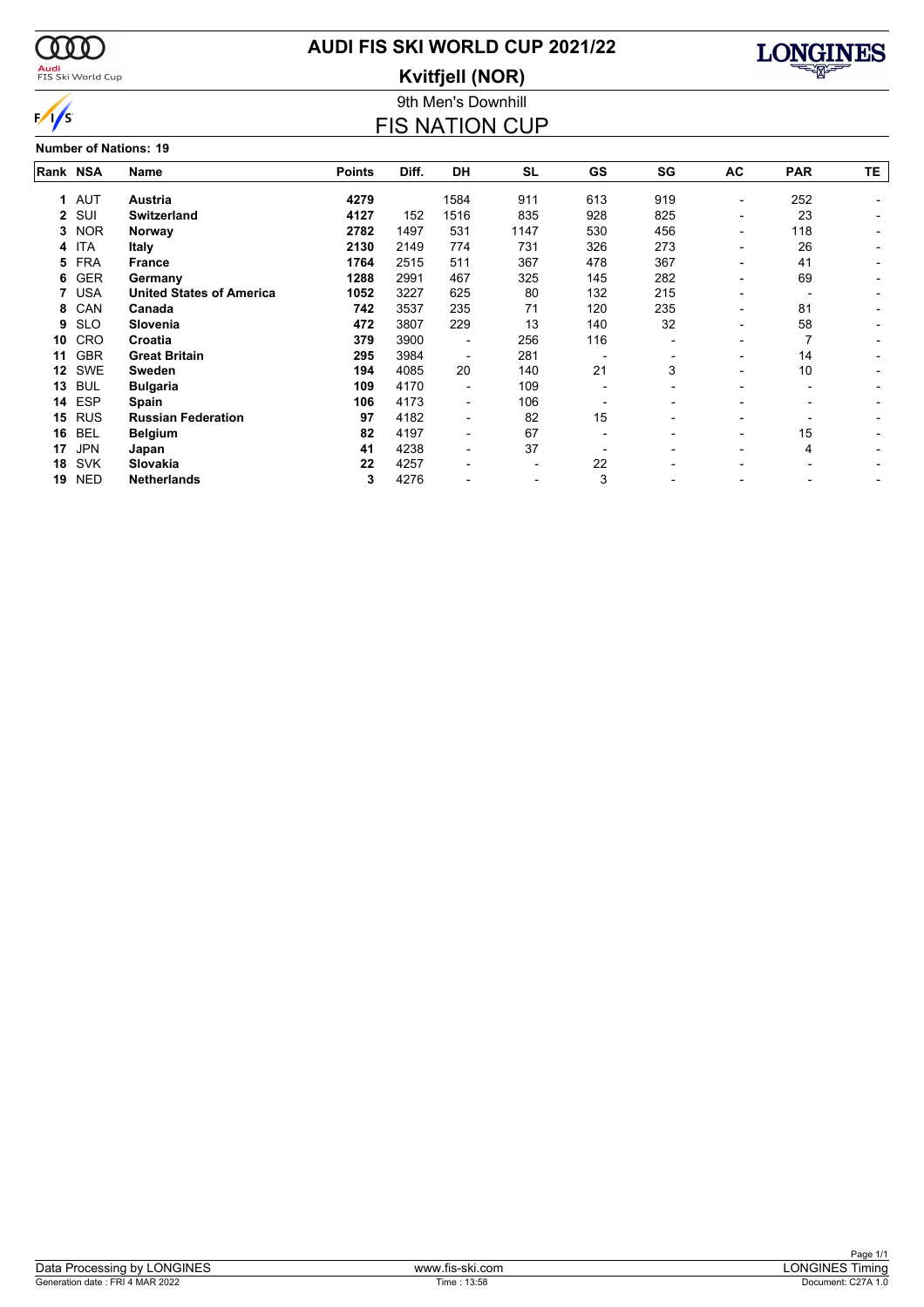# AUDI FIS SKI WORLD CUP 2021/22

## Kvitfjell (NOR)

9th Men's Downhill

## FIS NATION CUP

**Number of Nations: 19**

| Rank | NSA | Name | Points | Diff. | DH | SL | GS | SG | AC | PAR | TE |
|---|---|---|---|---|---|---|---|---|---|---|---|
| 1 | AUT | **Austria** | **4279** | | 1584 | 911 | 613 | 919 | - | 252 | - |
| 2 | SUI | **Switzerland** | **4127** | 152 | 1516 | 835 | 928 | 825 | - | 23 | - |
| 3 | NOR | **Norway** | **2782** | 1497 | 531 | 1147 | 530 | 456 | - | 118 | - |
| 4 | ITA | **Italy** | **2130** | 2149 | 774 | 731 | 326 | 273 | - | 26 | - |
| 5 | FRA | **France** | **1764** | 2515 | 511 | 367 | 478 | 367 | - | 41 | - |
| 6 | GER | **Germany** | **1288** | 2991 | 467 | 325 | 145 | 282 | - | 69 | - |
| 7 | USA | **United States of America** | **1052** | 3227 | 625 | 80 | 132 | 215 | - | - | - |
| 8 | CAN | **Canada** | **742** | 3537 | 235 | 71 | 120 | 235 | - | 81 | - |
| 9 | SLO | **Slovenia** | **472** | 3807 | 229 | 13 | 140 | 32 | - | 58 | - |
| 10 | CRO | **Croatia** | **379** | 3900 | - | 256 | 116 | - | - | 7 | - |
| 11 | GBR | **Great Britain** | **295** | 3984 | - | 281 | - | - | - | 14 | - |
| 12 | SWE | **Sweden** | **194** | 4085 | 20 | 140 | 21 | 3 | - | 10 | - |
| 13 | BUL | **Bulgaria** | **109** | 4170 | - | 109 | - | - | - | - | - |
| 14 | ESP | **Spain** | **106** | 4173 | - | 106 | - | - | - | - | - |
| 15 | RUS | **Russian Federation** | **97** | 4182 | - | 82 | 15 | - | - | - | - |
| 16 | BEL | **Belgium** | **82** | 4197 | - | 67 | - | - | - | 15 | - |
| 17 | JPN | **Japan** | **41** | 4238 | - | 37 | - | - | - | 4 | - |
| 18 | SVK | **Slovakia** | **22** | 4257 | - | - | 22 | - | - | - | - |
| 19 | NED | **Netherlands** | **3** | 4276 | - | - | 3 | - | - | - | - |

Data Processing by LONGINES | www.fis-ski.com | LONGINES Timing

Generation date : FRI 4 MAR 2022 | Time : 13:58 | Document: C27A 1.0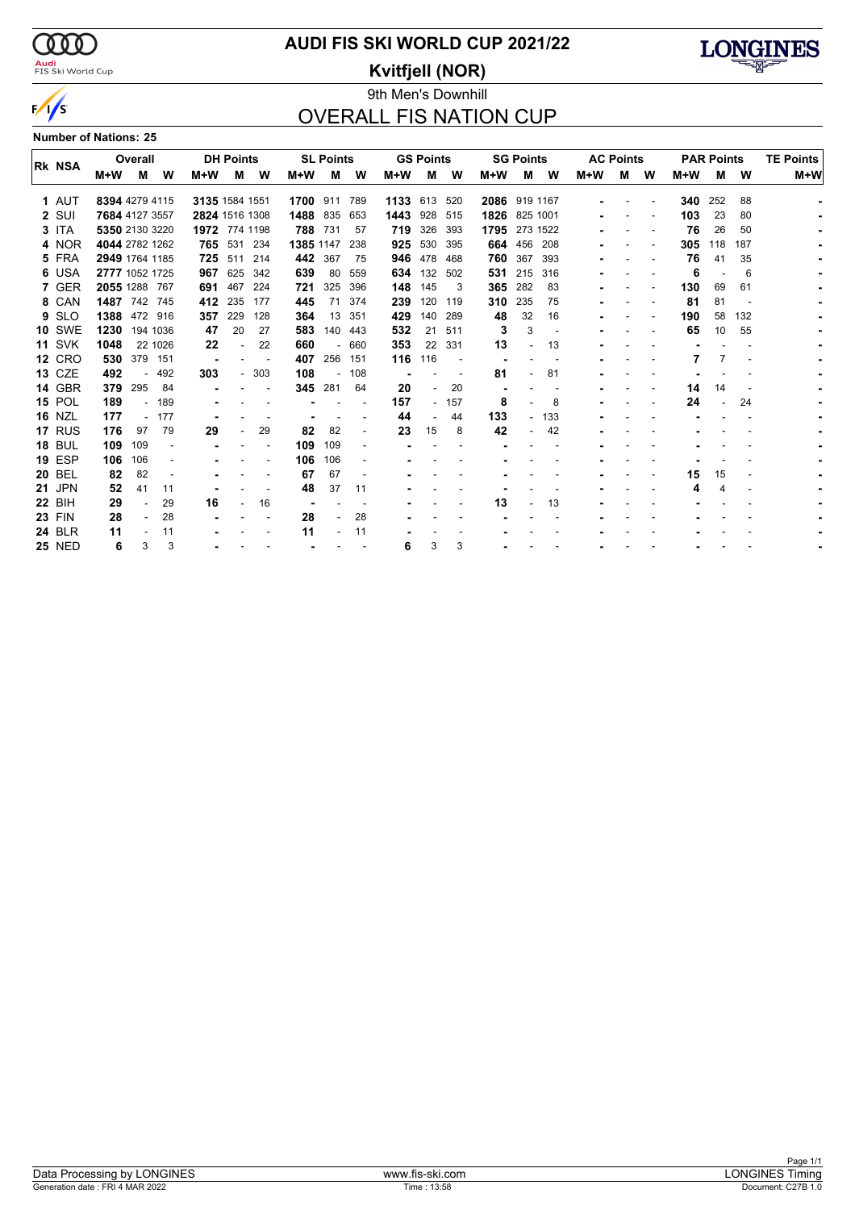# AUDI FIS SKI WORLD CUP 2021/22

## Kvitfjell (NOR)

9th Men's Downhill

## OVERALL FIS NATION CUP

**Number of Nations: 25**

| Rk | NSA | Overall | | | DH Points | | | SL Points | | | GS Points | | | SG Points | | | AC Points | | | PAR Points | | | TE Points |
|---|---|---|---|---|---|---|---|---|---|---|---|---|---|---|---|---|---|---|---|---|---|---|---|
| | | M+W | M | W | M+W | M | W | M+W | M | W | M+W | M | W | M+W | M | W | M+W | M | W | M+W | M | W | M+W |
| 1 | AUT | 8394 | 4279 | 4115 | 3135 | 1584 | 1551 | 1700 | 911 | 789 | 1133 | 613 | 520 | 2086 | 919 | 1167 | - | - | - | 340 | 252 | 88 | - |
| 2 | SUI | 7684 | 4127 | 3557 | 2824 | 1516 | 1308 | 1488 | 835 | 653 | 1443 | 928 | 515 | 1826 | 825 | 1001 | - | - | - | 103 | 23 | 80 | - |
| 3 | ITA | 5350 | 2130 | 3220 | 1972 | 774 | 1198 | 788 | 731 | 57 | 719 | 326 | 393 | 1795 | 273 | 1522 | - | - | - | 76 | 26 | 50 | - |
| 4 | NOR | 4044 | 2782 | 1262 | 765 | 531 | 234 | 1385 | 1147 | 238 | 925 | 530 | 395 | 664 | 456 | 208 | - | - | - | 305 | 118 | 187 | - |
| 5 | FRA | 2949 | 1764 | 1185 | 725 | 511 | 214 | 442 | 367 | 75 | 946 | 478 | 468 | 760 | 367 | 393 | - | - | - | 76 | 41 | 35 | - |
| 6 | USA | 2777 | 1052 | 1725 | 967 | 625 | 342 | 639 | 80 | 559 | 634 | 132 | 502 | 531 | 215 | 316 | - | - | - | 6 | - | 6 | - |
| 7 | GER | 2055 | 1288 | 767 | 691 | 467 | 224 | 721 | 325 | 396 | 148 | 145 | 3 | 365 | 282 | 83 | - | - | - | 130 | 69 | 61 | - |
| 8 | CAN | 1487 | 742 | 745 | 412 | 235 | 177 | 445 | 71 | 374 | 239 | 120 | 119 | 310 | 235 | 75 | - | - | - | 81 | 81 | - | - |
| 9 | SLO | 1388 | 472 | 916 | 357 | 229 | 128 | 364 | 13 | 351 | 429 | 140 | 289 | 48 | 32 | 16 | - | - | - | 190 | 58 | 132 | - |
| 10 | SWE | 1230 | 194 | 1036 | 47 | 20 | 27 | 583 | 140 | 443 | 532 | 21 | 511 | 3 | 3 | - | - | - | - | 65 | 10 | 55 | - |
| 11 | SVK | 1048 | 22 | 1026 | 22 | - | 22 | 660 | - | 660 | 353 | 22 | 331 | 13 | - | 13 | - | - | - | - | - | - | - |
| 12 | CRO | 530 | 379 | 151 | - | - | - | 407 | 256 | 151 | 116 | 116 | - | - | - | - | - | - | - | 7 | 7 | - | - |
| 13 | CZE | 492 | - | 492 | 303 | - | 303 | 108 | - | 108 | - | - | - | 81 | - | 81 | - | - | - | - | - | - | - |
| 14 | GBR | 379 | 295 | 84 | - | - | - | 345 | 281 | 64 | 20 | - | 20 | - | - | - | - | - | - | 14 | 14 | - | - |
| 15 | POL | 189 | - | 189 | - | - | - | - | - | - | 157 | - | 157 | 8 | - | 8 | - | - | - | 24 | - | 24 | - |
| 16 | NZL | 177 | - | 177 | - | - | - | - | - | - | 44 | - | 44 | 133 | - | 133 | - | - | - | - | - | - | - |
| 17 | RUS | 176 | 97 | 79 | 29 | - | 29 | 82 | 82 | - | 23 | 15 | 8 | 42 | - | 42 | - | - | - | - | - | - | - |
| 18 | BUL | 109 | 109 | - | - | - | - | 109 | 109 | - | - | - | - | - | - | - | - | - | - | - | - | - | - |
| 19 | ESP | 106 | 106 | - | - | - | - | 106 | 106 | - | - | - | - | - | - | - | - | - | - | - | - | - | - |
| 20 | BEL | 82 | 82 | - | - | - | - | 67 | 67 | - | - | - | - | - | - | - | - | - | - | 15 | 15 | - | - |
| 21 | JPN | 52 | 41 | 11 | - | - | - | 48 | 37 | 11 | - | - | - | - | - | - | - | - | - | 4 | 4 | - | - |
| 22 | BIH | 29 | - | 29 | 16 | - | 16 | - | - | - | - | - | - | 13 | - | 13 | - | - | - | - | - | - | - |
| 23 | FIN | 28 | - | 28 | - | - | - | 28 | - | 28 | - | - | - | - | - | - | - | - | - | - | - | - | - |
| 24 | BLR | 11 | - | 11 | - | - | - | 11 | - | 11 | - | - | - | - | - | - | - | - | - | - | - | - | - |
| 25 | NED | 6 | 3 | 3 | - | - | - | - | - | - | 6 | 3 | 3 | - | - | - | - | - | - | - | - | - | - |

Data Processing by LONGINES | www.fis-ski.com | LONGINES Timing

Generation date : FRI 4 MAR 2022 | Time : 13:58 | Document: C27B 1.0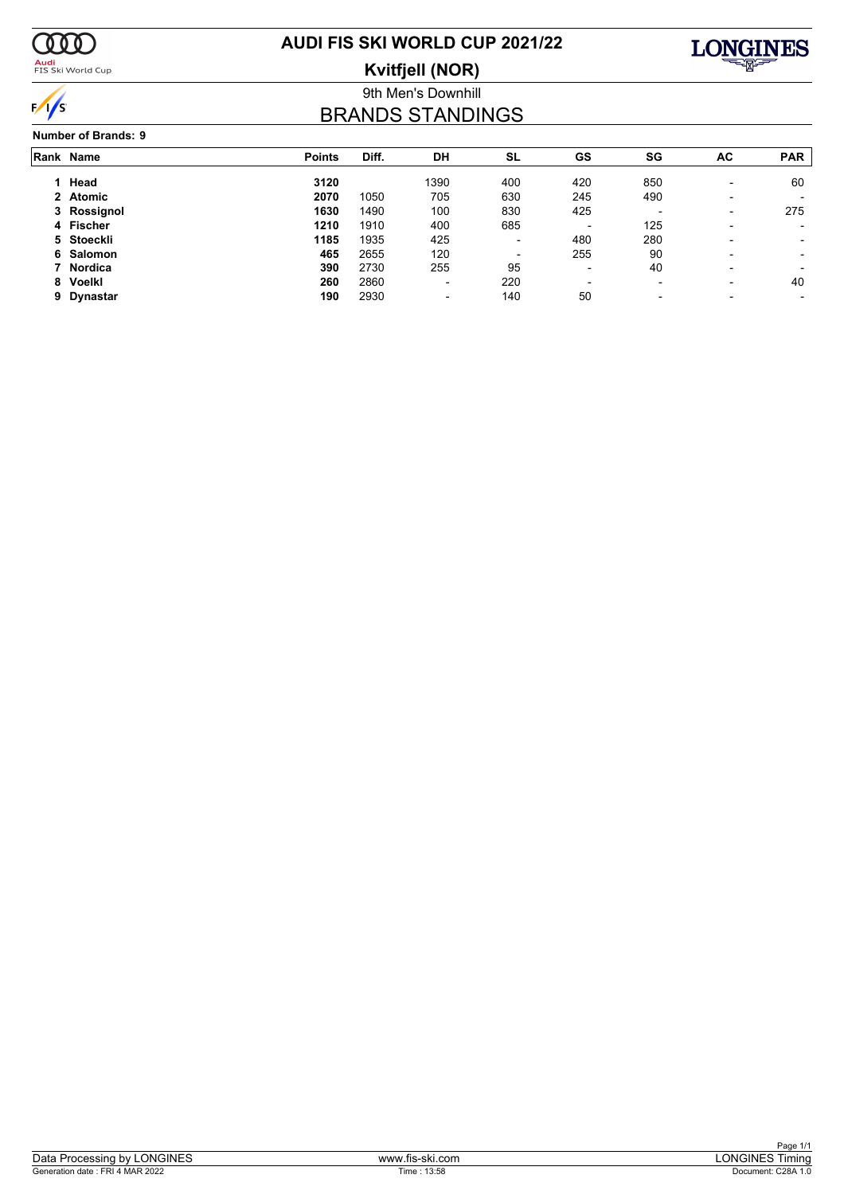# AUDI FIS SKI WORLD CUP 2021/22

## Kvitfjell (NOR)

9th Men's Downhill

## BRANDS STANDINGS

**Number of Brands: 9**

| Rank | Name | Points | Diff. | DH | SL | GS | SG | AC | PAR |
|---|---|---|---|---|---|---|---|---|---|
| 1 | **Head** | **3120** | | 1390 | 400 | 420 | 850 | - | 60 |
| 2 | **Atomic** | **2070** | 1050 | 705 | 630 | 245 | 490 | - | - |
| 3 | **Rossignol** | **1630** | 1490 | 100 | 830 | 425 | - | - | 275 |
| 4 | **Fischer** | **1210** | 1910 | 400 | 685 | - | 125 | - | - |
| 5 | **Stoeckli** | **1185** | 1935 | 425 | - | 480 | 280 | - | - |
| 6 | **Salomon** | **465** | 2655 | 120 | - | 255 | 90 | - | - |
| 7 | **Nordica** | **390** | 2730 | 255 | 95 | - | 40 | - | - |
| 8 | **Voelkl** | **260** | 2860 | - | 220 | - | - | - | 40 |
| 9 | **Dynastar** | **190** | 2930 | - | 140 | 50 | - | - | - |

Data Processing by LONGINES | www.fis-ski.com | LONGINES Timing

Generation date : FRI 4 MAR 2022 | Time : 13:58 | Document: C28A 1.0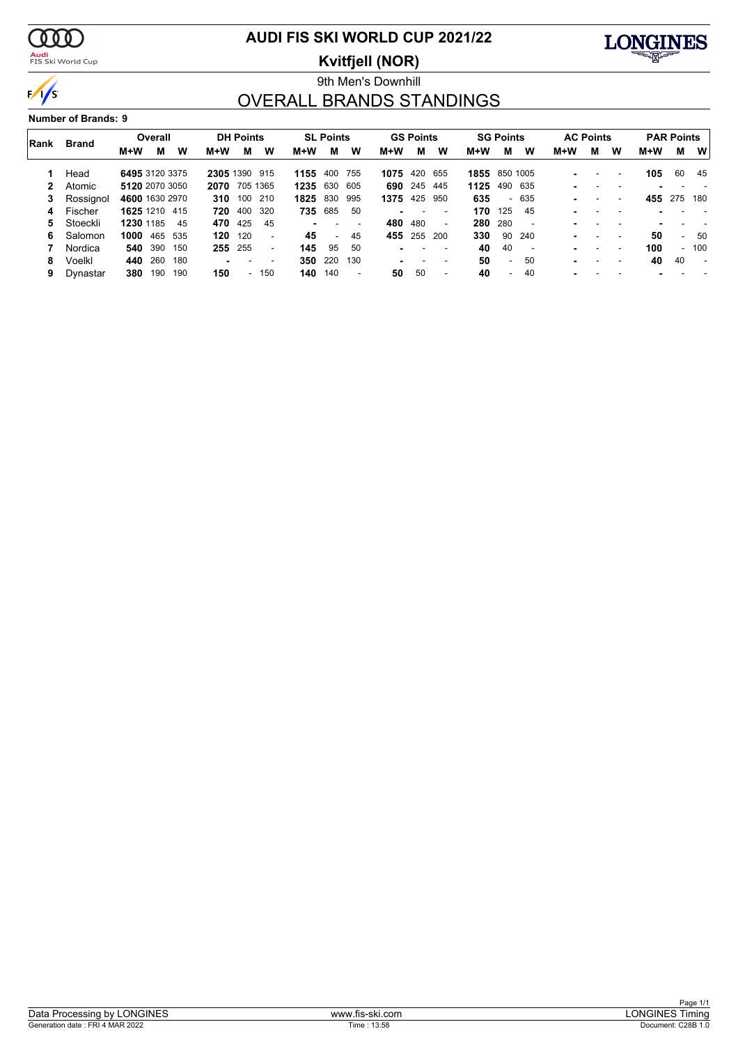# AUDI FIS SKI WORLD CUP 2021/22

## Kvitfjell (NOR)

9th Men's Downhill

## OVERALL BRANDS STANDINGS

**Number of Brands: 9**

| Rank | Brand | Overall | | | DH Points | | | SL Points | | | GS Points | | | SG Points | | | AC Points | | | PAR Points | | |
|---|---|---|---|---|---|---|---|---|---|---|---|---|---|---|---|---|---|---|---|---|---|---|
| | | M+W | M | W | M+W | M | W | M+W | M | W | M+W | M | W | M+W | M | W | M+W | M | W | M+W | M | W |
| 1 | Head | **6495** | 3120 | 3375 | **2305** | 1390 | 915 | **1155** | 400 | 755 | **1075** | 420 | 655 | **1855** | 850 | 1005 | - | - | - | **105** | 60 | 45 |
| 2 | Atomic | **5120** | 2070 | 3050 | **2070** | 705 | 1365 | **1235** | 630 | 605 | **690** | 245 | 445 | **1125** | 490 | 635 | - | - | - | - | - | - |
| 3 | Rossignol | **4600** | 1630 | 2970 | **310** | 100 | 210 | **1825** | 830 | 995 | **1375** | 425 | 950 | **635** | - | 635 | - | - | - | **455** | 275 | 180 |
| 4 | Fischer | **1625** | 1210 | 415 | **720** | 400 | 320 | **735** | 685 | 50 | - | - | - | **170** | 125 | 45 | - | - | - | - | - | - |
| 5 | Stoeckli | **1230** | 1185 | 45 | **470** | 425 | 45 | - | - | - | **480** | 480 | - | **280** | 280 | - | - | - | - | - | - | - |
| 6 | Salomon | **1000** | 465 | 535 | **120** | 120 | - | **45** | - | 45 | **455** | 255 | 200 | **330** | 90 | 240 | - | - | - | **50** | - | 50 |
| 7 | Nordica | **540** | 390 | 150 | **255** | 255 | - | **145** | 95 | 50 | - | - | - | **40** | 40 | - | - | - | - | **100** | - | 100 |
| 8 | Voelkl | **440** | 260 | 180 | - | - | - | **350** | 220 | 130 | - | - | - | **50** | - | 50 | - | - | - | **40** | 40 | - |
| 9 | Dynastar | **380** | 190 | 190 | **150** | - | 150 | **140** | 140 | - | **50** | 50 | - | **40** | - | 40 | - | - | - | - | - | - |

Data Processing by LONGINES | www.fis-ski.com | LONGINES Timing

Generation date : FRI 4 MAR 2022 | Time : 13:58 | Document: C28B 1.0